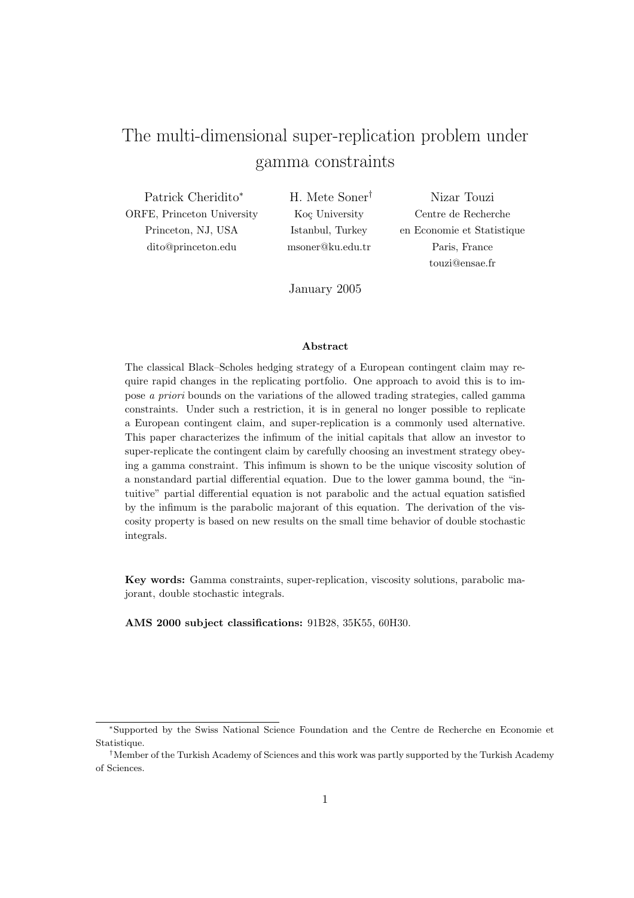# The multi-dimensional super-replication problem under gamma constraints

Patrick Cheridito[*]
ORFE, Princeton University
Princeton, NJ, USA
dito@princeton.edu

H. Mete Soner[†]
Koç University
Istanbul, Turkey
msoner@ku.edu.tr

Nizar Touzi
Centre de Recherche
en Economie et Statistique
Paris, France
touzi@ensae.fr

January 2005

**Abstract**

The classical Black–Scholes hedging strategy of a European contingent claim may require rapid changes in the replicating portfolio. One approach to avoid this is to impose *a priori* bounds on the variations of the allowed trading strategies, called gamma constraints. Under such a restriction, it is in general no longer possible to replicate a European contingent claim, and super-replication is a commonly used alternative. This paper characterizes the infimum of the initial capitals that allow an investor to super-replicate the contingent claim by carefully choosing an investment strategy obeying a gamma constraint. This infimum is shown to be the unique viscosity solution of a nonstandard partial differential equation. Due to the lower gamma bound, the "intuitive" partial differential equation is not parabolic and the actual equation satisfied by the infimum is the parabolic majorant of this equation. The derivation of the viscosity property is based on new results on the small time behavior of double stochastic integrals.

**Key words:** Gamma constraints, super-replication, viscosity solutions, parabolic majorant, double stochastic integrals.

**AMS 2000 subject classifications:** 91B28, 35K55, 60H30.

---

[*] Supported by the Swiss National Science Foundation and the Centre de Recherche en Economie et Statistique.

[†] Member of the Turkish Academy of Sciences and this work was partly supported by the Turkish Academy of Sciences.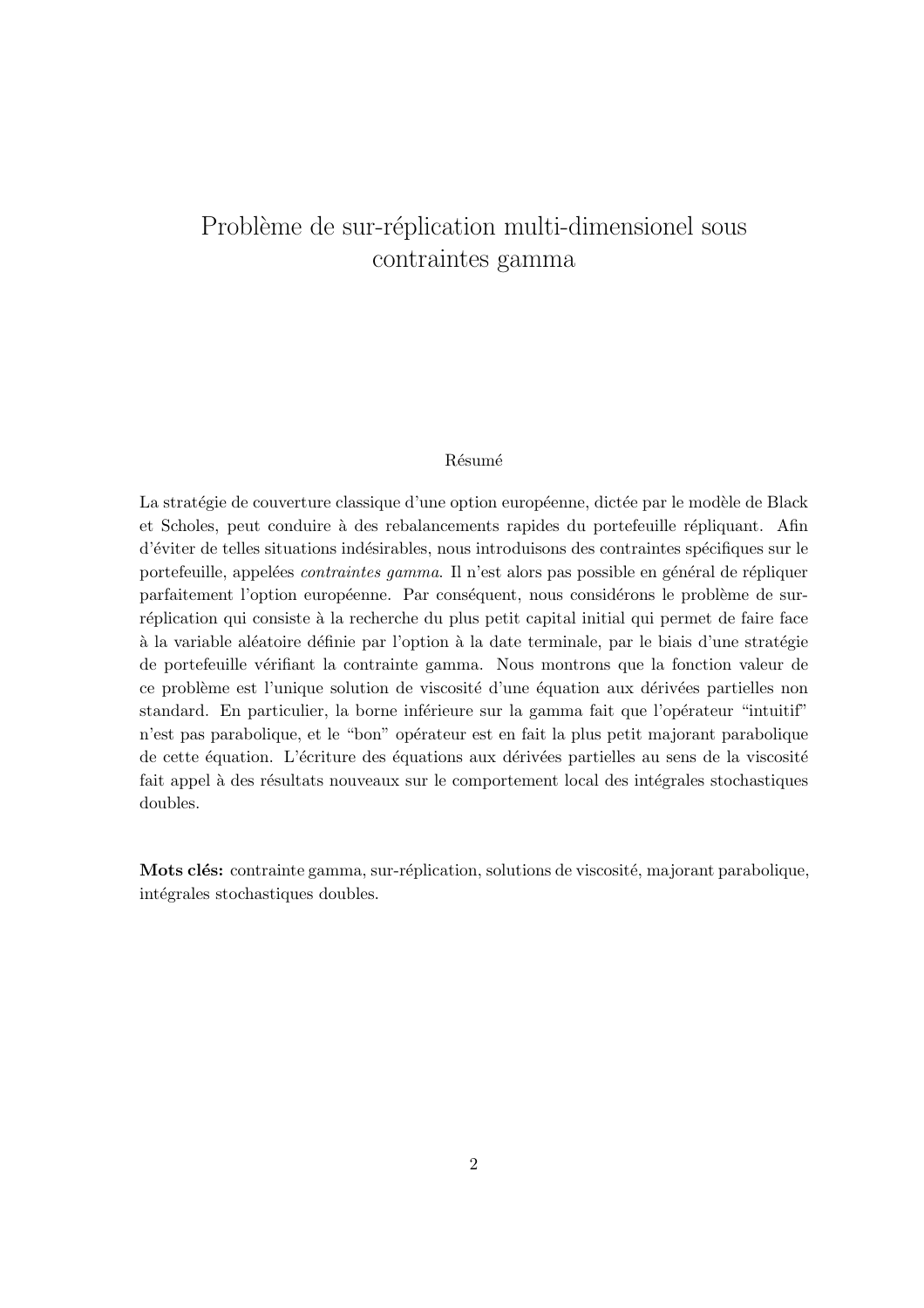# Problème de sur-réplication multi-dimensionel sous contraintes gamma

Résumé

La stratégie de couverture classique d'une option européenne, dictée par le modèle de Black et Scholes, peut conduire à des rebalancements rapides du portefeuille répliquant. Afin d'éviter de telles situations indésirables, nous introduisons des contraintes spécifiques sur le portefeuille, appelées *contraintes gamma*. Il n'est alors pas possible en général de répliquer parfaitement l'option européenne. Par conséquent, nous considérons le problème de sur-réplication qui consiste à la recherche du plus petit capital initial qui permet de faire face à la variable aléatoire définie par l'option à la date terminale, par le biais d'une stratégie de portefeuille vérifiant la contrainte gamma. Nous montrons que la fonction valeur de ce problème est l'unique solution de viscosité d'une équation aux dérivées partielles non standard. En particulier, la borne inférieure sur la gamma fait que l'opérateur "intuitif" n'est pas parabolique, et le "bon" opérateur est en fait la plus petit majorant parabolique de cette équation. L'écriture des équations aux dérivées partielles au sens de la viscosité fait appel à des résultats nouveaux sur le comportement local des intégrales stochastiques doubles.

**Mots clés:** contrainte gamma, sur-réplication, solutions de viscosité, majorant parabolique, intégrales stochastiques doubles.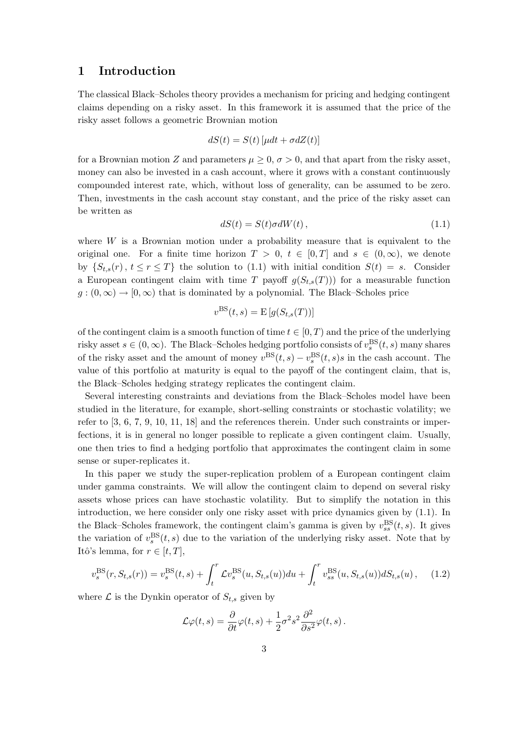# 1 Introduction

The classical Black–Scholes theory provides a mechanism for pricing and hedging contingent claims depending on a risky asset. In this framework it is assumed that the price of the risky asset follows a geometric Brownian motion

$$dS(t) = S(t)\left[\mu dt + \sigma dZ(t)\right]$$

for a Brownian motion $Z$ and parameters $\mu \geq 0$, $\sigma > 0$, and that apart from the risky asset, money can also be invested in a cash account, where it grows with a constant continuously compounded interest rate, which, without loss of generality, can be assumed to be zero. Then, investments in the cash account stay constant, and the price of the risky asset can be written as

$$dS(t) = S(t)\sigma dW(t)\,, \tag{1.1}$$

where $W$ is a Brownian motion under a probability measure that is equivalent to the original one. For a finite time horizon $T > 0$, $t \in [0, T]$ and $s \in (0, \infty)$, we denote by $\{S_{t,s}(r)\,,\, t \leq r \leq T\}$ the solution to (1.1) with initial condition $S(t) = s$. Consider a European contingent claim with time $T$ payoff $g(S_{t,s}(T)))$ for a measurable function $g : (0, \infty) \to [0, \infty)$ that is dominated by a polynomial. The Black–Scholes price

$$v^{\mathrm{BS}}(t, s) = \mathrm{E}\left[g(S_{t,s}(T))\right]$$

of the contingent claim is a smooth function of time $t \in [0, T)$ and the price of the underlying risky asset $s \in (0, \infty)$. The Black–Scholes hedging portfolio consists of $v^{\mathrm{BS}}_s(t, s)$ many shares of the risky asset and the amount of money $v^{\mathrm{BS}}(t, s) - v^{\mathrm{BS}}_s(t, s)s$ in the cash account. The value of this portfolio at maturity is equal to the payoff of the contingent claim, that is, the Black–Scholes hedging strategy replicates the contingent claim.

Several interesting constraints and deviations from the Black–Scholes model have been studied in the literature, for example, short-selling constraints or stochastic volatility; we refer to [3, 6, 7, 9, 10, 11, 18] and the references therein. Under such constraints or imperfections, it is in general no longer possible to replicate a given contingent claim. Usually, one then tries to find a hedging portfolio that approximates the contingent claim in some sense or super-replicates it.

In this paper we study the super-replication problem of a European contingent claim under gamma constraints. We will allow the contingent claim to depend on several risky assets whose prices can have stochastic volatility. But to simplify the notation in this introduction, we here consider only one risky asset with price dynamics given by (1.1). In the Black–Scholes framework, the contingent claim's gamma is given by $v^{\mathrm{BS}}_{ss}(t, s)$. It gives the variation of $v^{\mathrm{BS}}_s(t, s)$ due to the variation of the underlying risky asset. Note that by Itô's lemma, for $r \in [t, T]$,

$$v^{\mathrm{BS}}_s(r, S_{t,s}(r)) = v^{\mathrm{BS}}_s(t, s) + \int_t^r \mathcal{L}v^{\mathrm{BS}}_s(u, S_{t,s}(u))du + \int_t^r v^{\mathrm{BS}}_{ss}(u, S_{t,s}(u))dS_{t,s}(u)\,, \tag{1.2}$$

where $\mathcal{L}$ is the Dynkin operator of $S_{t,s}$ given by

$$\mathcal{L}\varphi(t, s) = \frac{\partial}{\partial t}\varphi(t, s) + \frac{1}{2}\sigma^2 s^2 \frac{\partial^2}{\partial s^2}\varphi(t, s)\,.$$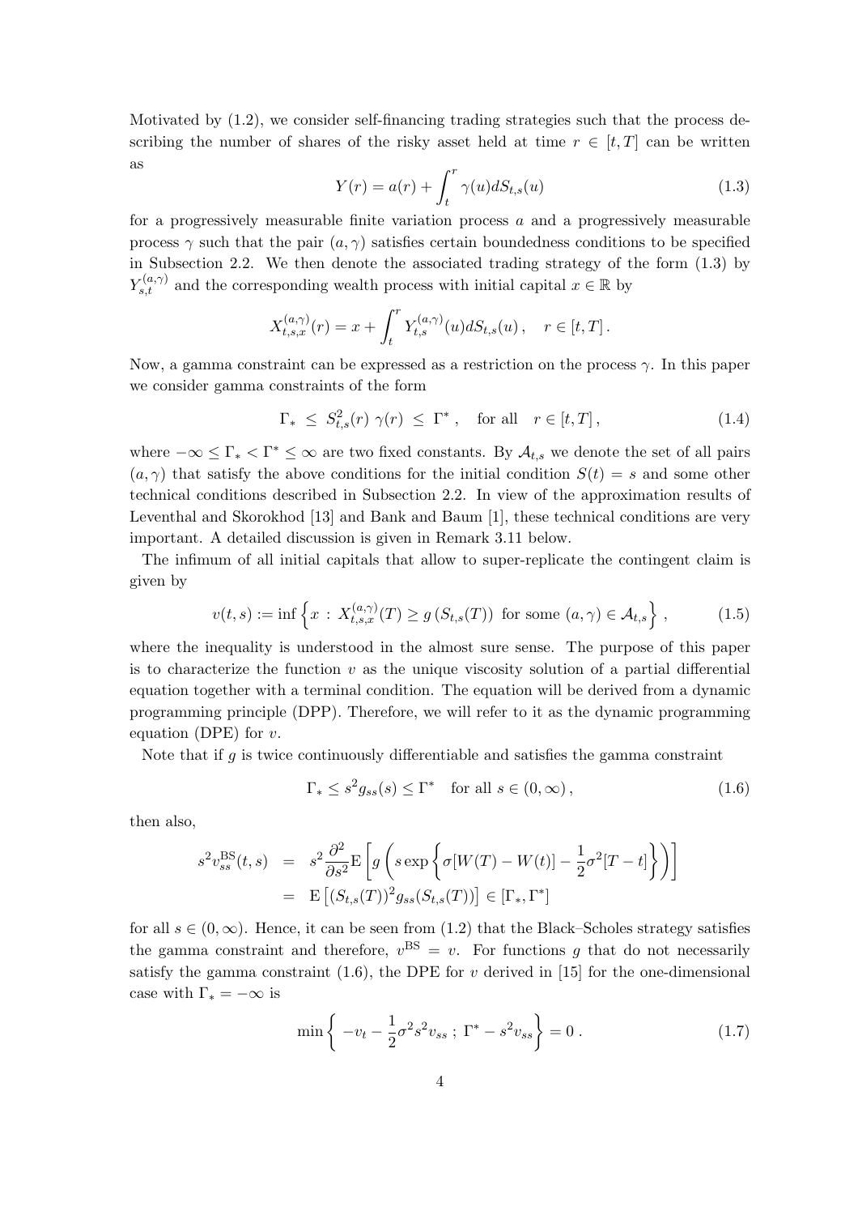Motivated by (1.2), we consider self-financing trading strategies such that the process describing the number of shares of the risky asset held at time $r \in [t,T]$ can be written as

$$Y(r) = a(r) + \int_t^r \gamma(u) dS_{t,s}(u) \tag{1.3}$$

for a progressively measurable finite variation process $a$ and a progressively measurable process $\gamma$ such that the pair $(a,\gamma)$ satisfies certain boundedness conditions to be specified in Subsection 2.2. We then denote the associated trading strategy of the form (1.3) by $Y_{s,t}^{(a,\gamma)}$ and the corresponding wealth process with initial capital $x \in \mathbb{R}$ by

$$X_{t,s,x}^{(a,\gamma)}(r) = x + \int_t^r Y_{t,s}^{(a,\gamma)}(u) dS_{t,s}(u) \,, \quad r \in [t,T] \,.$$

Now, a gamma constraint can be expressed as a restriction on the process $\gamma$. In this paper we consider gamma constraints of the form

$$\Gamma_* \ \le \ S_{t,s}^2(r)\ \gamma(r) \ \le \ \Gamma^* \,, \quad \text{for all} \quad r \in [t,T] \,, \tag{1.4}$$

where $-\infty \le \Gamma_* < \Gamma^* \le \infty$ are two fixed constants. By $\mathcal{A}_{t,s}$ we denote the set of all pairs $(a,\gamma)$ that satisfy the above conditions for the initial condition $S(t) = s$ and some other technical conditions described in Subsection 2.2. In view of the approximation results of Leventhal and Skorokhod [13] and Bank and Baum [1], these technical conditions are very important. A detailed discussion is given in Remark 3.11 below.

The infimum of all initial capitals that allow to super-replicate the contingent claim is given by

$$v(t,s) := \inf \left\{ x \ : \ X_{t,s,x}^{(a,\gamma)}(T) \ge g\left(S_{t,s}(T)\right) \text{ for some } (a,\gamma) \in \mathcal{A}_{t,s} \right\} , \tag{1.5}$$

where the inequality is understood in the almost sure sense. The purpose of this paper is to characterize the function $v$ as the unique viscosity solution of a partial differential equation together with a terminal condition. The equation will be derived from a dynamic programming principle (DPP). Therefore, we will refer to it as the dynamic programming equation (DPE) for $v$.

Note that if $g$ is twice continuously differentiable and satisfies the gamma constraint

$$\Gamma_* \le s^2 g_{ss}(s) \le \Gamma^* \quad \text{for all } s \in (0,\infty) \,, \tag{1.6}$$

then also,

$$\begin{aligned} s^2 v_{ss}^{\mathrm{BS}}(t,s) &= s^2 \frac{\partial^2}{\partial s^2} \mathrm{E}\left[ g\left( s \exp\left\{ \sigma[W(T) - W(t)] - \frac{1}{2}\sigma^2[T-t] \right\} \right) \right] \\ &= \mathrm{E}\left[ (S_{t,s}(T))^2 g_{ss}(S_{t,s}(T)) \right] \in [\Gamma_*, \Gamma^*] \end{aligned}$$

for all $s \in (0,\infty)$. Hence, it can be seen from (1.2) that the Black–Scholes strategy satisfies the gamma constraint and therefore, $v^{\mathrm{BS}} = v$. For functions $g$ that do not necessarily satisfy the gamma constraint (1.6), the DPE for $v$ derived in [15] for the one-dimensional case with $\Gamma_* = -\infty$ is

$$\min \left\{ -v_t - \frac{1}{2}\sigma^2 s^2 v_{ss} \ ; \ \Gamma^* - s^2 v_{ss} \right\} = 0 \,. \tag{1.7}$$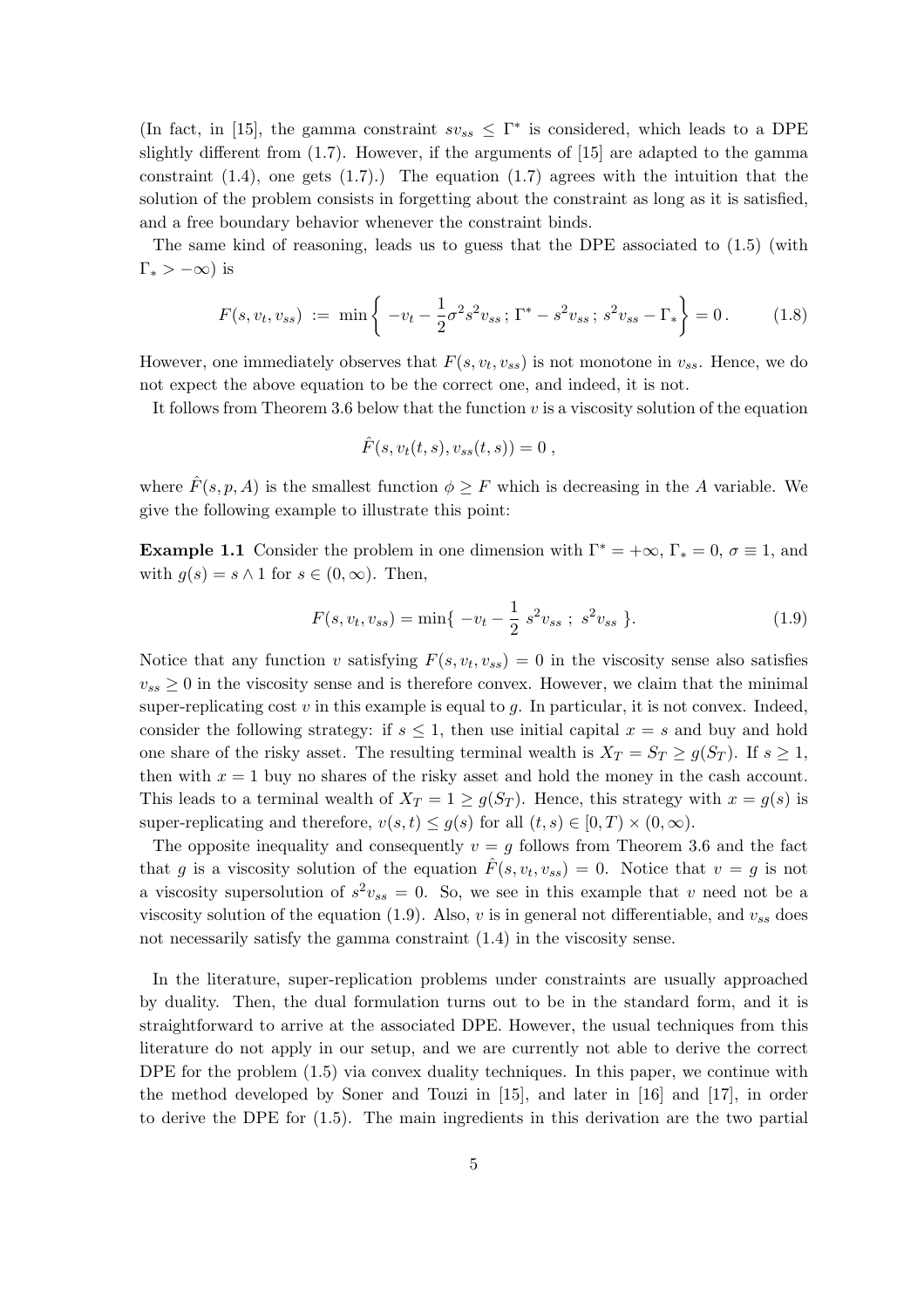(In fact, in [15], the gamma constraint $sv_{ss} \leq \Gamma^*$ is considered, which leads to a DPE slightly different from (1.7). However, if the arguments of [15] are adapted to the gamma constraint (1.4), one gets (1.7).) The equation (1.7) agrees with the intuition that the solution of the problem consists in forgetting about the constraint as long as it is satisfied, and a free boundary behavior whenever the constraint binds.

The same kind of reasoning, leads us to guess that the DPE associated to (1.5) (with $\Gamma_* > -\infty$) is

$$F(s, v_t, v_{ss}) := \min\left\{ -v_t - \frac{1}{2}\sigma^2 s^2 v_{ss}\,;\, \Gamma^* - s^2 v_{ss}\,;\, s^2 v_{ss} - \Gamma_* \right\} = 0\,. \tag{1.8}$$

However, one immediately observes that $F(s, v_t, v_{ss})$ is not monotone in $v_{ss}$. Hence, we do not expect the above equation to be the correct one, and indeed, it is not.

It follows from Theorem 3.6 below that the function $v$ is a viscosity solution of the equation

$$\hat{F}(s, v_t(t,s), v_{ss}(t,s)) = 0\,,$$

where $\hat{F}(s, p, A)$ is the smallest function $\phi \geq F$ which is decreasing in the $A$ variable. We give the following example to illustrate this point:

**Example 1.1** Consider the problem in one dimension with $\Gamma^* = +\infty$, $\Gamma_* = 0$, $\sigma \equiv 1$, and with $g(s) = s \wedge 1$ for $s \in (0, \infty)$. Then,

$$F(s, v_t, v_{ss}) = \min\{\, -v_t - \frac{1}{2}\, s^2 v_{ss}\;;\; s^2 v_{ss}\,\}. \tag{1.9}$$

Notice that any function $v$ satisfying $F(s, v_t, v_{ss}) = 0$ in the viscosity sense also satisfies $v_{ss} \geq 0$ in the viscosity sense and is therefore convex. However, we claim that the minimal super-replicating cost $v$ in this example is equal to $g$. In particular, it is not convex. Indeed, consider the following strategy: if $s \leq 1$, then use initial capital $x = s$ and buy and hold one share of the risky asset. The resulting terminal wealth is $X_T = S_T \geq g(S_T)$. If $s \geq 1$, then with $x = 1$ buy no shares of the risky asset and hold the money in the cash account. This leads to a terminal wealth of $X_T = 1 \geq g(S_T)$. Hence, this strategy with $x = g(s)$ is super-replicating and therefore, $v(s,t) \leq g(s)$ for all $(t,s) \in [0,T) \times (0,\infty)$.

The opposite inequality and consequently $v = g$ follows from Theorem 3.6 and the fact that $g$ is a viscosity solution of the equation $\hat{F}(s, v_t, v_{ss}) = 0$. Notice that $v = g$ is not a viscosity supersolution of $s^2 v_{ss} = 0$. So, we see in this example that $v$ need not be a viscosity solution of the equation (1.9). Also, $v$ is in general not differentiable, and $v_{ss}$ does not necessarily satisfy the gamma constraint (1.4) in the viscosity sense.

In the literature, super-replication problems under constraints are usually approached by duality. Then, the dual formulation turns out to be in the standard form, and it is straightforward to arrive at the associated DPE. However, the usual techniques from this literature do not apply in our setup, and we are currently not able to derive the correct DPE for the problem (1.5) via convex duality techniques. In this paper, we continue with the method developed by Soner and Touzi in [15], and later in [16] and [17], in order to derive the DPE for (1.5). The main ingredients in this derivation are the two partial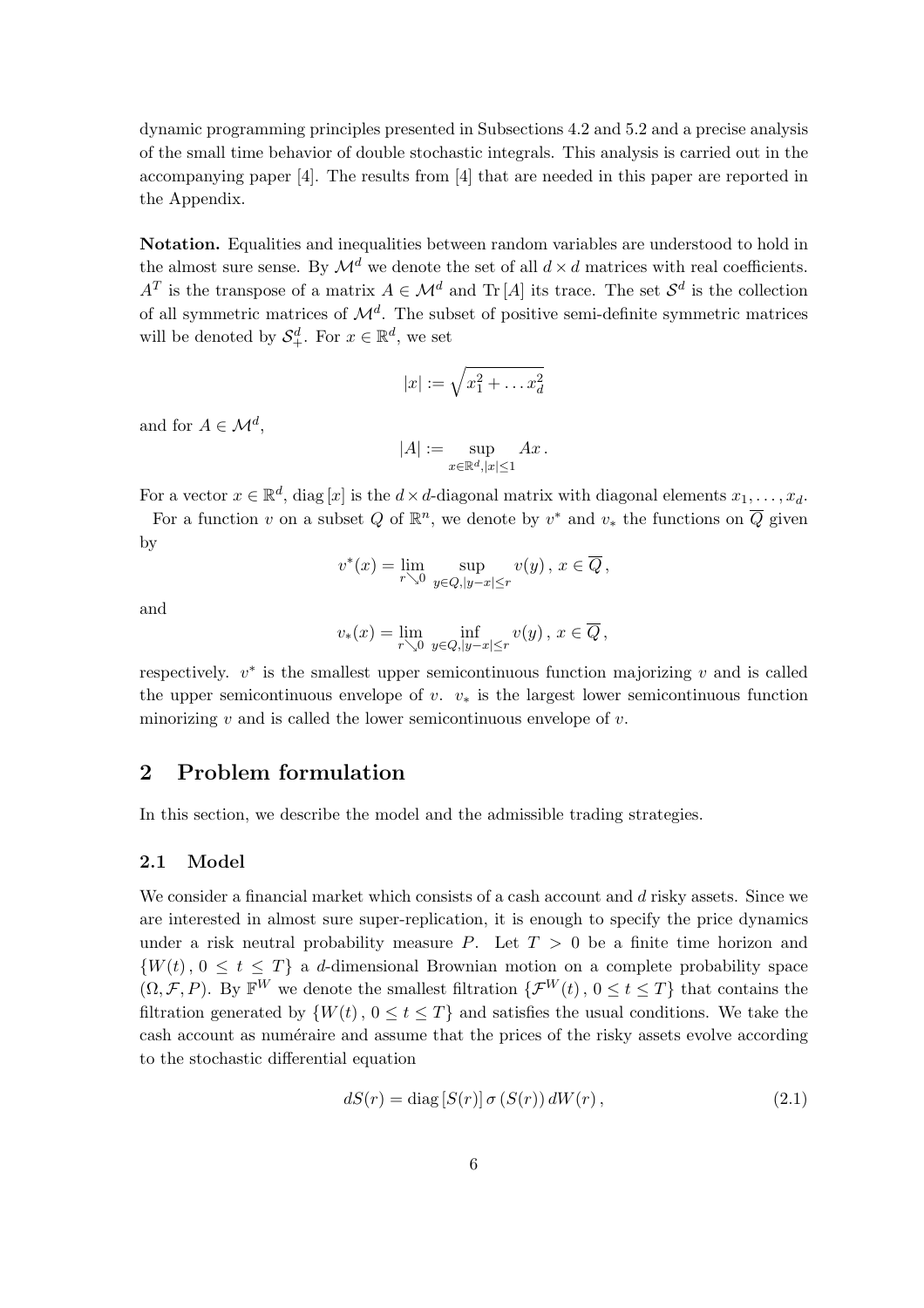dynamic programming principles presented in Subsections 4.2 and 5.2 and a precise analysis of the small time behavior of double stochastic integrals. This analysis is carried out in the accompanying paper [4]. The results from [4] that are needed in this paper are reported in the Appendix.

**Notation.** Equalities and inequalities between random variables are understood to hold in the almost sure sense. By $\mathcal{M}^d$ we denote the set of all $d \times d$ matrices with real coefficients. $A^T$ is the transpose of a matrix $A \in \mathcal{M}^d$ and $\mathrm{Tr}\,[A]$ its trace. The set $\mathcal{S}^d$ is the collection of all symmetric matrices of $\mathcal{M}^d$. The subset of positive semi-definite symmetric matrices will be denoted by $\mathcal{S}^d_+$. For $x \in \mathbb{R}^d$, we set

$$|x| := \sqrt{x_1^2 + \dots x_d^2}$$

and for $A \in \mathcal{M}^d$,

$$|A| := \sup_{x \in \mathbb{R}^d, |x| \le 1} Ax \,.$$

For a vector $x \in \mathbb{R}^d$, $\mathrm{diag}\,[x]$ is the $d \times d$-diagonal matrix with diagonal elements $x_1, \dots, x_d$.

For a function $v$ on a subset $Q$ of $\mathbb{R}^n$, we denote by $v^*$ and $v_*$ the functions on $\overline{Q}$ given by

$$v^*(x) = \lim_{r \searrow 0} \sup_{y \in Q, |y-x| \le r} v(y) \,, \; x \in \overline{Q} \,,$$

and

$$v_*(x) = \lim_{r \searrow 0} \inf_{y \in Q, |y-x| \le r} v(y) \,, \; x \in \overline{Q} \,,$$

respectively. $v^*$ is the smallest upper semicontinuous function majorizing $v$ and is called the upper semicontinuous envelope of $v$. $v_*$ is the largest lower semicontinuous function minorizing $v$ and is called the lower semicontinuous envelope of $v$.

## 2 Problem formulation

In this section, we describe the model and the admissible trading strategies.

### 2.1 Model

We consider a financial market which consists of a cash account and $d$ risky assets. Since we are interested in almost sure super-replication, it is enough to specify the price dynamics under a risk neutral probability measure $P$. Let $T > 0$ be a finite time horizon and $\{W(t)\,,\, 0 \le t \le T\}$ a $d$-dimensional Brownian motion on a complete probability space $(\Omega, \mathcal{F}, P)$. By $\mathbb{F}^W$ we denote the smallest filtration $\{\mathcal{F}^W(t)\,,\, 0 \le t \le T\}$ that contains the filtration generated by $\{W(t)\,,\, 0 \le t \le T\}$ and satisfies the usual conditions. We take the cash account as numéraire and assume that the prices of the risky assets evolve according to the stochastic differential equation

$$dS(r) = \mathrm{diag}\,[S(r)]\, \sigma\,(S(r))\, dW(r)\,, \tag{2.1}$$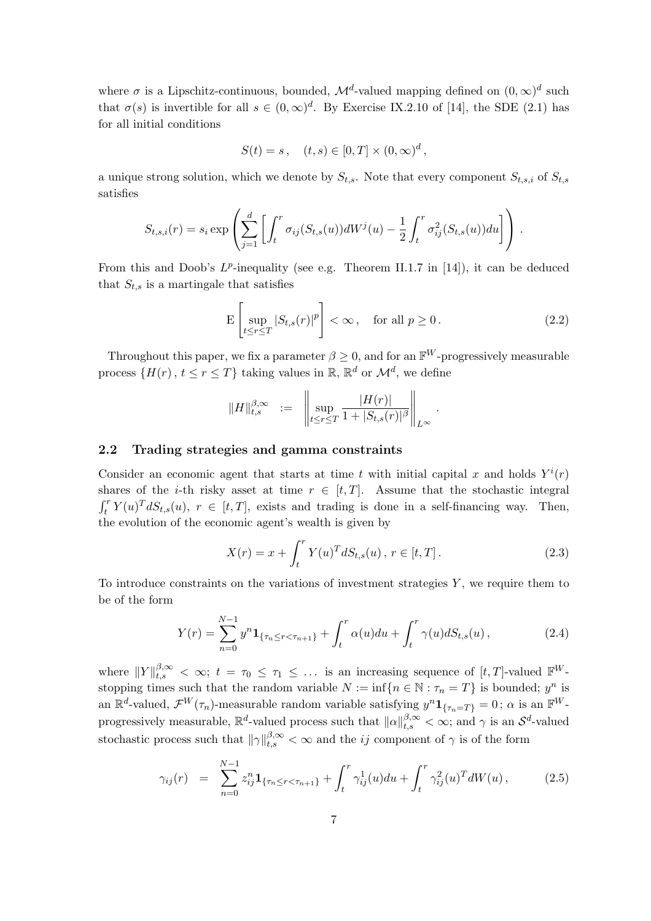where $\sigma$ is a Lipschitz-continuous, bounded, $\mathcal{M}^d$-valued mapping defined on $(0,\infty)^d$ such that $\sigma(s)$ is invertible for all $s \in (0,\infty)^d$. By Exercise IX.2.10 of [14], the SDE (2.1) has for all initial conditions

$$S(t) = s\,, \quad (t,s) \in [0,T] \times (0,\infty)^d\,,$$

a unique strong solution, which we denote by $S_{t,s}$. Note that every component $S_{t,s,i}$ of $S_{t,s}$ satisfies

$$S_{t,s,i}(r) = s_i \exp\left(\sum_{j=1}^d \left[\int_t^r \sigma_{ij}(S_{t,s}(u))dW^j(u) - \frac{1}{2}\int_t^r \sigma_{ij}^2(S_{t,s}(u))du\right]\right)\,.$$

From this and Doob's $L^p$-inequality (see e.g. Theorem II.1.7 in [14]), it can be deduced that $S_{t,s}$ is a martingale that satisfies

$$\mathrm{E}\left[\sup_{t \le r \le T} |S_{t,s}(r)|^p\right] < \infty\,, \quad \text{for all } p \ge 0\,. \tag{2.2}$$

Throughout this paper, we fix a parameter $\beta \ge 0$, and for an $\mathbb{F}^W$-progressively measurable process $\{H(r)\,,\, t \le r \le T\}$ taking values in $\mathbb{R}$, $\mathbb{R}^d$ or $\mathcal{M}^d$, we define

$$\|H\|_{t,s}^{\beta,\infty} \;\; := \;\; \left\|\sup_{t \le r \le T} \frac{|H(r)|}{1 + |S_{t,s}(r)|^\beta}\right\|_{L^\infty}\,.$$

### 2.2 Trading strategies and gamma constraints

Consider an economic agent that starts at time $t$ with initial capital $x$ and holds $Y^i(r)$ shares of the $i$-th risky asset at time $r \in [t,T]$. Assume that the stochastic integral $\int_t^r Y(u)^T dS_{t,s}(u)$, $r \in [t,T]$, exists and trading is done in a self-financing way. Then, the evolution of the economic agent's wealth is given by

$$X(r) = x + \int_t^r Y(u)^T dS_{t,s}(u)\,,\, r \in [t,T]\,. \tag{2.3}$$

To introduce constraints on the variations of investment strategies $Y$, we require them to be of the form

$$Y(r) = \sum_{n=0}^{N-1} y^n \mathbf{1}_{\{\tau_n \le r < \tau_{n+1}\}} + \int_t^r \alpha(u)du + \int_t^r \gamma(u)dS_{t,s}(u)\,, \tag{2.4}$$

where $\|Y\|_{t,s}^{\beta,\infty} < \infty$; $t = \tau_0 \le \tau_1 \le \ldots$ is an increasing sequence of $[t,T]$-valued $\mathbb{F}^W$-stopping times such that the random variable $N := \inf\{n \in \mathbb{N} : \tau_n = T\}$ is bounded; $y^n$ is an $\mathbb{R}^d$-valued, $\mathcal{F}^W(\tau_n)$-measurable random variable satisfying $y^n \mathbf{1}_{\{\tau_n = T\}} = 0$; $\alpha$ is an $\mathbb{F}^W$-progressively measurable, $\mathbb{R}^d$-valued process such that $\|\alpha\|_{t,s}^{\beta,\infty} < \infty$; and $\gamma$ is an $\mathcal{S}^d$-valued stochastic process such that $\|\gamma\|_{t,s}^{\beta,\infty} < \infty$ and the $ij$ component of $\gamma$ is of the form

$$\gamma_{ij}(r) \;\; = \;\; \sum_{n=0}^{N-1} z_{ij}^n \mathbf{1}_{\{\tau_n \le r < \tau_{n+1}\}} + \int_t^r \gamma_{ij}^1(u)du + \int_t^r \gamma_{ij}^2(u)^T dW(u)\,, \tag{2.5}$$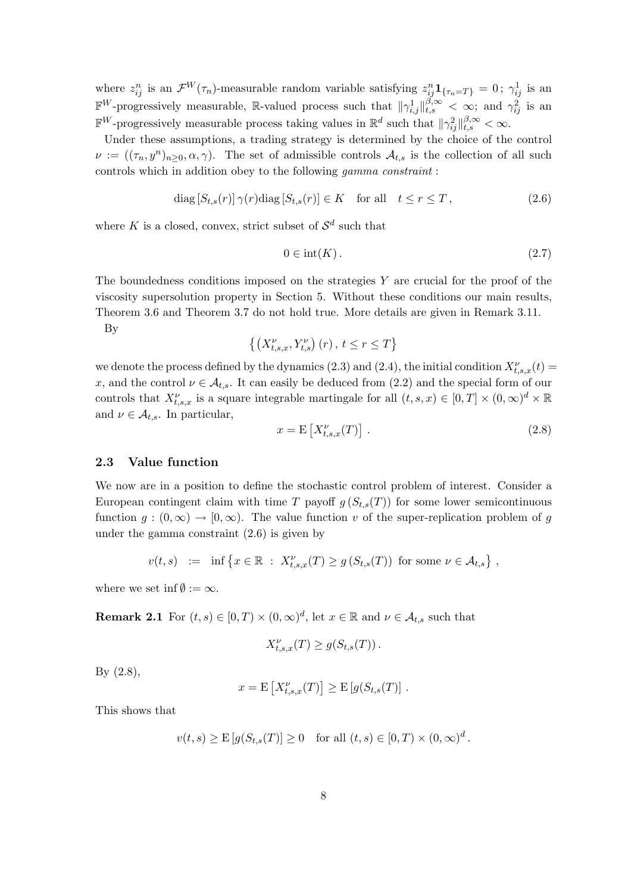where $z_{ij}^n$ is an $\mathcal{F}^W(\tau_n)$-measurable random variable satisfying $z_{ij}^n \mathbf{1}_{\{\tau_n = T\}} = 0$; $\gamma_{ij}^1$ is an $\mathbb{F}^W$-progressively measurable, $\mathbb{R}$-valued process such that $\|\gamma_{i,j}^1\|_{t,s}^{\beta,\infty} < \infty$; and $\gamma_{ij}^2$ is an $\mathbb{F}^W$-progressively measurable process taking values in $\mathbb{R}^d$ such that $\|\gamma_{ij}^2\|_{t,s}^{\beta,\infty} < \infty$.

Under these assumptions, a trading strategy is determined by the choice of the control $\nu := ((\tau_n, y^n)_{n\geq 0}, \alpha, \gamma)$. The set of admissible controls $\mathcal{A}_{t,s}$ is the collection of all such controls which in addition obey to the following *gamma constraint* :

$$\operatorname{diag}\left[S_{t,s}(r)\right] \gamma(r) \operatorname{diag}\left[S_{t,s}(r)\right] \in K \quad \text{for all} \quad t \leq r \leq T\,, \tag{2.6}$$

where $K$ is a closed, convex, strict subset of $\mathcal{S}^d$ such that

$$0 \in \operatorname{int}(K)\,. \tag{2.7}$$

The boundedness conditions imposed on the strategies $Y$ are crucial for the proof of the viscosity supersolution property in Section 5. Without these conditions our main results, Theorem 3.6 and Theorem 3.7 do not hold true. More details are given in Remark 3.11.

By

$$\left\{ \left(X_{t,s,x}^\nu, Y_{t,s}^\nu\right)(r)\,,\; t \leq r \leq T \right\}$$

we denote the process defined by the dynamics (2.3) and (2.4), the initial condition $X_{t,s,x}^\nu(t) = x$, and the control $\nu \in \mathcal{A}_{t,s}$. It can easily be deduced from (2.2) and the special form of our controls that $X_{t,s,x}^\nu$ is a square integrable martingale for all $(t,s,x) \in [0,T] \times (0,\infty)^d \times \mathbb{R}$ and $\nu \in \mathcal{A}_{t,s}$. In particular,

$$x = \mathrm{E}\left[X_{t,s,x}^\nu(T)\right]\,. \tag{2.8}$$

### 2.3 Value function

We now are in a position to define the stochastic control problem of interest. Consider a European contingent claim with time $T$ payoff $g\left(S_{t,s}(T)\right)$ for some lower semicontinuous function $g : (0,\infty) \to [0,\infty)$. The value function $v$ of the super-replication problem of $g$ under the gamma constraint (2.6) is given by

$$v(t,s) \;\; := \;\; \inf\left\{x \in \mathbb{R} \;:\; X_{t,s,x}^\nu(T) \geq g\left(S_{t,s}(T)\right) \text{ for some } \nu \in \mathcal{A}_{t,s}\right\}\,,$$

where we set $\inf \emptyset := \infty$.

**Remark 2.1** For $(t,s) \in [0,T) \times (0,\infty)^d$, let $x \in \mathbb{R}$ and $\nu \in \mathcal{A}_{t,s}$ such that

$$X_{t,s,x}^\nu(T) \geq g(S_{t,s}(T))\,.$$

By (2.8),

$$x = \mathrm{E}\left[X_{t,s,x}^\nu(T)\right] \geq \mathrm{E}\left[g(S_{t,s}(T)\right]\,.$$

This shows that

$$v(t,s) \geq \mathrm{E}\left[g(S_{t,s}(T)\right] \geq 0 \quad \text{for all } (t,s) \in [0,T) \times (0,\infty)^d\,.$$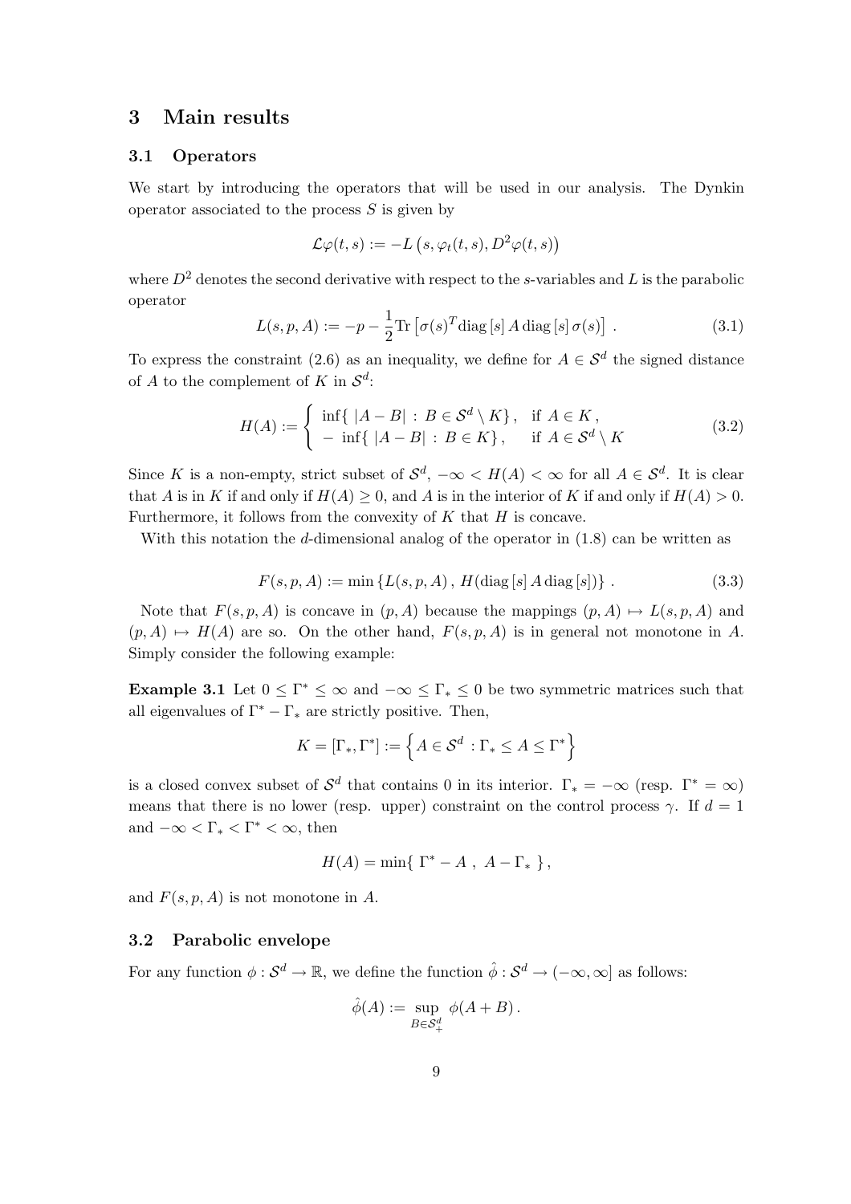## 3 Main results

### 3.1 Operators

We start by introducing the operators that will be used in our analysis. The Dynkin operator associated to the process $S$ is given by

$$\mathcal{L}\varphi(t,s) := -L\left(s, \varphi_t(t,s), D^2\varphi(t,s)\right)$$

where $D^2$ denotes the second derivative with respect to the $s$-variables and $L$ is the parabolic operator

$$L(s,p,A) := -p - \frac{1}{2}\mathrm{Tr}\left[\sigma(s)^T \mathrm{diag}\left[s\right] A \,\mathrm{diag}\left[s\right] \sigma(s)\right] . \tag{3.1}$$

To express the constraint (2.6) as an inequality, we define for $A \in \mathcal{S}^d$ the signed distance of $A$ to the complement of $K$ in $\mathcal{S}^d$:

$$H(A) := \begin{cases} \inf\{\, |A-B| \,:\, B \in \mathcal{S}^d \setminus K\}, & \text{if } A \in K\,, \\ -\ \inf\{\, |A-B| \,:\, B \in K\}, & \text{if } A \in \mathcal{S}^d \setminus K \end{cases} \tag{3.2}$$

Since $K$ is a non-empty, strict subset of $\mathcal{S}^d$, $-\infty < H(A) < \infty$ for all $A \in \mathcal{S}^d$. It is clear that $A$ is in $K$ if and only if $H(A) \geq 0$, and $A$ is in the interior of $K$ if and only if $H(A) > 0$. Furthermore, it follows from the convexity of $K$ that $H$ is concave.

With this notation the $d$-dimensional analog of the operator in (1.8) can be written as

$$F(s,p,A) := \min\left\{L(s,p,A)\,,\, H(\mathrm{diag}\left[s\right] A \,\mathrm{diag}\left[s\right])\right\} . \tag{3.3}$$

Note that $F(s,p,A)$ is concave in $(p,A)$ because the mappings $(p,A) \mapsto L(s,p,A)$ and $(p,A) \mapsto H(A)$ are so. On the other hand, $F(s,p,A)$ is in general not monotone in $A$. Simply consider the following example:

**Example 3.1** Let $0 \leq \Gamma^* \leq \infty$ and $-\infty \leq \Gamma_* \leq 0$ be two symmetric matrices such that all eigenvalues of $\Gamma^* - \Gamma_*$ are strictly positive. Then,

$$K = [\Gamma_*, \Gamma^*] := \left\{A \in \mathcal{S}^d \,:\, \Gamma_* \leq A \leq \Gamma^*\right\}$$

is a closed convex subset of $\mathcal{S}^d$ that contains 0 in its interior. $\Gamma_* = -\infty$ (resp. $\Gamma^* = \infty$) means that there is no lower (resp. upper) constraint on the control process $\gamma$. If $d = 1$ and $-\infty < \Gamma_* < \Gamma^* < \infty$, then

$$H(A) = \min\{\ \Gamma^* - A\ ,\ A - \Gamma_*\ \},$$

and $F(s,p,A)$ is not monotone in $A$.

### 3.2 Parabolic envelope

For any function $\phi : \mathcal{S}^d \to \mathbb{R}$, we define the function $\hat{\phi} : \mathcal{S}^d \to (-\infty, \infty]$ as follows:

$$\hat{\phi}(A) := \sup_{B \in \mathcal{S}^d_+} \phi(A+B)\,.$$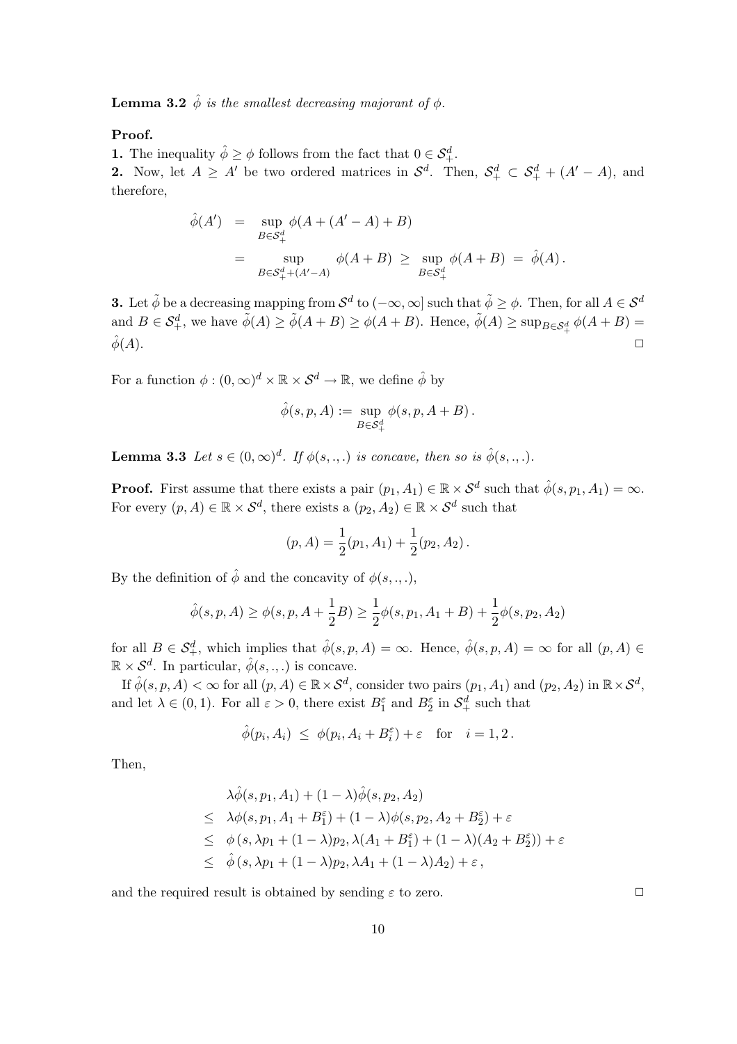**Lemma 3.2** *$\hat{\phi}$ is the smallest decreasing majorant of $\phi$.*

**Proof.**

**1.** The inequality $\hat{\phi} \geq \phi$ follows from the fact that $0 \in \mathcal{S}_+^d$.

**2.** Now, let $A \geq A'$ be two ordered matrices in $\mathcal{S}^d$. Then, $\mathcal{S}_+^d \subset \mathcal{S}_+^d + (A' - A)$, and therefore,

$$
\begin{aligned}
\hat{\phi}(A') &= \sup_{B \in \mathcal{S}_+^d} \phi(A + (A' - A) + B) \\
&= \sup_{B \in \mathcal{S}_+^d + (A' - A)} \phi(A + B) \;\geq\; \sup_{B \in \mathcal{S}_+^d} \phi(A + B) \;=\; \hat{\phi}(A)\,.
\end{aligned}
$$

**3.** Let $\tilde{\phi}$ be a decreasing mapping from $\mathcal{S}^d$ to $(-\infty, \infty]$ such that $\tilde{\phi} \geq \phi$. Then, for all $A \in \mathcal{S}^d$ and $B \in \mathcal{S}_+^d$, we have $\tilde{\phi}(A) \geq \tilde{\phi}(A + B) \geq \phi(A + B)$. Hence, $\tilde{\phi}(A) \geq \sup_{B \in \mathcal{S}_+^d} \phi(A + B) = \hat{\phi}(A)$. □

For a function $\phi : (0, \infty)^d \times \mathbb{R} \times \mathcal{S}^d \to \mathbb{R}$, we define $\hat{\phi}$ by

$$
\hat{\phi}(s, p, A) := \sup_{B \in \mathcal{S}_+^d} \phi(s, p, A + B)\,.
$$

**Lemma 3.3** *Let $s \in (0, \infty)^d$. If $\phi(s, ., .)$ is concave, then so is $\hat{\phi}(s, ., .)$.*

**Proof.** First assume that there exists a pair $(p_1, A_1) \in \mathbb{R} \times \mathcal{S}^d$ such that $\hat{\phi}(s, p_1, A_1) = \infty$. For every $(p, A) \in \mathbb{R} \times \mathcal{S}^d$, there exists a $(p_2, A_2) \in \mathbb{R} \times \mathcal{S}^d$ such that

$$
(p, A) = \frac{1}{2}(p_1, A_1) + \frac{1}{2}(p_2, A_2)\,.
$$

By the definition of $\hat{\phi}$ and the concavity of $\phi(s, ., .)$,

$$
\hat{\phi}(s, p, A) \geq \phi(s, p, A + \frac{1}{2}B) \geq \frac{1}{2}\phi(s, p_1, A_1 + B) + \frac{1}{2}\phi(s, p_2, A_2)
$$

for all $B \in \mathcal{S}_+^d$, which implies that $\hat{\phi}(s, p, A) = \infty$. Hence, $\hat{\phi}(s, p, A) = \infty$ for all $(p, A) \in \mathbb{R} \times \mathcal{S}^d$. In particular, $\hat{\phi}(s, ., .)$ is concave.

If $\hat{\phi}(s, p, A) < \infty$ for all $(p, A) \in \mathbb{R} \times \mathcal{S}^d$, consider two pairs $(p_1, A_1)$ and $(p_2, A_2)$ in $\mathbb{R} \times \mathcal{S}^d$, and let $\lambda \in (0, 1)$. For all $\varepsilon > 0$, there exist $B_1^\varepsilon$ and $B_2^\varepsilon$ in $\mathcal{S}_+^d$ such that

$$
\hat{\phi}(p_i, A_i) \;\leq\; \phi(p_i, A_i + B_i^\varepsilon) + \varepsilon \quad \text{for} \quad i = 1, 2\,.
$$

Then,

$$
\begin{aligned}
& \lambda \hat{\phi}(s, p_1, A_1) + (1 - \lambda)\hat{\phi}(s, p_2, A_2) \\
\leq \;& \lambda \phi(s, p_1, A_1 + B_1^\varepsilon) + (1 - \lambda)\phi(s, p_2, A_2 + B_2^\varepsilon) + \varepsilon \\
\leq \;& \phi\left(s, \lambda p_1 + (1 - \lambda) p_2, \lambda(A_1 + B_1^\varepsilon) + (1 - \lambda)(A_2 + B_2^\varepsilon)\right) + \varepsilon \\
\leq \;& \hat{\phi}\left(s, \lambda p_1 + (1 - \lambda) p_2, \lambda A_1 + (1 - \lambda) A_2\right) + \varepsilon\,,
\end{aligned}
$$

and the required result is obtained by sending $\varepsilon$ to zero. □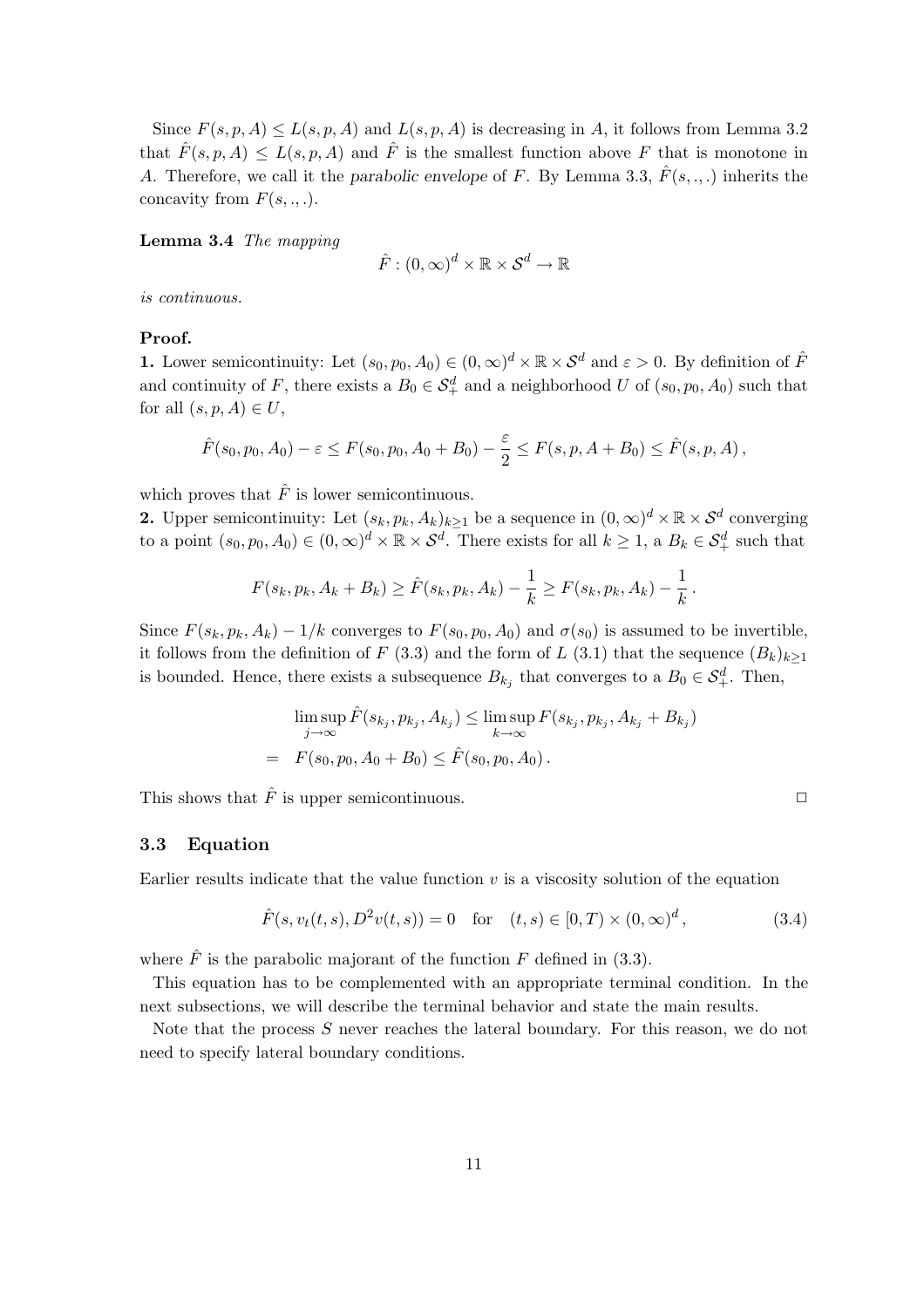Since $F(s,p,A) \leq L(s,p,A)$ and $L(s,p,A)$ is decreasing in $A$, it follows from Lemma 3.2 that $\hat{F}(s,p,A) \leq L(s,p,A)$ and $\hat{F}$ is the smallest function above $F$ that is monotone in $A$. Therefore, we call it the *parabolic envelope* of $F$. By Lemma 3.3, $\hat{F}(s,.,.)$ inherits the concavity from $F(s,.,.)$.

**Lemma 3.4** *The mapping*

$$\hat{F} : (0,\infty)^d \times \mathbb{R} \times \mathcal{S}^d \to \mathbb{R}$$

*is continuous.*

**Proof.**

**1.** Lower semicontinuity: Let $(s_0, p_0, A_0) \in (0,\infty)^d \times \mathbb{R} \times \mathcal{S}^d$ and $\varepsilon > 0$. By definition of $\hat{F}$ and continuity of $F$, there exists a $B_0 \in \mathcal{S}^d_+$ and a neighborhood $U$ of $(s_0, p_0, A_0)$ such that for all $(s,p,A) \in U$,

$$\hat{F}(s_0,p_0,A_0) - \varepsilon \leq F(s_0,p_0,A_0+B_0) - \frac{\varepsilon}{2} \leq F(s,p,A+B_0) \leq \hat{F}(s,p,A)\,,$$

which proves that $\hat{F}$ is lower semicontinuous.

**2.** Upper semicontinuity: Let $(s_k, p_k, A_k)_{k\geq 1}$ be a sequence in $(0,\infty)^d \times \mathbb{R} \times \mathcal{S}^d$ converging to a point $(s_0,p_0,A_0) \in (0,\infty)^d \times \mathbb{R} \times \mathcal{S}^d$. There exists for all $k \geq 1$, a $B_k \in \mathcal{S}^d_+$ such that

$$F(s_k,p_k,A_k+B_k) \geq \hat{F}(s_k,p_k,A_k) - \frac{1}{k} \geq F(s_k,p_k,A_k) - \frac{1}{k}\,.$$

Since $F(s_k,p_k,A_k) - 1/k$ converges to $F(s_0,p_0,A_0)$ and $\sigma(s_0)$ is assumed to be invertible, it follows from the definition of $F$ (3.3) and the form of $L$ (3.1) that the sequence $(B_k)_{k\geq 1}$ is bounded. Hence, there exists a subsequence $B_{k_j}$ that converges to a $B_0 \in \mathcal{S}^d_+$. Then,

$$\begin{aligned}
&\limsup_{j\to\infty} \hat{F}(s_{k_j},p_{k_j},A_{k_j}) \leq \limsup_{k\to\infty} F(s_{k_j},p_{k_j},A_{k_j}+B_{k_j}) \\
=\;& F(s_0,p_0,A_0+B_0) \leq \hat{F}(s_0,p_0,A_0)\,.
\end{aligned}$$

This shows that $\hat{F}$ is upper semicontinuous. $\square$

### 3.3 Equation

Earlier results indicate that the value function $v$ is a viscosity solution of the equation

$$\hat{F}(s, v_t(t,s), D^2 v(t,s)) = 0 \quad \text{for} \quad (t,s) \in [0,T) \times (0,\infty)^d\,, \tag{3.4}$$

where $\hat{F}$ is the parabolic majorant of the function $F$ defined in (3.3).

This equation has to be complemented with an appropriate terminal condition. In the next subsections, we will describe the terminal behavior and state the main results.

Note that the process $S$ never reaches the lateral boundary. For this reason, we do not need to specify lateral boundary conditions.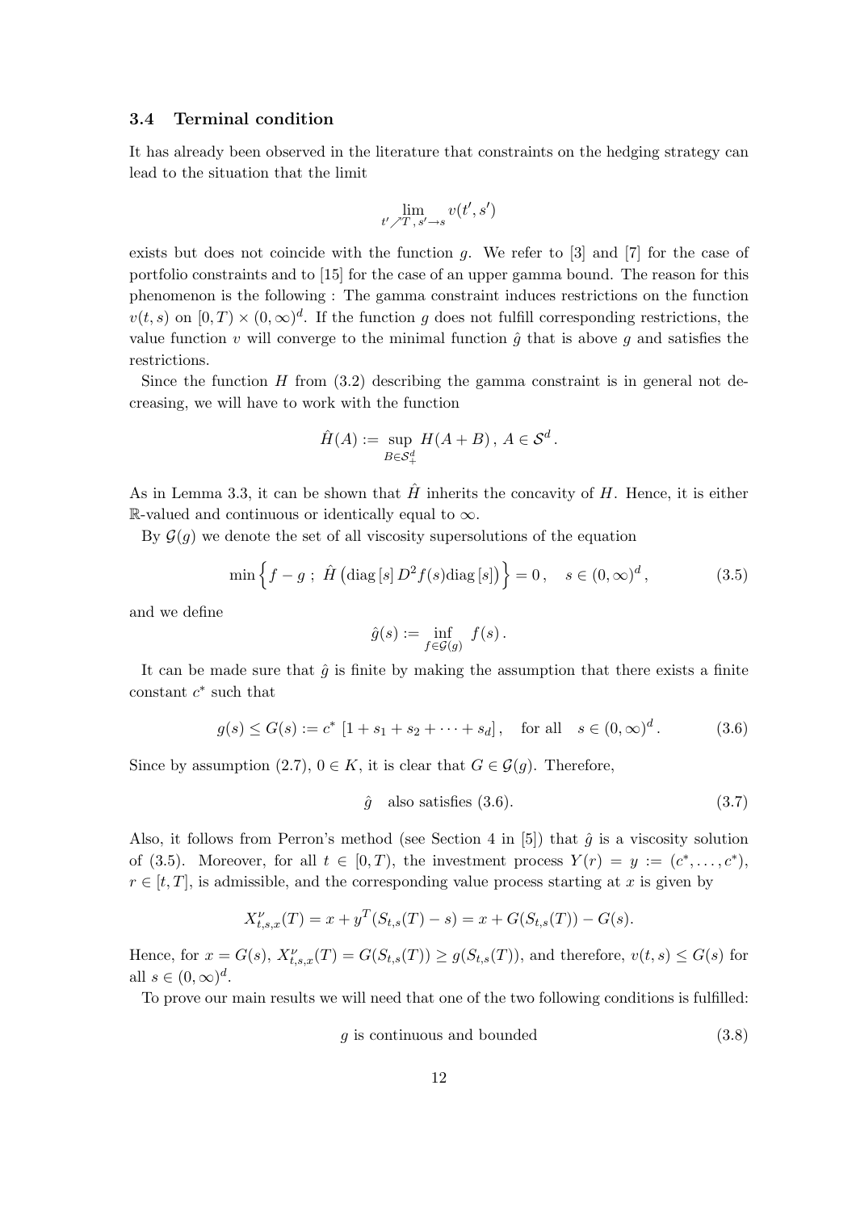### 3.4 Terminal condition

It has already been observed in the literature that constraints on the hedging strategy can lead to the situation that the limit

$$\lim_{t' \nearrow T,\, s' \to s} v(t', s')$$

exists but does not coincide with the function $g$. We refer to [3] and [7] for the case of portfolio constraints and to [15] for the case of an upper gamma bound. The reason for this phenomenon is the following : The gamma constraint induces restrictions on the function $v(t,s)$ on $[0,T) \times (0,\infty)^d$. If the function $g$ does not fulfill corresponding restrictions, the value function $v$ will converge to the minimal function $\hat{g}$ that is above $g$ and satisfies the restrictions.

Since the function $H$ from (3.2) describing the gamma constraint is in general not decreasing, we will have to work with the function

$$\hat{H}(A) := \sup_{B \in \mathcal{S}^d_+} H(A+B)\,,\; A \in \mathcal{S}^d\,.$$

As in Lemma 3.3, it can be shown that $\hat{H}$ inherits the concavity of $H$. Hence, it is either $\mathbb{R}$-valued and continuous or identically equal to $\infty$.

By $\mathcal{G}(g)$ we denote the set of all viscosity supersolutions of the equation

$$\min\Big\{ f - g \;;\; \hat{H}\left(\operatorname{diag}[s]\, D^2 f(s) \operatorname{diag}[s]\right) \Big\} = 0\,, \quad s \in (0,\infty)^d\,, \tag{3.5}$$

and we define

$$\hat{g}(s) := \inf_{f \in \mathcal{G}(g)} f(s)\,.$$

It can be made sure that $\hat{g}$ is finite by making the assumption that there exists a finite constant $c^*$ such that

$$g(s) \le G(s) := c^*\,[1 + s_1 + s_2 + \cdots + s_d]\,, \quad \text{for all} \quad s \in (0,\infty)^d\,. \tag{3.6}$$

Since by assumption (2.7), $0 \in K$, it is clear that $G \in \mathcal{G}(g)$. Therefore,

$$\hat{g} \quad \text{also satisfies (3.6).} \tag{3.7}$$

Also, it follows from Perron's method (see Section 4 in [5]) that $\hat{g}$ is a viscosity solution of (3.5). Moreover, for all $t \in [0,T)$, the investment process $Y(r) = y := (c^*, \ldots, c^*)$, $r \in [t,T]$, is admissible, and the corresponding value process starting at $x$ is given by

$$X^{\nu}_{t,s,x}(T) = x + y^T (S_{t,s}(T) - s) = x + G(S_{t,s}(T)) - G(s).$$

Hence, for $x = G(s)$, $X^{\nu}_{t,s,x}(T) = G(S_{t,s}(T)) \ge g(S_{t,s}(T))$, and therefore, $v(t,s) \le G(s)$ for all $s \in (0,\infty)^d$.

To prove our main results we will need that one of the two following conditions is fulfilled:

$$g \text{ is continuous and bounded} \tag{3.8}$$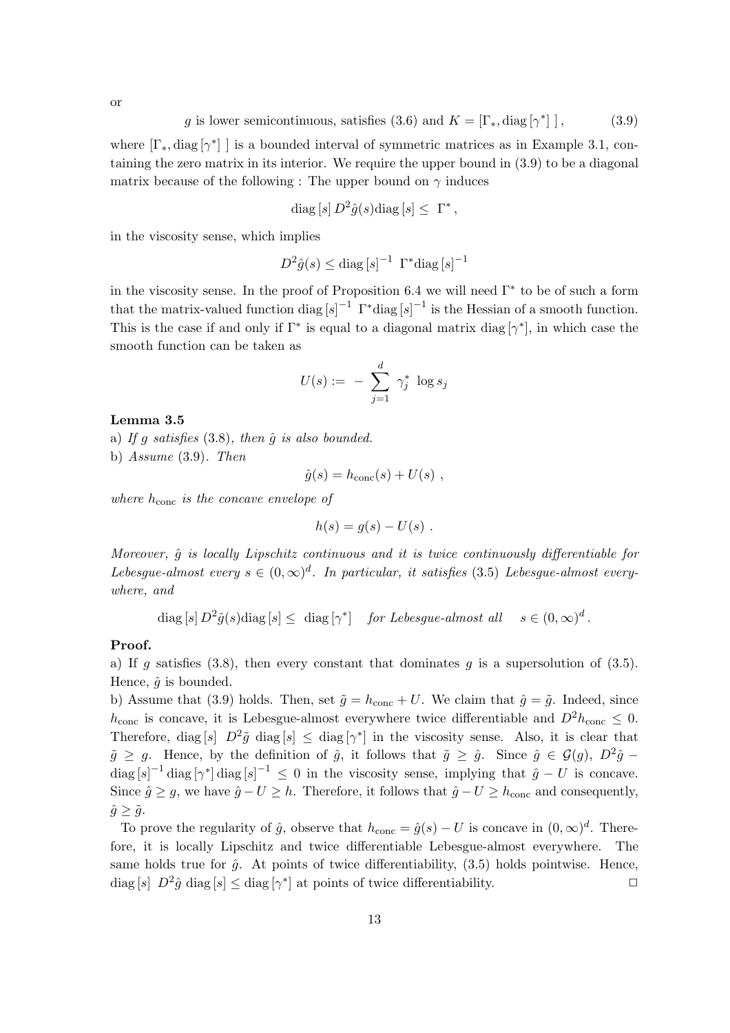or

$$
g \text{ is lower semicontinuous, satisfies (3.6) and } K = [\Gamma_*, \operatorname{diag}[\gamma^*]\,], \tag{3.9}
$$

where $[\Gamma_*, \operatorname{diag}[\gamma^*]\,]$ is a bounded interval of symmetric matrices as in Example 3.1, containing the zero matrix in its interior. We require the upper bound in (3.9) to be a diagonal matrix because of the following : The upper bound on $\gamma$ induces

$$
\operatorname{diag}[s]\, D^2\hat{g}(s) \operatorname{diag}[s] \leq \Gamma^*,
$$

in the viscosity sense, which implies

$$
D^2\hat{g}(s) \leq \operatorname{diag}[s]^{-1}\ \Gamma^* \operatorname{diag}[s]^{-1}
$$

in the viscosity sense. In the proof of Proposition 6.4 we will need $\Gamma^*$ to be of such a form that the matrix-valued function $\operatorname{diag}[s]^{-1}\ \Gamma^* \operatorname{diag}[s]^{-1}$ is the Hessian of a smooth function. This is the case if and only if $\Gamma^*$ is equal to a diagonal matrix $\operatorname{diag}[\gamma^*]$, in which case the smooth function can be taken as

$$
U(s) := -\sum_{j=1}^{d} \gamma_j^* \ \log s_j
$$

**Lemma 3.5**

a) *If $g$ satisfies* (3.8)*, then $\hat{g}$ is also bounded.*

b) *Assume* (3.9)*. Then*

$$
\hat{g}(s) = h_{\text{conc}}(s) + U(s) \ ,
$$

*where $h_{\text{conc}}$ is the concave envelope of*

$$
h(s) = g(s) - U(s) \ .
$$

*Moreover, $\hat{g}$ is locally Lipschitz continuous and it is twice continuously differentiable for Lebesgue-almost every $s \in (0,\infty)^d$. In particular, it satisfies* (3.5) *Lebesgue-almost everywhere, and*

$$
\operatorname{diag}[s]\, D^2\hat{g}(s) \operatorname{diag}[s] \leq \operatorname{diag}[\gamma^*] \quad \textit{for Lebesgue-almost all} \quad s \in (0,\infty)^d .
$$

**Proof.**

a) If $g$ satisfies (3.8), then every constant that dominates $g$ is a supersolution of (3.5). Hence, $\hat{g}$ is bounded.

b) Assume that (3.9) holds. Then, set $\tilde{g} = h_{\text{conc}} + U$. We claim that $\hat{g} = \tilde{g}$. Indeed, since $h_{\text{conc}}$ is concave, it is Lebesgue-almost everywhere twice differentiable and $D^2 h_{\text{conc}} \leq 0$. Therefore, $\operatorname{diag}[s]\ D^2\tilde{g} \operatorname{diag}[s] \leq \operatorname{diag}[\gamma^*]$ in the viscosity sense. Also, it is clear that $\tilde{g} \geq g$. Hence, by the definition of $\hat{g}$, it follows that $\tilde{g} \geq \hat{g}$. Since $\hat{g} \in \mathcal{G}(g)$, $D^2\hat{g} - \operatorname{diag}[s]^{-1} \operatorname{diag}[\gamma^*] \operatorname{diag}[s]^{-1} \leq 0$ in the viscosity sense, implying that $\hat{g} - U$ is concave. Since $\hat{g} \geq g$, we have $\hat{g} - U \geq h$. Therefore, it follows that $\hat{g} - U \geq h_{\text{conc}}$ and consequently, $\hat{g} \geq \tilde{g}$.

To prove the regularity of $\hat{g}$, observe that $h_{\text{conc}} = \hat{g}(s) - U$ is concave in $(0,\infty)^d$. Therefore, it is locally Lipschitz and twice differentiable Lebesgue-almost everywhere. The same holds true for $\hat{g}$. At points of twice differentiability, (3.5) holds pointwise. Hence, $\operatorname{diag}[s]\ D^2\hat{g} \operatorname{diag}[s] \leq \operatorname{diag}[\gamma^*]$ at points of twice differentiability. □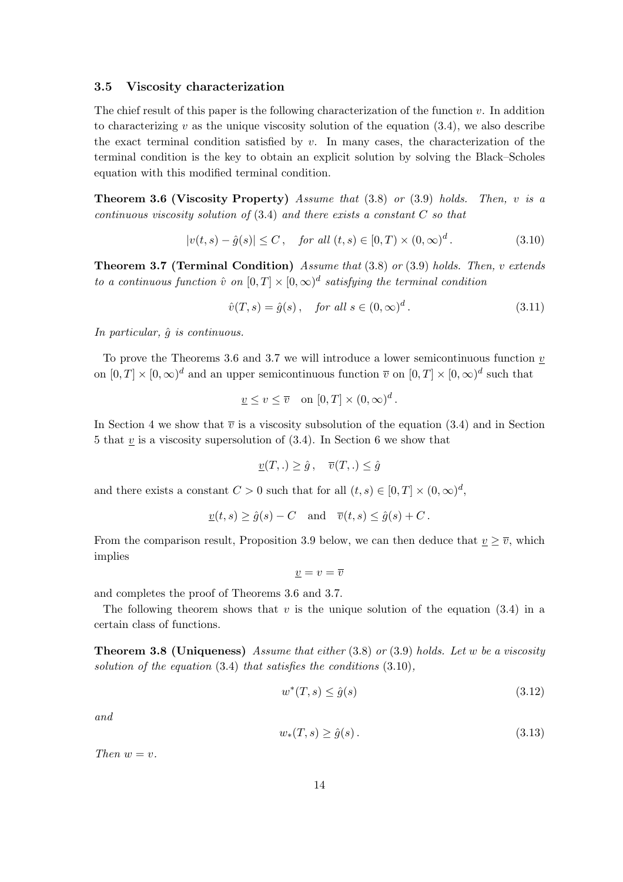### 3.5 Viscosity characterization

The chief result of this paper is the following characterization of the function $v$. In addition to characterizing $v$ as the unique viscosity solution of the equation (3.4), we also describe the exact terminal condition satisfied by $v$. In many cases, the characterization of the terminal condition is the key to obtain an explicit solution by solving the Black–Scholes equation with this modified terminal condition.

**Theorem 3.6 (Viscosity Property)** *Assume that* (3.8) *or* (3.9) *holds. Then, $v$ is a continuous viscosity solution of* (3.4) *and there exists a constant $C$ so that*

$$|v(t,s) - \hat{g}(s)| \leq C\,, \quad \text{for all } (t,s) \in [0,T) \times (0,\infty)^d\,. \tag{3.10}$$

**Theorem 3.7 (Terminal Condition)** *Assume that* (3.8) *or* (3.9) *holds. Then, $v$ extends to a continuous function $\hat{v}$ on $[0,T] \times [0,\infty)^d$ satisfying the terminal condition*

$$\hat{v}(T,s) = \hat{g}(s)\,, \quad \text{for all } s \in (0,\infty)^d\,. \tag{3.11}$$

*In particular, $\hat{g}$ is continuous.*

To prove the Theorems 3.6 and 3.7 we will introduce a lower semicontinuous function $\underline{v}$ on $[0,T] \times [0,\infty)^d$ and an upper semicontinuous function $\overline{v}$ on $[0,T] \times [0,\infty)^d$ such that

$$\underline{v} \leq v \leq \overline{v} \quad \text{on } [0,T] \times (0,\infty)^d\,.$$

In Section 4 we show that $\overline{v}$ is a viscosity subsolution of the equation (3.4) and in Section 5 that $\underline{v}$ is a viscosity supersolution of (3.4). In Section 6 we show that

$$\underline{v}(T,.) \geq \hat{g}\,, \quad \overline{v}(T,.) \leq \hat{g}$$

and there exists a constant $C > 0$ such that for all $(t,s) \in [0,T] \times (0,\infty)^d$,

$$\underline{v}(t,s) \geq \hat{g}(s) - C \quad \text{and} \quad \overline{v}(t,s) \leq \hat{g}(s) + C\,.$$

From the comparison result, Proposition 3.9 below, we can then deduce that $\underline{v} \geq \overline{v}$, which implies

$$\underline{v} = v = \overline{v}$$

and completes the proof of Theorems 3.6 and 3.7.

The following theorem shows that $v$ is the unique solution of the equation (3.4) in a certain class of functions.

**Theorem 3.8 (Uniqueness)** *Assume that either* (3.8) *or* (3.9) *holds. Let $w$ be a viscosity solution of the equation* (3.4) *that satisfies the conditions* (3.10),

$$w^*(T,s) \leq \hat{g}(s) \tag{3.12}$$

*and*

$$w_*(T,s) \geq \hat{g}(s)\,. \tag{3.13}$$

*Then $w = v$.*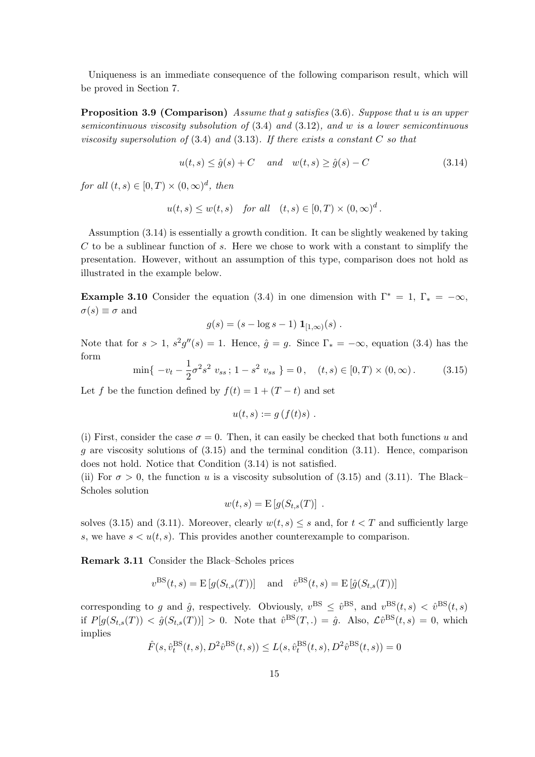Uniqueness is an immediate consequence of the following comparison result, which will be proved in Section 7.

**Proposition 3.9 (Comparison)** *Assume that* $g$ *satisfies* (3.6). *Suppose that* $u$ *is an upper semicontinuous viscosity subsolution of* (3.4) *and* (3.12)*, and* $w$ *is a lower semicontinuous viscosity supersolution of* (3.4) *and* (3.13)*. If there exists a constant* $C$ *so that*

$$u(t,s) \leq \hat{g}(s) + C \quad \text{and} \quad w(t,s) \geq \hat{g}(s) - C \tag{3.14}$$

*for all* $(t,s) \in [0,T) \times (0,\infty)^d$*, then*

$$u(t,s) \leq w(t,s) \quad \text{for all} \quad (t,s) \in [0,T) \times (0,\infty)^d .$$

Assumption (3.14) is essentially a growth condition. It can be slightly weakened by taking $C$ to be a sublinear function of $s$. Here we chose to work with a constant to simplify the presentation. However, without an assumption of this type, comparison does not hold as illustrated in the example below.

**Example 3.10** Consider the equation (3.4) in one dimension with $\Gamma^* = 1$, $\Gamma_* = -\infty$, $\sigma(s) \equiv \sigma$ and

$$g(s) = (s - \log s - 1)\, \mathbf{1}_{[1,\infty)}(s) .$$

Note that for $s > 1$, $s^2 g''(s) = 1$. Hence, $\hat{g} = g$. Since $\Gamma_* = -\infty$, equation (3.4) has the form

$$\min\{\, -v_t - \frac{1}{2}\sigma^2 s^2\, v_{ss}\, ;\, 1 - s^2\, v_{ss}\, \} = 0\, , \quad (t,s) \in [0,T) \times (0,\infty)\, . \tag{3.15}$$

Let $f$ be the function defined by $f(t) = 1 + (T - t)$ and set

$$u(t,s) := g\,(f(t)s)\ .$$

(i) First, consider the case $\sigma = 0$. Then, it can easily be checked that both functions $u$ and $g$ are viscosity solutions of (3.15) and the terminal condition (3.11). Hence, comparison does not hold. Notice that Condition (3.14) is not satisfied.
(ii) For $\sigma > 0$, the function $u$ is a viscosity subsolution of (3.15) and (3.11). The Black–Scholes solution

$$w(t,s) = \mathrm{E}\,[g(S_{t,s}(T)]\ .$$

solves (3.15) and (3.11). Moreover, clearly $w(t,s) \leq s$ and, for $t < T$ and sufficiently large $s$, we have $s < u(t,s)$. This provides another counterexample to comparison.

**Remark 3.11** Consider the Black–Scholes prices

$$v^{\mathrm{BS}}(t,s) = \mathrm{E}\,[g(S_{t,s}(T))] \quad \text{and} \quad \hat{v}^{\mathrm{BS}}(t,s) = \mathrm{E}\,[\hat{g}(S_{t,s}(T))]$$

corresponding to $g$ and $\hat{g}$, respectively. Obviously, $v^{\mathrm{BS}} \leq \hat{v}^{\mathrm{BS}}$, and $v^{\mathrm{BS}}(t,s) < \hat{v}^{\mathrm{BS}}(t,s)$ if $P[g(S_{t,s}(T)) < \hat{g}(S_{t,s}(T))] > 0$. Note that $\hat{v}^{\mathrm{BS}}(T,.) = \hat{g}$. Also, $\mathcal{L}\hat{v}^{\mathrm{BS}}(t,s) = 0$, which implies

$$\hat{F}(s, \hat{v}_t^{\mathrm{BS}}(t,s), D^2\hat{v}^{\mathrm{BS}}(t,s)) \leq L(s, \hat{v}_t^{\mathrm{BS}}(t,s), D^2\hat{v}^{\mathrm{BS}}(t,s)) = 0$$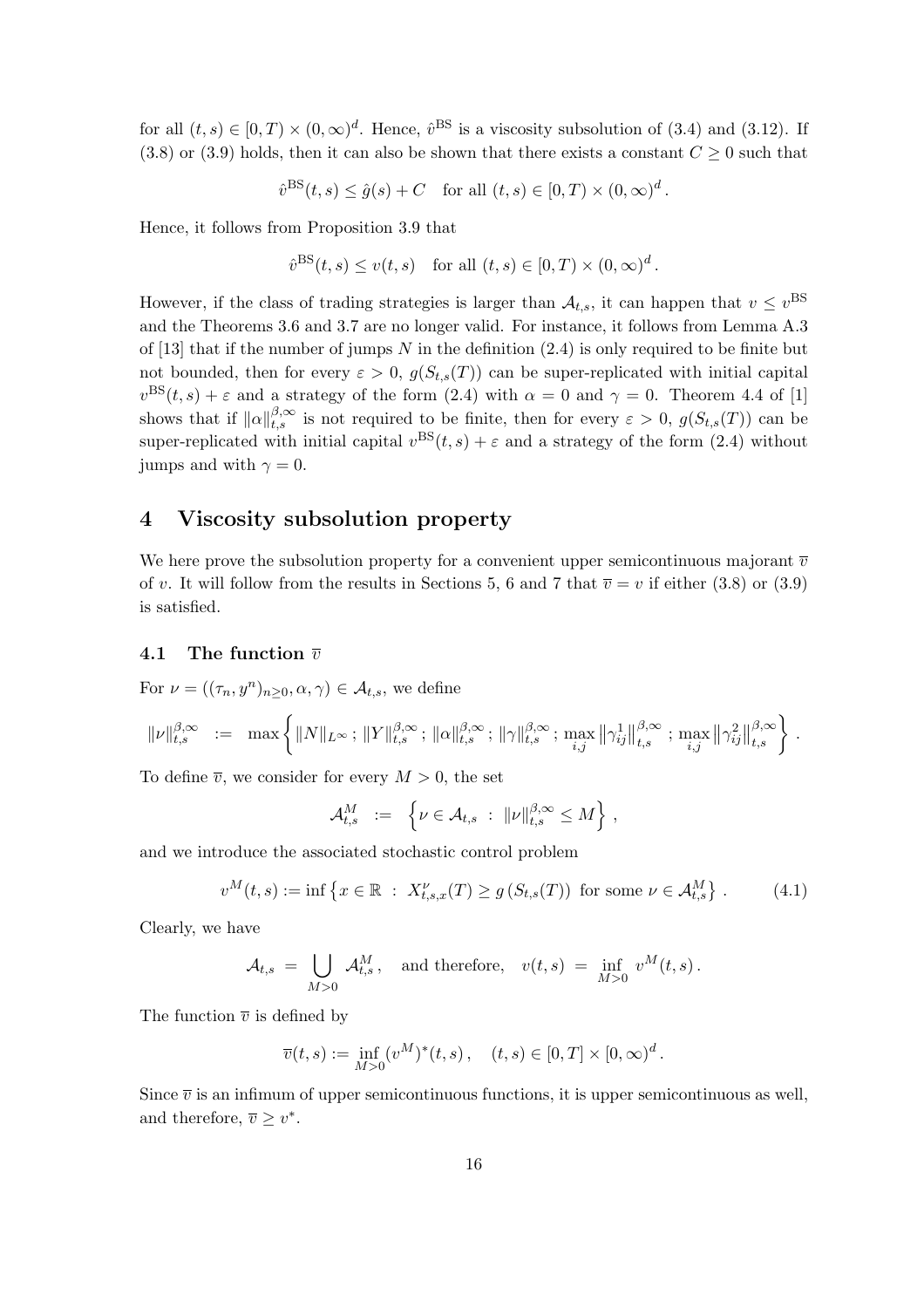for all $(t,s) \in [0,T) \times (0,\infty)^d$. Hence, $\hat{v}^{\rm BS}$ is a viscosity subsolution of (3.4) and (3.12). If (3.8) or (3.9) holds, then it can also be shown that there exists a constant $C \geq 0$ such that

$$\hat{v}^{\rm BS}(t,s) \leq \hat{g}(s) + C \quad \text{for all } (t,s) \in [0,T) \times (0,\infty)^d .$$

Hence, it follows from Proposition 3.9 that

$$\hat{v}^{\rm BS}(t,s) \leq v(t,s) \quad \text{for all } (t,s) \in [0,T) \times (0,\infty)^d .$$

However, if the class of trading strategies is larger than $\mathcal{A}_{t,s}$, it can happen that $v \leq v^{\rm BS}$ and the Theorems 3.6 and 3.7 are no longer valid. For instance, it follows from Lemma A.3 of [13] that if the number of jumps $N$ in the definition (2.4) is only required to be finite but not bounded, then for every $\varepsilon > 0$, $g(S_{t,s}(T))$ can be super-replicated with initial capital $v^{\rm BS}(t,s) + \varepsilon$ and a strategy of the form (2.4) with $\alpha = 0$ and $\gamma = 0$. Theorem 4.4 of [1] shows that if $\|\alpha\|_{t,s}^{\beta,\infty}$ is not required to be finite, then for every $\varepsilon > 0$, $g(S_{t,s}(T))$ can be super-replicated with initial capital $v^{\rm BS}(t,s) + \varepsilon$ and a strategy of the form (2.4) without jumps and with $\gamma = 0$.

# 4 Viscosity subsolution property

We here prove the subsolution property for a convenient upper semicontinuous majorant $\overline{v}$ of $v$. It will follow from the results in Sections 5, 6 and 7 that $\overline{v} = v$ if either (3.8) or (3.9) is satisfied.

## 4.1 The function $\overline{v}$

For $\nu = ((\tau_n, y^n)_{n\geq 0}, \alpha, \gamma) \in \mathcal{A}_{t,s}$, we define

$$\|\nu\|_{t,s}^{\beta,\infty} \;:=\; \max\left\{ \|N\|_{L^\infty} \,;\, \|Y\|_{t,s}^{\beta,\infty} \,;\, \|\alpha\|_{t,s}^{\beta,\infty} \,;\, \|\gamma\|_{t,s}^{\beta,\infty} \,;\, \max_{i,j} \left\|\gamma^1_{ij}\right\|_{t,s}^{\beta,\infty} \,;\, \max_{i,j} \left\|\gamma^2_{ij}\right\|_{t,s}^{\beta,\infty} \right\} .$$

To define $\overline{v}$, we consider for every $M > 0$, the set

$$\mathcal{A}_{t,s}^M \;:=\; \left\{ \nu \in \mathcal{A}_{t,s} \;:\; \|\nu\|_{t,s}^{\beta,\infty} \leq M \right\} ,$$

and we introduce the associated stochastic control problem

$$v^M(t,s) := \inf\left\{ x \in \mathbb{R} \;:\; X^\nu_{t,s,x}(T) \geq g\left(S_{t,s}(T)\right) \text{ for some } \nu \in \mathcal{A}^M_{t,s} \right\} . \tag{4.1}$$

Clearly, we have

$$\mathcal{A}_{t,s} \;=\; \bigcup_{M>0} \mathcal{A}^M_{t,s} , \quad \text{and therefore,} \quad v(t,s) \;=\; \inf_{M>0} v^M(t,s) .$$

The function $\overline{v}$ is defined by

$$\overline{v}(t,s) := \inf_{M>0} (v^M)^*(t,s) , \quad (t,s) \in [0,T] \times [0,\infty)^d .$$

Since $\overline{v}$ is an infimum of upper semicontinuous functions, it is upper semicontinuous as well, and therefore, $\overline{v} \geq v^*$.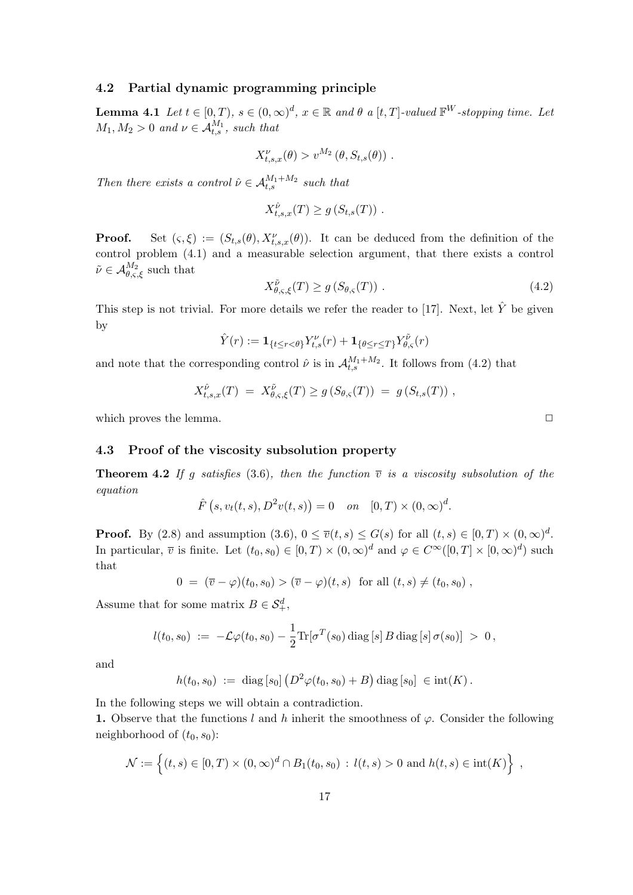### 4.2 Partial dynamic programming principle

**Lemma 4.1** *Let $t \in [0,T)$, $s \in (0,\infty)^d$, $x \in \mathbb{R}$ and $\theta$ a $[t,T]$-valued $\mathbb{F}^W$-stopping time. Let $M_1, M_2 > 0$ and $\nu \in \mathcal{A}_{t,s}^{M_1}$, such that*

$$X_{t,s,x}^{\nu}(\theta) > v^{M_2}\left(\theta, S_{t,s}(\theta)\right).$$

*Then there exists a control $\hat{\nu} \in \mathcal{A}_{t,s}^{M_1+M_2}$ such that*

$$X_{t,s,x}^{\hat{\nu}}(T) \geq g\left(S_{t,s}(T)\right).$$

**Proof.** Set $(\varsigma, \xi) := (S_{t,s}(\theta), X_{t,s,x}^{\nu}(\theta))$. It can be deduced from the definition of the control problem (4.1) and a measurable selection argument, that there exists a control $\tilde{\nu} \in \mathcal{A}_{\theta,\varsigma,\xi}^{M_2}$ such that

$$X_{\theta,\varsigma,\xi}^{\tilde{\nu}}(T) \geq g\left(S_{\theta,\varsigma}(T)\right). \tag{4.2}$$

This step is not trivial. For more details we refer the reader to [17]. Next, let $\hat{Y}$ be given by

$$\hat{Y}(r) := \mathbf{1}_{\{t \leq r < \theta\}} Y_{t,s}^{\nu}(r) + \mathbf{1}_{\{\theta \leq r \leq T\}} Y_{\theta,\varsigma}^{\tilde{\nu}}(r)$$

and note that the corresponding control $\hat{\nu}$ is in $\mathcal{A}_{t,s}^{M_1+M_2}$. It follows from (4.2) that

$$X_{t,s,x}^{\hat{\nu}}(T) \;=\; X_{\theta,\varsigma,\xi}^{\tilde{\nu}}(T) \geq g\left(S_{\theta,\varsigma}(T)\right) \;=\; g\left(S_{t,s}(T)\right),$$

which proves the lemma. □

### 4.3 Proof of the viscosity subsolution property

**Theorem 4.2** *If $g$ satisfies (3.6), then the function $\overline{v}$ is a viscosity subsolution of the equation*

$$\hat{F}\left(s, v_t(t,s), D^2 v(t,s)\right) = 0 \quad \text{on} \quad [0,T) \times (0,\infty)^d.$$

**Proof.** By (2.8) and assumption (3.6), $0 \leq \overline{v}(t,s) \leq G(s)$ for all $(t,s) \in [0,T) \times (0,\infty)^d$. In particular, $\overline{v}$ is finite. Let $(t_0,s_0) \in [0,T) \times (0,\infty)^d$ and $\varphi \in C^{\infty}([0,T] \times [0,\infty)^d)$ such that

$$0 \;=\; (\overline{v} - \varphi)(t_0,s_0) > (\overline{v} - \varphi)(t,s) \;\text{ for all } (t,s) \neq (t_0,s_0),$$

Assume that for some matrix $B \in \mathcal{S}_+^d$,

$$l(t_0,s_0) \;:=\; -\mathcal{L}\varphi(t_0,s_0) - \frac{1}{2}\mathrm{Tr}[\sigma^T(s_0)\,\mathrm{diag}\,[s]\,B\,\mathrm{diag}\,[s]\,\sigma(s_0)] \;>\; 0,$$

and

$$h(t_0,s_0) \;:=\; \mathrm{diag}\,[s_0]\left(D^2\varphi(t_0,s_0) + B\right)\mathrm{diag}\,[s_0] \;\in \mathrm{int}(K).$$

In the following steps we will obtain a contradiction.

**1.** Observe that the functions $l$ and $h$ inherit the smoothness of $\varphi$. Consider the following neighborhood of $(t_0,s_0)$:

$$\mathcal{N} := \left\{(t,s) \in [0,T) \times (0,\infty)^d \cap B_1(t_0,s_0) \,:\, l(t,s) > 0 \text{ and } h(t,s) \in \mathrm{int}(K)\right\},$$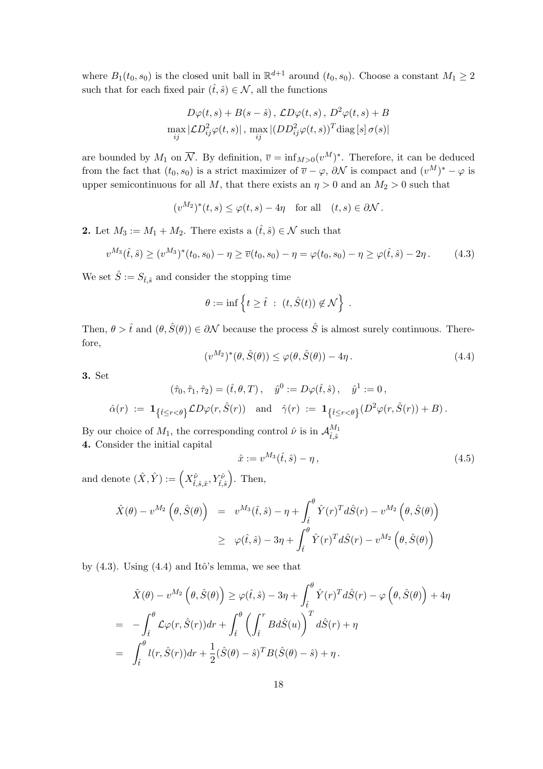where $B_1(t_0, s_0)$ is the closed unit ball in $\mathbb{R}^{d+1}$ around $(t_0, s_0)$. Choose a constant $M_1 \geq 2$ such that for each fixed pair $(\hat{t}, \hat{s}) \in \mathcal{N}$, all the functions

$$
\begin{gathered}
D\varphi(t,s) + B(s - \hat{s})\,,\ \mathcal{L}D\varphi(t,s)\,,\ D^2\varphi(t,s) + B \\
\max_{ij} |\mathcal{L}D^2_{ij}\varphi(t,s)|\,,\ \max_{ij} |(DD^2_{ij}\varphi(t,s))^T \operatorname{diag}[s]\, \sigma(s)|
\end{gathered}
$$

are bounded by $M_1$ on $\overline{\mathcal{N}}$. By definition, $\overline{v} = \inf_{M>0} (v^M)^*$. Therefore, it can be deduced from the fact that $(t_0, s_0)$ is a strict maximizer of $\overline{v} - \varphi$, $\partial\mathcal{N}$ is compact and $(v^M)^* - \varphi$ is upper semicontinuous for all $M$, that there exists an $\eta > 0$ and an $M_2 > 0$ such that

$$
(v^{M_2})^*(t,s) \leq \varphi(t,s) - 4\eta \quad \text{for all} \quad (t,s) \in \partial\mathcal{N}\,.
$$

**2.** Let $M_3 := M_1 + M_2$. There exists a $(\hat{t}, \hat{s}) \in \mathcal{N}$ such that

$$
v^{M_3}(\hat{t}, \hat{s}) \geq (v^{M_3})^*(t_0, s_0) - \eta \geq \overline{v}(t_0, s_0) - \eta = \varphi(t_0, s_0) - \eta \geq \varphi(\hat{t}, \hat{s}) - 2\eta\,. \tag{4.3}
$$

We set $\hat{S} := S_{\hat{t},\hat{s}}$ and consider the stopping time

$$
\theta := \inf\left\{ t \geq \hat{t} \ :\ (t, \hat{S}(t)) \notin \mathcal{N} \right\}\,.
$$

Then, $\theta > \hat{t}$ and $(\theta, \hat{S}(\theta)) \in \partial\mathcal{N}$ because the process $\hat{S}$ is almost surely continuous. Therefore,

$$
(v^{M_2})^*(\theta, \hat{S}(\theta)) \leq \varphi(\theta, \hat{S}(\theta)) - 4\eta\,. \tag{4.4}
$$

**3.** Set

$$
\begin{gathered}
(\hat{\tau}_0, \hat{\tau}_1, \hat{\tau}_2) = (\hat{t}, \theta, T)\,, \quad \hat{y}^0 := D\varphi(\hat{t}, \hat{s})\,, \quad \hat{y}^1 := 0\,, \\
\hat{\alpha}(r) \ :=\ \mathbf{1}_{\left\{\hat{t} \leq r < \theta\right\}} \mathcal{L}D\varphi(r, \hat{S}(r)) \quad \text{and} \quad \hat{\gamma}(r) \ :=\ \mathbf{1}_{\left\{\hat{t} \leq r < \theta\right\}} (D^2\varphi(r, \hat{S}(r)) + B)\,.
\end{gathered}
$$

By our choice of $M_1$, the corresponding control $\hat{\nu}$ is in $\mathcal{A}^{M_1}_{\hat{t},\hat{s}}$

**4.** Consider the initial capital

$$
\hat{x} := v^{M_3}(\hat{t}, \hat{s}) - \eta\,, \tag{4.5}
$$

and denote $(\hat{X}, \hat{Y}) := \left( X^{\hat{\nu}}_{\hat{t},\hat{s},\hat{x}}, Y^{\hat{\nu}}_{\hat{t},\hat{s}} \right)$. Then,

$$
\begin{aligned}
\hat{X}(\theta) - v^{M_2}\left(\theta, \hat{S}(\theta)\right) &= v^{M_3}(\hat{t}, \hat{s}) - \eta + \int_{\hat{t}}^{\theta} \hat{Y}(r)^T d\hat{S}(r) - v^{M_2}\left(\theta, \hat{S}(\theta)\right) \\
&\geq \varphi(\hat{t}, \hat{s}) - 3\eta + \int_{\hat{t}}^{\theta} \hat{Y}(r)^T d\hat{S}(r) - v^{M_2}\left(\theta, \hat{S}(\theta)\right)
\end{aligned}
$$

by (4.3). Using (4.4) and Itô's lemma, we see that

$$
\begin{aligned}
&\hat{X}(\theta) - v^{M_2}\left(\theta, \hat{S}(\theta)\right) \geq \varphi(\hat{t}, \hat{s}) - 3\eta + \int_{\hat{t}}^{\theta} \hat{Y}(r)^T d\hat{S}(r) - \varphi\left(\theta, \hat{S}(\theta)\right) + 4\eta \\
=&\ -\int_{\hat{t}}^{\theta} \mathcal{L}\varphi(r, \hat{S}(r))dr + \int_{\hat{t}}^{\theta} \left( \int_{\hat{t}}^{r} B d\hat{S}(u) \right)^T d\hat{S}(r) + \eta \\
=&\ \int_{\hat{t}}^{\theta} l(r, \hat{S}(r))dr + \frac{1}{2}(\hat{S}(\theta) - \hat{s})^T B (\hat{S}(\theta) - \hat{s}) + \eta\,.
\end{aligned}
$$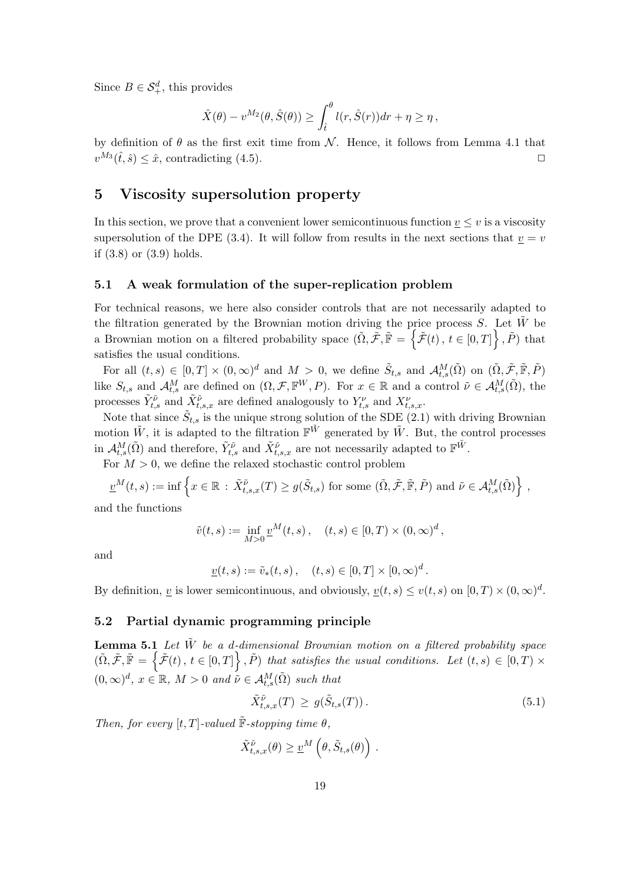Since $B \in \mathcal{S}^d_+$, this provides

$$
\hat{X}(\theta) - v^{M_2}(\theta, \hat{S}(\theta)) \geq \int_{\hat{t}}^{\theta} l(r, \hat{S}(r))dr + \eta \geq \eta \,,
$$

by definition of $\theta$ as the first exit time from $\mathcal{N}$. Hence, it follows from Lemma 4.1 that $v^{M_3}(\hat{t}, \hat{s}) \leq \hat{x}$, contradicting (4.5). $\Box$

# 5 Viscosity supersolution property

In this section, we prove that a convenient lower semicontinuous function $\underline{v} \leq v$ is a viscosity supersolution of the DPE (3.4). It will follow from results in the next sections that $\underline{v} = v$ if (3.8) or (3.9) holds.

## 5.1 A weak formulation of the super-replication problem

For technical reasons, we here also consider controls that are not necessarily adapted to the filtration generated by the Brownian motion driving the price process $S$. Let $\tilde{W}$ be a Brownian motion on a filtered probability space $(\tilde{\Omega}, \tilde{\mathcal{F}}, \tilde{\mathbb{F}} = \left\{ \tilde{\mathcal{F}}(t) \,,\, t \in [0,T] \right\}, \tilde{P})$ that satisfies the usual conditions.

For all $(t,s) \in [0,T] \times (0,\infty)^d$ and $M > 0$, we define $\tilde{S}_{t,s}$ and $\mathcal{A}^M_{t,s}(\tilde{\Omega})$ on $(\tilde{\Omega}, \tilde{\mathcal{F}}, \tilde{\mathbb{F}}, \tilde{P})$ like $S_{t,s}$ and $\mathcal{A}^M_{t,s}$ are defined on $(\Omega, \mathcal{F}, \mathbb{F}^W, P)$. For $x \in \mathbb{R}$ and a control $\tilde{\nu} \in \mathcal{A}^M_{t,s}(\tilde{\Omega})$, the processes $\tilde{Y}^{\tilde{\nu}}_{t,s}$ and $\tilde{X}^{\tilde{\nu}}_{t,s,x}$ are defined analogously to $Y^{\nu}_{t,s}$ and $X^{\nu}_{t,s,x}$.

Note that since $\tilde{S}_{t,s}$ is the unique strong solution of the SDE (2.1) with driving Brownian motion $\tilde{W}$, it is adapted to the filtration $\mathbb{F}^{\tilde{W}}$ generated by $\tilde{W}$. But, the control processes in $\mathcal{A}^M_{t,s}(\tilde{\Omega})$ and therefore, $\tilde{Y}^{\tilde{\nu}}_{t,s}$ and $\tilde{X}^{\tilde{\nu}}_{t,s,x}$ are not necessarily adapted to $\mathbb{F}^{\tilde{W}}$.

For $M > 0$, we define the relaxed stochastic control problem

$$
\underline{v}^M(t,s) := \inf \left\{ x \in \mathbb{R} \,:\, \tilde{X}^{\tilde{\nu}}_{t,s,x}(T) \geq g(\tilde{S}_{t,s}) \text{ for some } (\tilde{\Omega}, \tilde{\mathcal{F}}, \tilde{\mathbb{F}}, \tilde{P}) \text{ and } \tilde{\nu} \in \mathcal{A}^M_{t,s}(\tilde{\Omega}) \right\} \,,
$$

and the functions

$$
\tilde{v}(t,s) := \inf_{M>0} \underline{v}^M(t,s) \,, \quad (t,s) \in [0,T) \times (0,\infty)^d \,,
$$

and

$$
\underline{v}(t,s) := \tilde{v}_*(t,s) \,, \quad (t,s) \in [0,T] \times [0,\infty)^d \,.
$$

By definition, $\underline{v}$ is lower semicontinuous, and obviously, $\underline{v}(t,s) \leq v(t,s)$ on $[0,T) \times (0,\infty)^d$.

## 5.2 Partial dynamic programming principle

**Lemma 5.1** *Let $\tilde{W}$ be a $d$-dimensional Brownian motion on a filtered probability space $(\tilde{\Omega}, \tilde{\mathcal{F}}, \tilde{\mathbb{F}} = \left\{ \tilde{\mathcal{F}}(t) \,,\, t \in [0,T] \right\}, \tilde{P})$ that satisfies the usual conditions. Let $(t,s) \in [0,T) \times (0,\infty)^d$, $x \in \mathbb{R}$, $M > 0$ and $\tilde{\nu} \in \mathcal{A}^M_{t,s}(\tilde{\Omega})$ such that*

$$
\tilde{X}^{\tilde{\nu}}_{t,s,x}(T) \;\geq\; g(\tilde{S}_{t,s}(T)) \,. \tag{5.1}
$$

*Then, for every $[t,T]$-valued $\tilde{\mathbb{F}}$-stopping time $\theta$,*

$$
\tilde{X}^{\tilde{\nu}}_{t,s,x}(\theta) \geq \underline{v}^M \left( \theta, \tilde{S}_{t,s}(\theta) \right) \,.
$$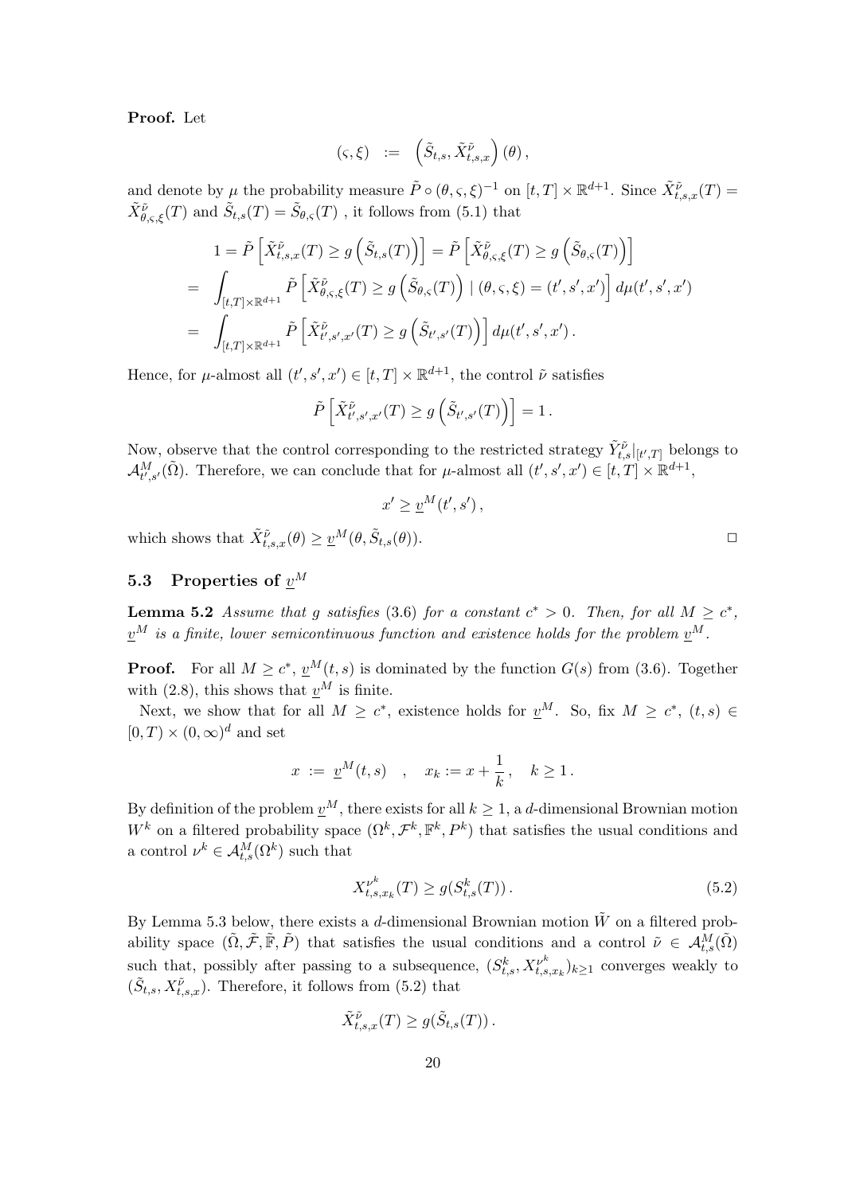**Proof.** Let

$$(\varsigma, \xi) \;:=\; \left(\tilde{S}_{t,s}, \tilde{X}^{\tilde{\nu}}_{t,s,x}\right)(\theta)\,,$$

and denote by $\mu$ the probability measure $\tilde{P} \circ (\theta, \varsigma, \xi)^{-1}$ on $[t,T] \times \mathbb{R}^{d+1}$. Since $\tilde{X}^{\tilde{\nu}}_{t,s,x}(T) = \tilde{X}^{\tilde{\nu}}_{\theta,\varsigma,\xi}(T)$ and $\tilde{S}_{t,s}(T) = \tilde{S}_{\theta,\varsigma}(T)$ , it follows from (5.1) that

$$\begin{aligned}
1 &= \tilde{P}\left[\tilde{X}^{\tilde{\nu}}_{t,s,x}(T) \geq g\left(\tilde{S}_{t,s}(T)\right)\right] = \tilde{P}\left[\tilde{X}^{\tilde{\nu}}_{\theta,\varsigma,\xi}(T) \geq g\left(\tilde{S}_{\theta,\varsigma}(T)\right)\right] \\
&= \int_{[t,T]\times\mathbb{R}^{d+1}} \tilde{P}\left[\tilde{X}^{\tilde{\nu}}_{\theta,\varsigma,\xi}(T) \geq g\left(\tilde{S}_{\theta,\varsigma}(T)\right) \mid (\theta,\varsigma,\xi) = (t',s',x')\right] d\mu(t',s',x') \\
&= \int_{[t,T]\times\mathbb{R}^{d+1}} \tilde{P}\left[\tilde{X}^{\tilde{\nu}}_{t',s',x'}(T) \geq g\left(\tilde{S}_{t',s'}(T)\right)\right] d\mu(t',s',x')\,.
\end{aligned}$$

Hence, for $\mu$-almost all $(t', s', x') \in [t,T] \times \mathbb{R}^{d+1}$, the control $\tilde{\nu}$ satisfies

$$\tilde{P}\left[\tilde{X}^{\tilde{\nu}}_{t',s',x'}(T) \geq g\left(\tilde{S}_{t',s'}(T)\right)\right] = 1\,.$$

Now, observe that the control corresponding to the restricted strategy $\tilde{Y}^{\tilde{\nu}}_{t,s}|_{[t',T]}$ belongs to $\mathcal{A}^M_{t',s'}(\tilde{\Omega})$. Therefore, we can conclude that for $\mu$-almost all $(t', s', x') \in [t,T] \times \mathbb{R}^{d+1}$,

$$x' \geq \underline{v}^M(t', s')\,,$$

which shows that $\tilde{X}^{\tilde{\nu}}_{t,s,x}(\theta) \geq \underline{v}^M(\theta, \tilde{S}_{t,s}(\theta))$. □

## 5.3 Properties of $\underline{v}^M$

**Lemma 5.2** *Assume that $g$ satisfies* (3.6) *for a constant $c^* > 0$. Then, for all $M \geq c^*$, $\underline{v}^M$ is a finite, lower semicontinuous function and existence holds for the problem $\underline{v}^M$.*

**Proof.** For all $M \geq c^*$, $\underline{v}^M(t,s)$ is dominated by the function $G(s)$ from (3.6). Together with (2.8), this shows that $\underline{v}^M$ is finite.

Next, we show that for all $M \geq c^*$, existence holds for $\underline{v}^M$. So, fix $M \geq c^*$, $(t,s) \in [0,T) \times (0,\infty)^d$ and set

$$x \;:=\; \underline{v}^M(t,s) \quad , \quad x_k := x + \frac{1}{k}\,, \quad k \geq 1\,.$$

By definition of the problem $\underline{v}^M$, there exists for all $k \geq 1$, a $d$-dimensional Brownian motion $W^k$ on a filtered probability space $(\Omega^k, \mathcal{F}^k, \mathbb{F}^k, P^k)$ that satisfies the usual conditions and a control $\nu^k \in \mathcal{A}^M_{t,s}(\Omega^k)$ such that

$$X^{\nu^k}_{t,s,x_k}(T) \geq g(S^k_{t,s}(T))\,. \tag{5.2}$$

By Lemma 5.3 below, there exists a $d$-dimensional Brownian motion $\tilde{W}$ on a filtered probability space $(\tilde{\Omega}, \tilde{\mathcal{F}}, \tilde{\mathbb{F}}, \tilde{P})$ that satisfies the usual conditions and a control $\tilde{\nu} \in \mathcal{A}^M_{t,s}(\tilde{\Omega})$ such that, possibly after passing to a subsequence, $(S^k_{t,s}, X^{\nu^k}_{t,s,x_k})_{k\geq 1}$ converges weakly to $(\tilde{S}_{t,s}, X^{\tilde{\nu}}_{t,s,x})$. Therefore, it follows from (5.2) that

$$\tilde{X}^{\tilde{\nu}}_{t,s,x}(T) \geq g(\tilde{S}_{t,s}(T))\,.$$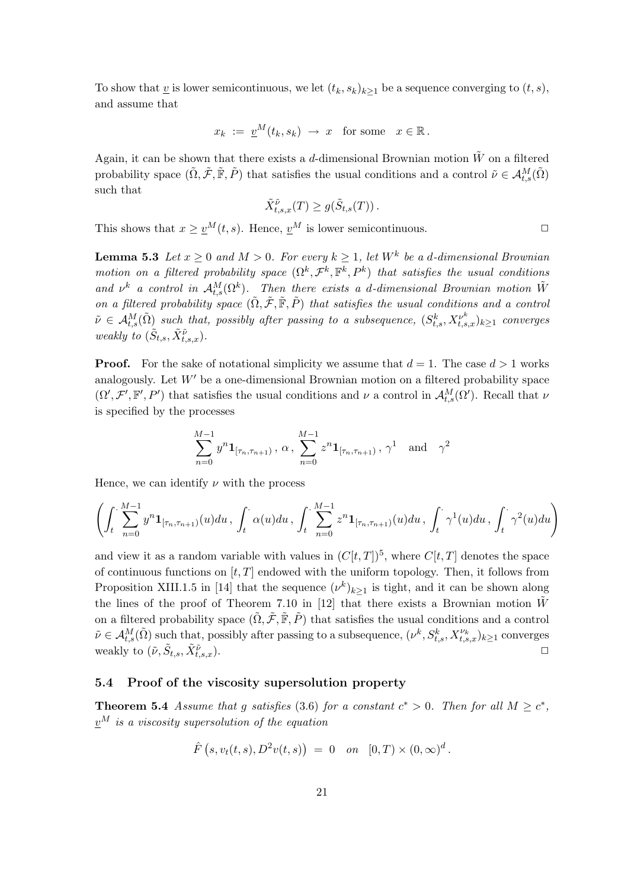To show that $\underline{v}$ is lower semicontinuous, we let $(t_k, s_k)_{k\geq 1}$ be a sequence converging to $(t, s)$, and assume that

$$x_k \;:=\; \underline{v}^M(t_k, s_k) \;\to\; x \quad \text{for some} \quad x \in \mathbb{R}\,.$$

Again, it can be shown that there exists a $d$-dimensional Brownian motion $\tilde{W}$ on a filtered probability space $(\tilde{\Omega}, \tilde{\mathcal{F}}, \tilde{\mathbb{F}}, \tilde{P})$ that satisfies the usual conditions and a control $\tilde{\nu} \in \mathcal{A}^M_{t,s}(\tilde{\Omega})$ such that

$$\tilde{X}^{\tilde{\nu}}_{t,s,x}(T) \geq g(\tilde{S}_{t,s}(T))\,.$$

This shows that $x \geq \underline{v}^M(t, s)$. Hence, $\underline{v}^M$ is lower semicontinuous. □

**Lemma 5.3** *Let $x \geq 0$ and $M > 0$. For every $k \geq 1$, let $W^k$ be a $d$-dimensional Brownian motion on a filtered probability space $(\Omega^k, \mathcal{F}^k, \mathbb{F}^k, P^k)$ that satisfies the usual conditions and $\nu^k$ a control in $\mathcal{A}^M_{t,s}(\Omega^k)$. Then there exists a $d$-dimensional Brownian motion $\tilde{W}$ on a filtered probability space $(\tilde{\Omega}, \tilde{\mathcal{F}}, \tilde{\mathbb{F}}, \tilde{P})$ that satisfies the usual conditions and a control $\tilde{\nu} \in \mathcal{A}^M_{t,s}(\tilde{\Omega})$ such that, possibly after passing to a subsequence, $(S^k_{t,s}, X^{\nu^k}_{t,s,x})_{k\geq 1}$ converges weakly to $(\tilde{S}_{t,s}, \tilde{X}^{\tilde{\nu}}_{t,s,x})$.*

**Proof.** For the sake of notational simplicity we assume that $d = 1$. The case $d > 1$ works analogously. Let $W'$ be a one-dimensional Brownian motion on a filtered probability space $(\Omega', \mathcal{F}', \mathbb{F}', P')$ that satisfies the usual conditions and $\nu$ a control in $\mathcal{A}^M_{t,s}(\Omega')$. Recall that $\nu$ is specified by the processes

$$\sum_{n=0}^{M-1} y^n \mathbf{1}_{[\tau_n, \tau_{n+1})}\,,\; \alpha\,,\; \sum_{n=0}^{M-1} z^n \mathbf{1}_{[\tau_n, \tau_{n+1})}\,,\; \gamma^1 \quad \text{and} \quad \gamma^2$$

Hence, we can identify $\nu$ with the process

$$\left(\int_t^{\cdot} \sum_{n=0}^{M-1} y^n \mathbf{1}_{[\tau_n, \tau_{n+1})}(u)du\,,\; \int_t^{\cdot} \alpha(u)du\,,\; \int_t^{\cdot} \sum_{n=0}^{M-1} z^n \mathbf{1}_{[\tau_n, \tau_{n+1})}(u)du\,,\; \int_t^{\cdot} \gamma^1(u)du\,,\; \int_t^{\cdot} \gamma^2(u)du\right)$$

and view it as a random variable with values in $(C[t,T])^5$, where $C[t,T]$ denotes the space of continuous functions on $[t,T]$ endowed with the uniform topology. Then, it follows from Proposition XIII.1.5 in [14] that the sequence $(\nu^k)_{k\geq 1}$ is tight, and it can be shown along the lines of the proof of Theorem 7.10 in [12] that there exists a Brownian motion $\tilde{W}$ on a filtered probability space $(\tilde{\Omega}, \tilde{\mathcal{F}}, \tilde{\mathbb{F}}, \tilde{P})$ that satisfies the usual conditions and a control $\tilde{\nu} \in \mathcal{A}^M_{t,s}(\tilde{\Omega})$ such that, possibly after passing to a subsequence, $(\nu^k, S^k_{t,s}, X^{\nu_k}_{t,s,x})_{k\geq 1}$ converges weakly to $(\tilde{\nu}, \tilde{S}_{t,s}, \tilde{X}^{\tilde{\nu}}_{t,s,x})$. □

### 5.4 Proof of the viscosity supersolution property

**Theorem 5.4** *Assume that $g$ satisfies (3.6) for a constant $c^* > 0$. Then for all $M \geq c^*$, $\underline{v}^M$ is a viscosity supersolution of the equation*

$$\hat{F}\left(s, v_t(t,s), D^2 v(t,s)\right) \;=\; 0 \quad on \quad [0,T) \times (0,\infty)^d\,.$$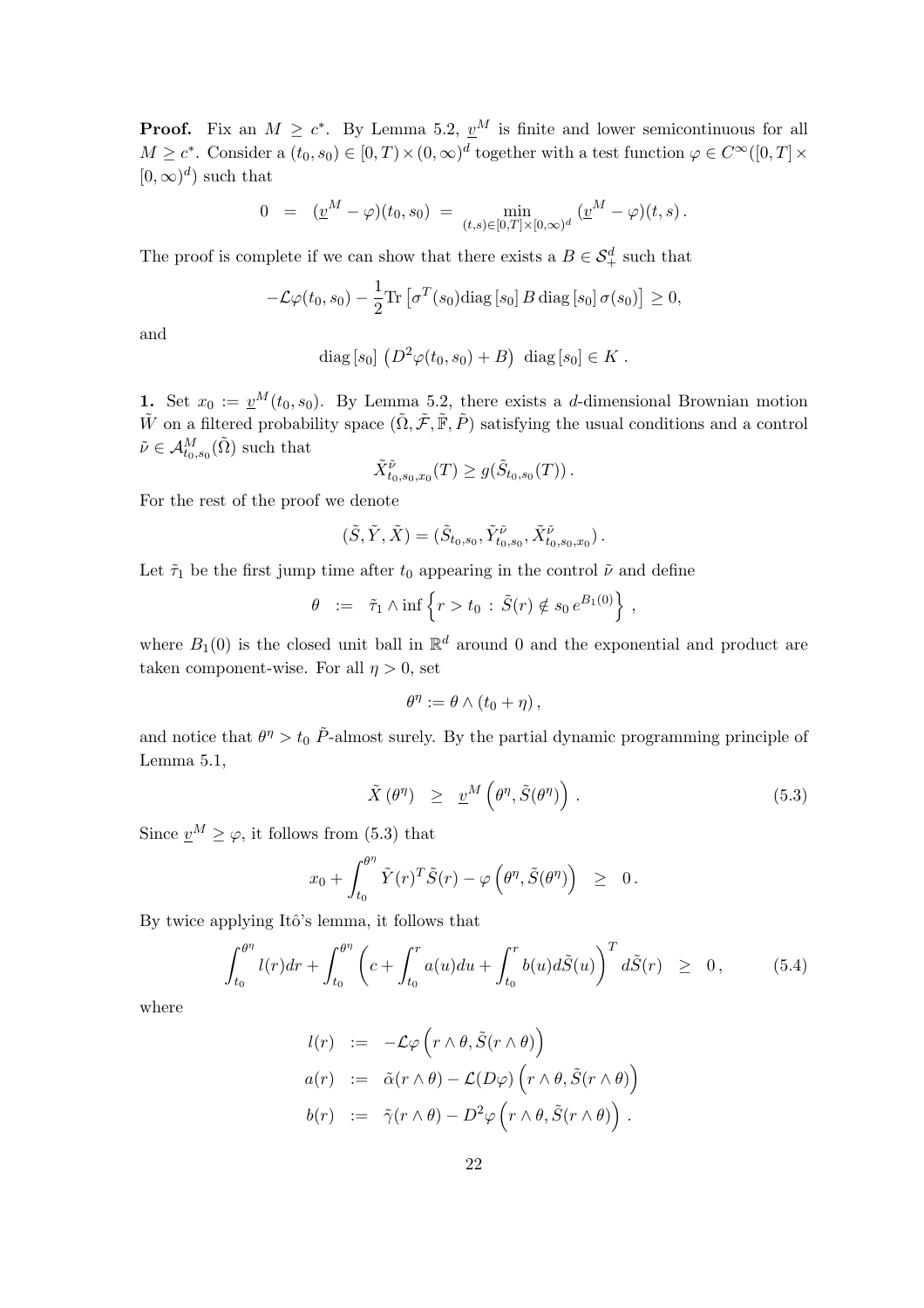**Proof.** Fix an $M \geq c^*$. By Lemma 5.2, $\underline{v}^M$ is finite and lower semicontinuous for all $M \geq c^*$. Consider a $(t_0, s_0) \in [0,T) \times (0,\infty)^d$ together with a test function $\varphi \in C^\infty([0,T] \times [0,\infty)^d)$ such that

$$
0 \;=\; (\underline{v}^M - \varphi)(t_0, s_0) \;=\; \min_{(t,s)\in[0,T]\times[0,\infty)^d} (\underline{v}^M - \varphi)(t,s)\,.
$$

The proof is complete if we can show that there exists a $B \in \mathcal{S}_+^d$ such that

$$
-\mathcal{L}\varphi(t_0,s_0) - \frac{1}{2}\mathrm{Tr}\left[\sigma^T(s_0)\mathrm{diag}\,[s_0]\, B\, \mathrm{diag}\,[s_0]\, \sigma(s_0)\right] \geq 0,
$$

and

$$
\mathrm{diag}\,[s_0]\, \left(D^2\varphi(t_0,s_0) + B\right)\, \mathrm{diag}\,[s_0] \in K\,.
$$

**1.** Set $x_0 := \underline{v}^M(t_0, s_0)$. By Lemma 5.2, there exists a $d$-dimensional Brownian motion $\tilde{W}$ on a filtered probability space $(\tilde{\Omega}, \tilde{\mathcal{F}}, \tilde{\mathbb{F}}, \tilde{P})$ satisfying the usual conditions and a control $\tilde{\nu} \in \mathcal{A}^M_{t_0,s_0}(\tilde{\Omega})$ such that

$$
\tilde{X}^{\tilde{\nu}}_{t_0,s_0,x_0}(T) \geq g(\tilde{S}_{t_0,s_0}(T))\,.
$$

For the rest of the proof we denote

$$
(\tilde{S}, \tilde{Y}, \tilde{X}) = (\tilde{S}_{t_0,s_0}, \tilde{Y}^{\tilde{\nu}}_{t_0,s_0}, \tilde{X}^{\tilde{\nu}}_{t_0,s_0,x_0})\,.
$$

Let $\tilde{\tau}_1$ be the first jump time after $t_0$ appearing in the control $\tilde{\nu}$ and define

$$
\theta \;:=\; \tilde{\tau}_1 \wedge \inf\left\{ r > t_0 \,:\, \tilde{S}(r) \notin s_0\, e^{B_1(0)} \right\}\,,
$$

where $B_1(0)$ is the closed unit ball in $\mathbb{R}^d$ around 0 and the exponential and product are taken component-wise. For all $\eta > 0$, set

$$
\theta^\eta := \theta \wedge (t_0 + \eta)\,,
$$

and notice that $\theta^\eta > t_0$ $\tilde{P}$-almost surely. By the partial dynamic programming principle of Lemma 5.1,

$$
\tilde{X}\left(\theta^\eta\right) \;\;\geq\;\; \underline{v}^M\left(\theta^\eta, \tilde{S}(\theta^\eta)\right)\,. \tag{5.3}
$$

Since $\underline{v}^M \geq \varphi$, it follows from (5.3) that

$$
x_0 + \int_{t_0}^{\theta^\eta} \tilde{Y}(r)^T \tilde{S}(r) - \varphi\left(\theta^\eta, \tilde{S}(\theta^\eta)\right) \;\;\geq\;\; 0\,.
$$

By twice applying Itô's lemma, it follows that

$$
\int_{t_0}^{\theta^\eta} l(r)dr + \int_{t_0}^{\theta^\eta} \left(c + \int_{t_0}^{r} a(u)du + \int_{t_0}^{r} b(u)d\tilde{S}(u)\right)^T d\tilde{S}(r) \;\;\geq\;\; 0\,, \tag{5.4}
$$

where

$$
\begin{aligned}
l(r) &\;:=\; -\mathcal{L}\varphi\left(r\wedge\theta, \tilde{S}(r\wedge\theta)\right)\\
a(r) &\;:=\; \tilde{\alpha}(r\wedge\theta) - \mathcal{L}(D\varphi)\left(r\wedge\theta, \tilde{S}(r\wedge\theta)\right)\\
b(r) &\;:=\; \tilde{\gamma}(r\wedge\theta) - D^2\varphi\left(r\wedge\theta, \tilde{S}(r\wedge\theta)\right)\,.
\end{aligned}
$$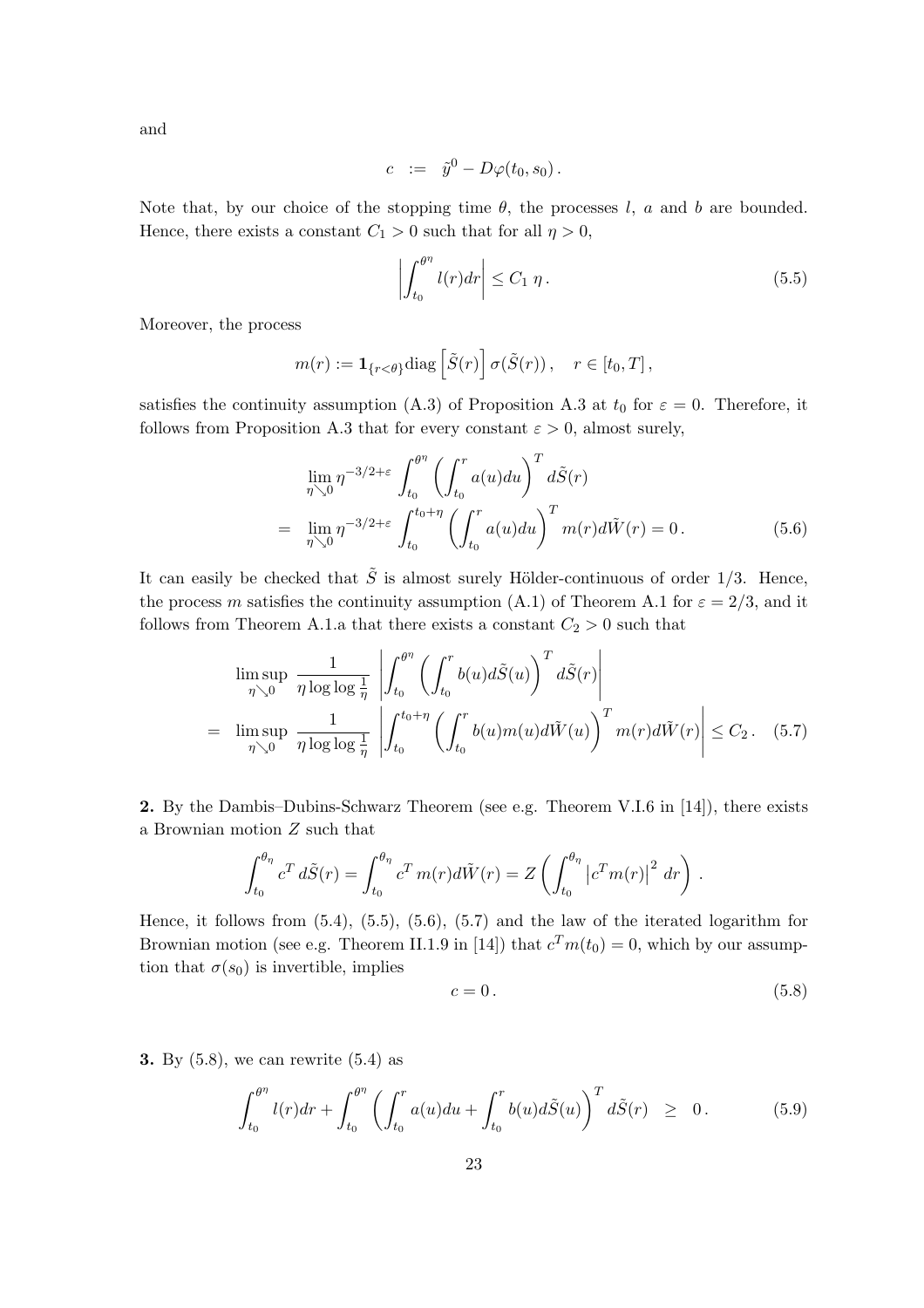and

$$c \;:=\; \tilde{y}^0 - D\varphi(t_0, s_0)\,.$$

Note that, by our choice of the stopping time $\theta$, the processes $l$, $a$ and $b$ are bounded. Hence, there exists a constant $C_1 > 0$ such that for all $\eta > 0$,

$$\left| \int_{t_0}^{\theta^\eta} l(r) dr \right| \le C_1\, \eta\,. \tag{5.5}$$

Moreover, the process

$$m(r) := \mathbf{1}_{\{r<\theta\}} \mathrm{diag}\left[\tilde{S}(r)\right] \sigma(\tilde{S}(r))\,, \quad r \in [t_0, T]\,,$$

satisfies the continuity assumption (A.3) of Proposition A.3 at $t_0$ for $\varepsilon = 0$. Therefore, it follows from Proposition A.3 that for every constant $\varepsilon > 0$, almost surely,

$$\begin{aligned}
&\lim_{\eta \searrow 0} \eta^{-3/2+\varepsilon} \int_{t_0}^{\theta^\eta} \left( \int_{t_0}^r a(u) du \right)^T d\tilde{S}(r) \\
=\;& \lim_{\eta \searrow 0} \eta^{-3/2+\varepsilon} \int_{t_0}^{t_0+\eta} \left( \int_{t_0}^r a(u) du \right)^T m(r) d\tilde{W}(r) = 0\,.
\end{aligned} \tag{5.6}$$

It can easily be checked that $\tilde{S}$ is almost surely Hölder-continuous of order $1/3$. Hence, the process $m$ satisfies the continuity assumption (A.1) of Theorem A.1 for $\varepsilon = 2/3$, and it follows from Theorem A.1.a that there exists a constant $C_2 > 0$ such that

$$\begin{aligned}
&\limsup_{\eta \searrow 0} \frac{1}{\eta \log\log \frac{1}{\eta}} \left| \int_{t_0}^{\theta^\eta} \left( \int_{t_0}^r b(u) d\tilde{S}(u) \right)^T d\tilde{S}(r) \right| \\
=\;& \limsup_{\eta \searrow 0} \frac{1}{\eta \log\log \frac{1}{\eta}} \left| \int_{t_0}^{t_0+\eta} \left( \int_{t_0}^r b(u) m(u) d\tilde{W}(u) \right)^T m(r) d\tilde{W}(r) \right| \le C_2\,.
\end{aligned} \tag{5.7}$$

**2.** By the Dambis–Dubins-Schwarz Theorem (see e.g. Theorem V.I.6 in [14]), there exists a Brownian motion $Z$ such that

$$\int_{t_0}^{\theta_\eta} c^T\, d\tilde{S}(r) = \int_{t_0}^{\theta_\eta} c^T\, m(r) d\tilde{W}(r) = Z\left( \int_{t_0}^{\theta_\eta} \left| c^T m(r) \right|^2 dr \right)\,.$$

Hence, it follows from (5.4), (5.5), (5.6), (5.7) and the law of the iterated logarithm for Brownian motion (see e.g. Theorem II.1.9 in [14]) that $c^T m(t_0) = 0$, which by our assumption that $\sigma(s_0)$ is invertible, implies

$$c = 0\,. \tag{5.8}$$

**3.** By (5.8), we can rewrite (5.4) as

$$\int_{t_0}^{\theta^\eta} l(r) dr + \int_{t_0}^{\theta^\eta} \left( \int_{t_0}^r a(u) du + \int_{t_0}^r b(u) d\tilde{S}(u) \right)^T d\tilde{S}(r) \;\;\ge\;\; 0\,. \tag{5.9}$$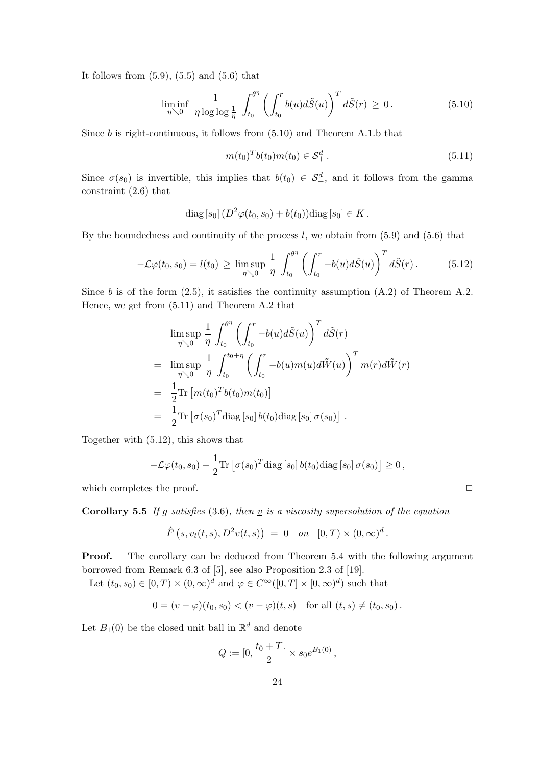It follows from (5.9), (5.5) and (5.6) that

$$\liminf_{\eta \searrow 0} \frac{1}{\eta \log \log \frac{1}{\eta}} \int_{t_0}^{\theta^\eta} \left( \int_{t_0}^{r} b(u) d\tilde{S}(u) \right)^T d\tilde{S}(r) \geq 0 \,. \tag{5.10}$$

Since $b$ is right-continuous, it follows from (5.10) and Theorem A.1.b that

$$m(t_0)^T b(t_0) m(t_0) \in \mathcal{S}^d_+ \,. \tag{5.11}$$

Since $\sigma(s_0)$ is invertible, this implies that $b(t_0) \in \mathcal{S}^d_+$, and it follows from the gamma constraint (2.6) that

$$\operatorname{diag}[s_0] \left( D^2 \varphi(t_0, s_0) + b(t_0) \right) \operatorname{diag}[s_0] \in K \,.$$

By the boundedness and continuity of the process $l$, we obtain from (5.9) and (5.6) that

$$-\mathcal{L}\varphi(t_0, s_0) = l(t_0) \geq \limsup_{\eta \searrow 0} \frac{1}{\eta} \int_{t_0}^{\theta^\eta} \left( \int_{t_0}^{r} -b(u) d\tilde{S}(u) \right)^T d\tilde{S}(r) \,. \tag{5.12}$$

Since $b$ is of the form (2.5), it satisfies the continuity assumption (A.2) of Theorem A.2. Hence, we get from (5.11) and Theorem A.2 that

$$\begin{aligned}
& \limsup_{\eta \searrow 0} \frac{1}{\eta} \int_{t_0}^{\theta^\eta} \left( \int_{t_0}^{r} -b(u) d\tilde{S}(u) \right)^T d\tilde{S}(r) \\
= \; & \limsup_{\eta \searrow 0} \frac{1}{\eta} \int_{t_0}^{t_0+\eta} \left( \int_{t_0}^{r} -b(u) m(u) d\tilde{W}(u) \right)^T m(r) d\tilde{W}(r) \\
= \; & \frac{1}{2} \operatorname{Tr}\left[ m(t_0)^T b(t_0) m(t_0) \right] \\
= \; & \frac{1}{2} \operatorname{Tr}\left[ \sigma(s_0)^T \operatorname{diag}[s_0] \, b(t_0) \operatorname{diag}[s_0] \, \sigma(s_0) \right] \,.
\end{aligned}$$

Together with (5.12), this shows that

$$-\mathcal{L}\varphi(t_0, s_0) - \frac{1}{2} \operatorname{Tr}\left[ \sigma(s_0)^T \operatorname{diag}[s_0] \, b(t_0) \operatorname{diag}[s_0] \, \sigma(s_0) \right] \geq 0 \,,$$

which completes the proof. □

**Corollary 5.5** *If $g$ satisfies (3.6), then $\underline{v}$ is a viscosity supersolution of the equation*

$$\hat{F}\left( s, v_t(t,s), D^2 v(t,s) \right) = 0 \quad on \quad [0,T) \times (0,\infty)^d \,.$$

**Proof.** The corollary can be deduced from Theorem 5.4 with the following argument borrowed from Remark 6.3 of [5], see also Proposition 2.3 of [19].

Let $(t_0, s_0) \in [0,T) \times (0,\infty)^d$ and $\varphi \in C^\infty([0,T] \times [0,\infty)^d)$ such that

$$0 = (\underline{v} - \varphi)(t_0, s_0) < (\underline{v} - \varphi)(t,s) \quad \text{for all } (t,s) \neq (t_0, s_0) \,.$$

Let $B_1(0)$ be the closed unit ball in $\mathbb{R}^d$ and denote

$$Q := [0, \frac{t_0 + T}{2}] \times s_0 e^{B_1(0)} \,,$$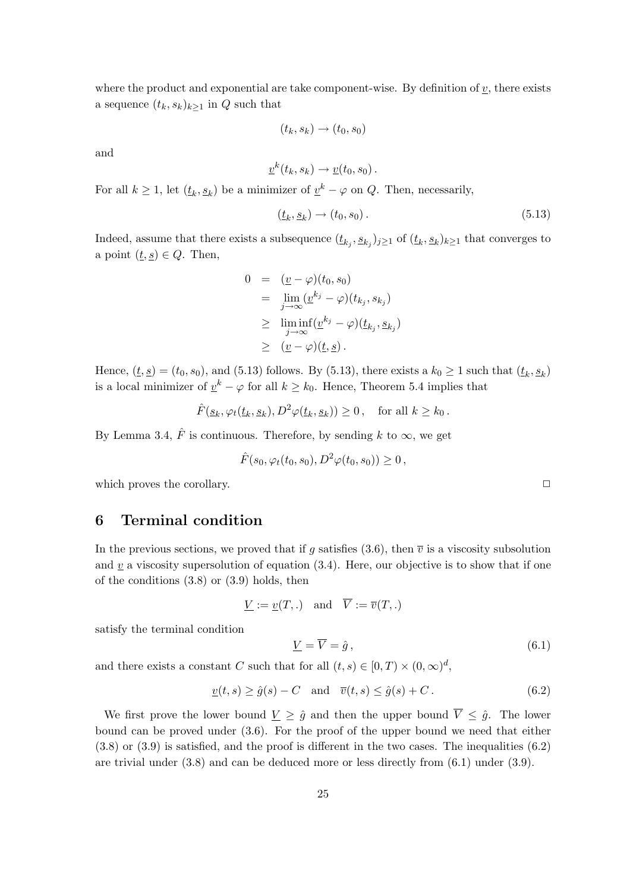where the product and exponential are take component-wise. By definition of $\underline{v}$, there exists a sequence $(t_k, s_k)_{k\geq 1}$ in $Q$ such that

$$(t_k, s_k) \to (t_0, s_0)$$

and

$$\underline{v}^k(t_k, s_k) \to \underline{v}(t_0, s_0)\,.$$

For all $k \geq 1$, let $(\underline{t}_k, \underline{s}_k)$ be a minimizer of $\underline{v}^k - \varphi$ on $Q$. Then, necessarily,

$$(\underline{t}_k, \underline{s}_k) \to (t_0, s_0)\,. \tag{5.13}$$

Indeed, assume that there exists a subsequence $(\underline{t}_{k_j}, \underline{s}_{k_j})_{j\geq 1}$ of $(\underline{t}_k, \underline{s}_k)_{k\geq 1}$ that converges to a point $(\underline{t}, \underline{s}) \in Q$. Then,

$$\begin{aligned}
0 &= (\underline{v} - \varphi)(t_0, s_0) \\
&= \lim_{j\to\infty} (\underline{v}^{k_j} - \varphi)(t_{k_j}, s_{k_j}) \\
&\geq \liminf_{j\to\infty} (\underline{v}^{k_j} - \varphi)(\underline{t}_{k_j}, \underline{s}_{k_j}) \\
&\geq (\underline{v} - \varphi)(\underline{t}, \underline{s})\,.
\end{aligned}$$

Hence, $(\underline{t}, \underline{s}) = (t_0, s_0)$, and (5.13) follows. By (5.13), there exists a $k_0 \geq 1$ such that $(\underline{t}_k, \underline{s}_k)$ is a local minimizer of $\underline{v}^k - \varphi$ for all $k \geq k_0$. Hence, Theorem 5.4 implies that

$$\hat{F}(\underline{s}_k, \varphi_t(\underline{t}_k, \underline{s}_k), D^2\varphi(\underline{t}_k, \underline{s}_k)) \geq 0\,, \quad \text{for all } k \geq k_0\,.$$

By Lemma 3.4, $\hat{F}$ is continuous. Therefore, by sending $k$ to $\infty$, we get

$$\hat{F}(s_0, \varphi_t(t_0, s_0), D^2\varphi(t_0, s_0)) \geq 0\,,$$

which proves the corollary. □

## 6 Terminal condition

In the previous sections, we proved that if $g$ satisfies (3.6), then $\overline{v}$ is a viscosity subsolution and $\underline{v}$ a viscosity supersolution of equation (3.4). Here, our objective is to show that if one of the conditions (3.8) or (3.9) holds, then

$$\underline{V} := \underline{v}(T, .) \quad \text{and} \quad \overline{V} := \overline{v}(T, .)$$

satisfy the terminal condition

$$\underline{V} = \overline{V} = \hat{g}\,, \tag{6.1}$$

and there exists a constant $C$ such that for all $(t, s) \in [0, T) \times (0, \infty)^d$,

$$\underline{v}(t, s) \geq \hat{g}(s) - C \quad \text{and} \quad \overline{v}(t, s) \leq \hat{g}(s) + C\,. \tag{6.2}$$

We first prove the lower bound $\underline{V} \geq \hat{g}$ and then the upper bound $\overline{V} \leq \hat{g}$. The lower bound can be proved under (3.6). For the proof of the upper bound we need that either (3.8) or (3.9) is satisfied, and the proof is different in the two cases. The inequalities (6.2) are trivial under (3.8) and can be deduced more or less directly from (6.1) under (3.9).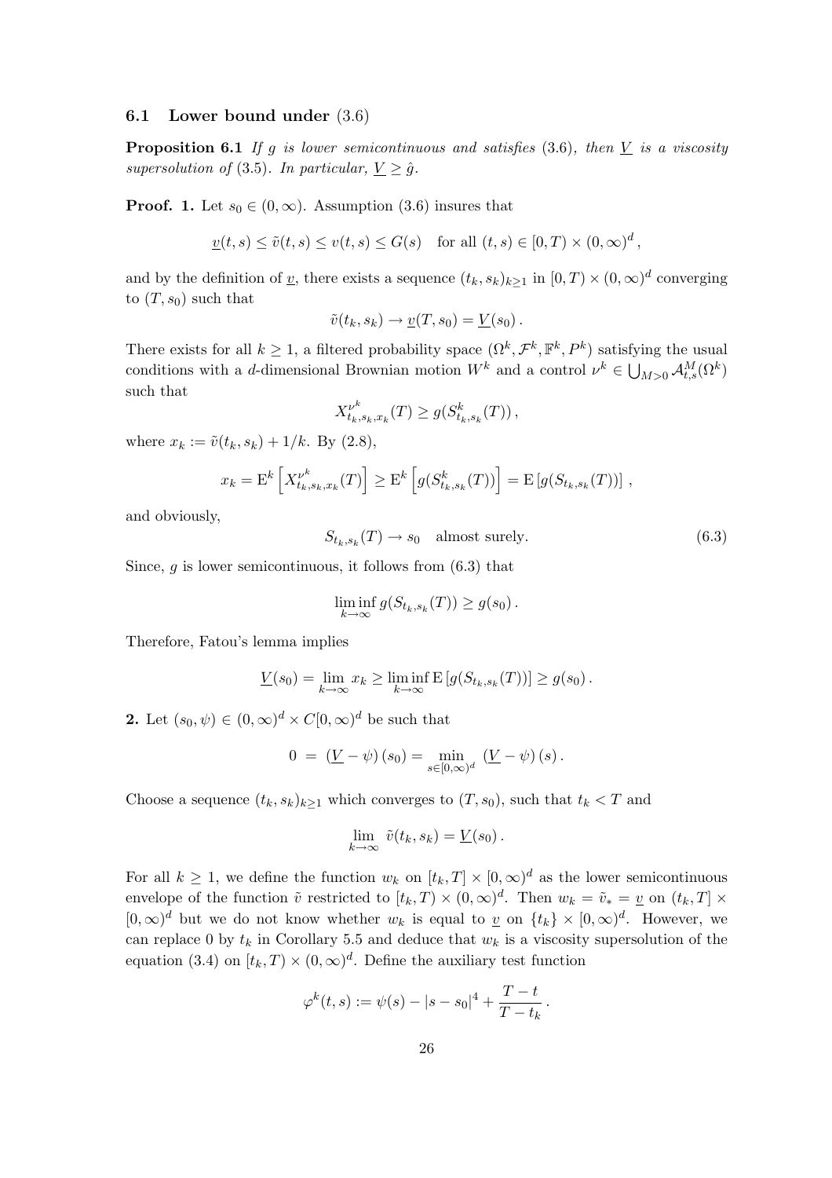### 6.1 Lower bound under (3.6)

**Proposition 6.1** *If $g$ is lower semicontinuous and satisfies* (3.6)*, then $\underline{V}$ is a viscosity supersolution of* (3.5)*. In particular, $\underline{V} \geq \hat{g}$.*

**Proof. 1.** Let $s_0 \in (0, \infty)$. Assumption (3.6) insures that

$$\underline{v}(t,s) \leq \tilde{v}(t,s) \leq v(t,s) \leq G(s) \quad \text{for all } (t,s) \in [0,T) \times (0,\infty)^d ,$$

and by the definition of $\underline{v}$, there exists a sequence $(t_k, s_k)_{k \geq 1}$ in $[0,T) \times (0,\infty)^d$ converging to $(T, s_0)$ such that

$$\tilde{v}(t_k, s_k) \to \underline{v}(T, s_0) = \underline{V}(s_0) .$$

There exists for all $k \geq 1$, a filtered probability space $(\Omega^k, \mathcal{F}^k, \mathbb{F}^k, P^k)$ satisfying the usual conditions with a $d$-dimensional Brownian motion $W^k$ and a control $\nu^k \in \bigcup_{M>0} \mathcal{A}^M_{t,s}(\Omega^k)$ such that

$$X^{\nu^k}_{t_k, s_k, x_k}(T) \geq g(S^k_{t_k,s_k}(T)) ,$$

where $x_k := \tilde{v}(t_k, s_k) + 1/k$. By (2.8),

$$x_k = \mathrm{E}^k \left[ X^{\nu^k}_{t_k,s_k,x_k}(T) \right] \geq \mathrm{E}^k \left[ g(S^k_{t_k,s_k}(T)) \right] = \mathrm{E} \left[ g(S_{t_k,s_k}(T)) \right] ,$$

and obviously,

$$S_{t_k,s_k}(T) \to s_0 \quad \text{almost surely.} \tag{6.3}$$

Since, $g$ is lower semicontinuous, it follows from (6.3) that

$$\liminf_{k \to \infty} g(S_{t_k,s_k}(T)) \geq g(s_0) .$$

Therefore, Fatou's lemma implies

$$\underline{V}(s_0) = \lim_{k \to \infty} x_k \geq \liminf_{k \to \infty} \mathrm{E} \left[ g(S_{t_k,s_k}(T)) \right] \geq g(s_0) .$$

**2.** Let $(s_0, \psi) \in (0,\infty)^d \times C[0,\infty)^d$ be such that

$$0 \;=\; \left( \underline{V} - \psi \right)(s_0) = \min_{s \in [0,\infty)^d} \; \left( \underline{V} - \psi \right)(s) .$$

Choose a sequence $(t_k, s_k)_{k \geq 1}$ which converges to $(T, s_0)$, such that $t_k < T$ and

$$\lim_{k \to \infty} \; \tilde{v}(t_k, s_k) = \underline{V}(s_0) .$$

For all $k \geq 1$, we define the function $w_k$ on $[t_k, T] \times [0,\infty)^d$ as the lower semicontinuous envelope of the function $\tilde{v}$ restricted to $[t_k, T) \times (0,\infty)^d$. Then $w_k = \tilde{v}_* = \underline{v}$ on $(t_k, T] \times [0,\infty)^d$ but we do not know whether $w_k$ is equal to $\underline{v}$ on $\{t_k\} \times [0,\infty)^d$. However, we can replace 0 by $t_k$ in Corollary 5.5 and deduce that $w_k$ is a viscosity supersolution of the equation (3.4) on $[t_k, T) \times (0,\infty)^d$. Define the auxiliary test function

$$\varphi^k(t,s) := \psi(s) - |s - s_0|^4 + \frac{T-t}{T-t_k} .$$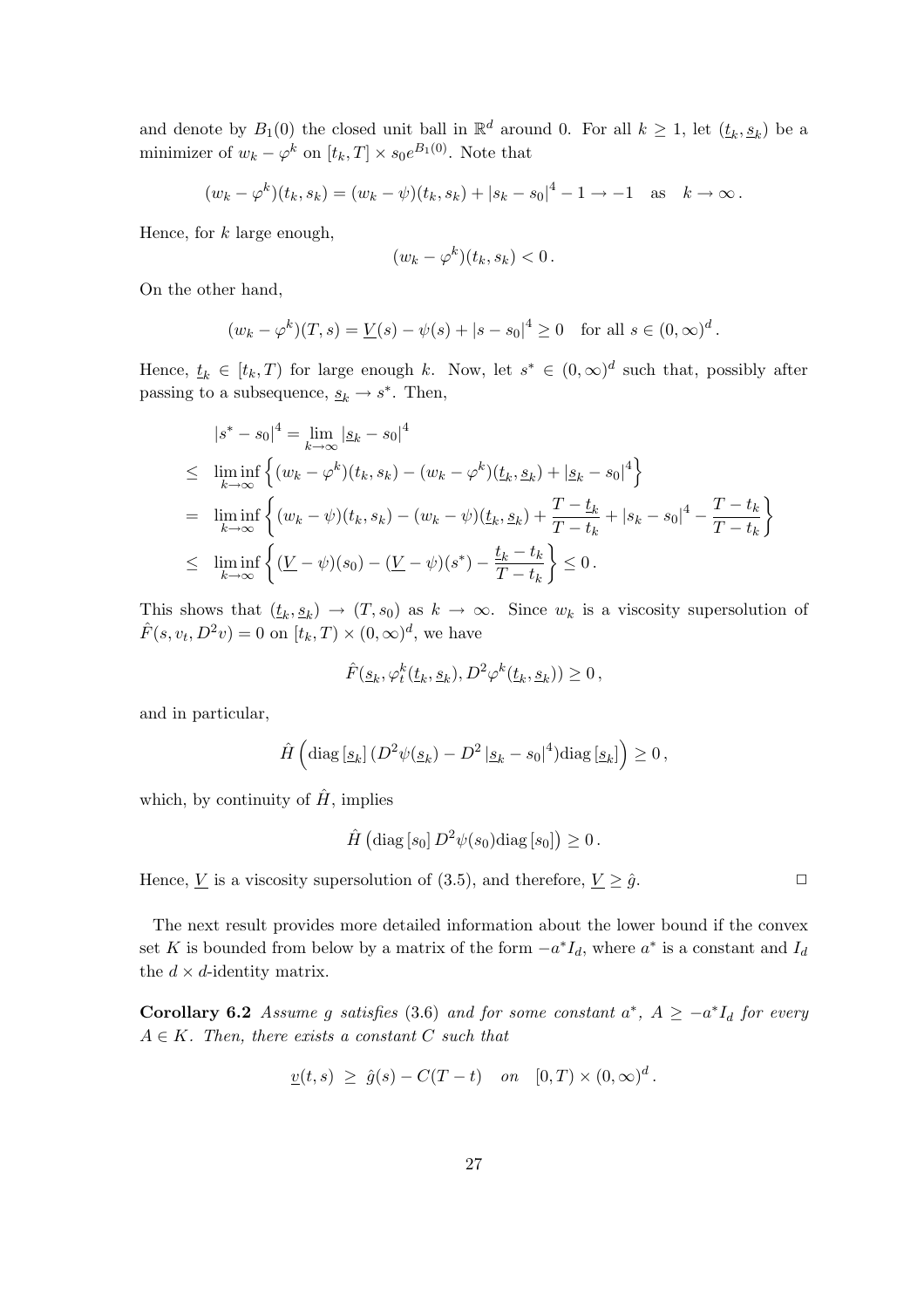and denote by $B_1(0)$ the closed unit ball in $\mathbb{R}^d$ around 0. For all $k \geq 1$, let $(\underline{t}_k, \underline{s}_k)$ be a minimizer of $w_k - \varphi^k$ on $[t_k, T] \times s_0 e^{B_1(0)}$. Note that

$$
(w_k - \varphi^k)(t_k, s_k) = (w_k - \psi)(t_k, s_k) + |s_k - s_0|^4 - 1 \to -1 \quad \text{as} \quad k \to \infty .
$$

Hence, for $k$ large enough,

$$
(w_k - \varphi^k)(t_k, s_k) < 0 .
$$

On the other hand,

$$
(w_k - \varphi^k)(T, s) = \underline{V}(s) - \psi(s) + |s - s_0|^4 \geq 0 \quad \text{for all } s \in (0, \infty)^d .
$$

Hence, $\underline{t}_k \in [t_k, T)$ for large enough $k$. Now, let $s^* \in (0, \infty)^d$ such that, possibly after passing to a subsequence, $\underline{s}_k \to s^*$. Then,

$$
\begin{aligned}
& |s^* - s_0|^4 = \lim_{k \to \infty} |\underline{s}_k - s_0|^4 \\
\leq\ & \liminf_{k \to \infty} \left\{ (w_k - \varphi^k)(t_k, s_k) - (w_k - \varphi^k)(\underline{t}_k, \underline{s}_k) + |\underline{s}_k - s_0|^4 \right\} \\
=\ & \liminf_{k \to \infty} \left\{ (w_k - \psi)(t_k, s_k) - (w_k - \psi)(\underline{t}_k, \underline{s}_k) + \frac{T - \underline{t}_k}{T - t_k} + |s_k - s_0|^4 - \frac{T - t_k}{T - t_k} \right\} \\
\leq\ & \liminf_{k \to \infty} \left\{ (\underline{V} - \psi)(s_0) - (\underline{V} - \psi)(s^*) - \frac{\underline{t}_k - t_k}{T - t_k} \right\} \leq 0 .
\end{aligned}
$$

This shows that $(\underline{t}_k, \underline{s}_k) \to (T, s_0)$ as $k \to \infty$. Since $w_k$ is a viscosity supersolution of $\hat{F}(s, v_t, D^2 v) = 0$ on $[t_k, T) \times (0, \infty)^d$, we have

$$
\hat{F}(\underline{s}_k, \varphi^k_t(\underline{t}_k, \underline{s}_k), D^2 \varphi^k(\underline{t}_k, \underline{s}_k)) \geq 0 ,
$$

and in particular,

$$
\hat{H}\left( \operatorname{diag}[\underline{s}_k] \, (D^2 \psi(\underline{s}_k) - D^2 |\underline{s}_k - s_0|^4) \operatorname{diag}[\underline{s}_k] \right) \geq 0 ,
$$

which, by continuity of $\hat{H}$, implies

$$
\hat{H}\left( \operatorname{diag}[s_0] \, D^2 \psi(s_0) \operatorname{diag}[s_0] \right) \geq 0 .
$$

Hence, $\underline{V}$ is a viscosity supersolution of (3.5), and therefore, $\underline{V} \geq \hat{g}$. □

The next result provides more detailed information about the lower bound if the convex set $K$ is bounded from below by a matrix of the form $-a^* I_d$, where $a^*$ is a constant and $I_d$ the $d \times d$-identity matrix.

**Corollary 6.2** *Assume $g$ satisfies (3.6) and for some constant $a^*$, $A \geq -a^* I_d$ for every $A \in K$. Then, there exists a constant $C$ such that*

$$
\underline{v}(t, s) \ \geq\ \hat{g}(s) - C(T - t) \quad on \quad [0, T) \times (0, \infty)^d .
$$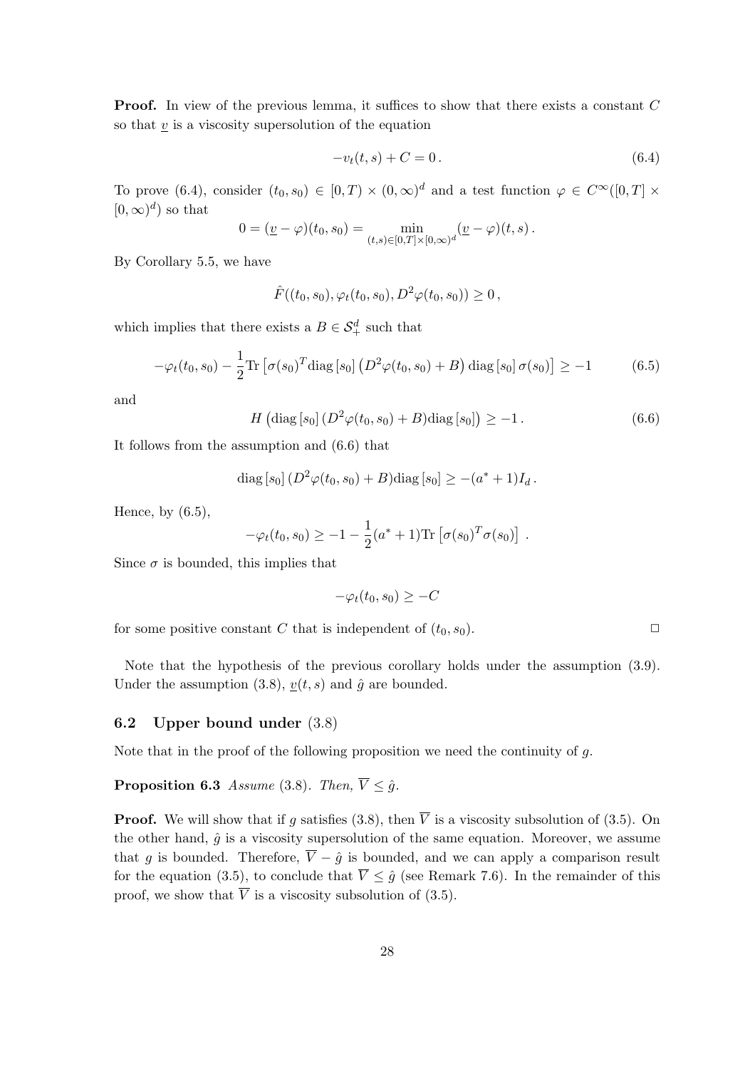**Proof.** In view of the previous lemma, it suffices to show that there exists a constant $C$ so that $\underline{v}$ is a viscosity supersolution of the equation

$$-v_t(t,s) + C = 0\,. \tag{6.4}$$

To prove (6.4), consider $(t_0, s_0) \in [0,T) \times (0,\infty)^d$ and a test function $\varphi \in C^\infty([0,T] \times [0,\infty)^d)$ so that

$$0 = (\underline{v} - \varphi)(t_0, s_0) = \min_{(t,s)\in[0,T]\times[0,\infty)^d} (\underline{v} - \varphi)(t,s)\,.$$

By Corollary 5.5, we have

$$\hat{F}((t_0,s_0), \varphi_t(t_0,s_0), D^2\varphi(t_0,s_0)) \geq 0\,,$$

which implies that there exists a $B \in \mathcal{S}_+^d$ such that

$$-\varphi_t(t_0,s_0) - \frac{1}{2}\mathrm{Tr}\left[\sigma(s_0)^T \mathrm{diag}\,[s_0]\left(D^2\varphi(t_0,s_0) + B\right)\mathrm{diag}\,[s_0]\,\sigma(s_0)\right] \geq -1 \tag{6.5}$$

and

$$H\left(\mathrm{diag}\,[s_0]\,(D^2\varphi(t_0,s_0) + B)\mathrm{diag}\,[s_0]\right) \geq -1\,. \tag{6.6}$$

It follows from the assumption and (6.6) that

$$\mathrm{diag}\,[s_0]\,(D^2\varphi(t_0,s_0) + B)\mathrm{diag}\,[s_0] \geq -(a^* + 1)I_d\,.$$

Hence, by (6.5),

$$-\varphi_t(t_0,s_0) \geq -1 - \frac{1}{2}(a^*+1)\mathrm{Tr}\left[\sigma(s_0)^T\sigma(s_0)\right]\,.$$

Since $\sigma$ is bounded, this implies that

$$-\varphi_t(t_0,s_0) \geq -C$$

for some positive constant $C$ that is independent of $(t_0,s_0)$. $\Box$

Note that the hypothesis of the previous corollary holds under the assumption (3.9). Under the assumption (3.8), $\underline{v}(t,s)$ and $\hat{g}$ are bounded.

### 6.2 Upper bound under (3.8)

Note that in the proof of the following proposition we need the continuity of $g$.

**Proposition 6.3** *Assume* (3.8). *Then,* $\overline{V} \leq \hat{g}$.

**Proof.** We will show that if $g$ satisfies (3.8), then $\overline{V}$ is a viscosity subsolution of (3.5). On the other hand, $\hat{g}$ is a viscosity supersolution of the same equation. Moreover, we assume that $g$ is bounded. Therefore, $\overline{V} - \hat{g}$ is bounded, and we can apply a comparison result for the equation (3.5), to conclude that $\overline{V} \leq \hat{g}$ (see Remark 7.6). In the remainder of this proof, we show that $\overline{V}$ is a viscosity subsolution of (3.5).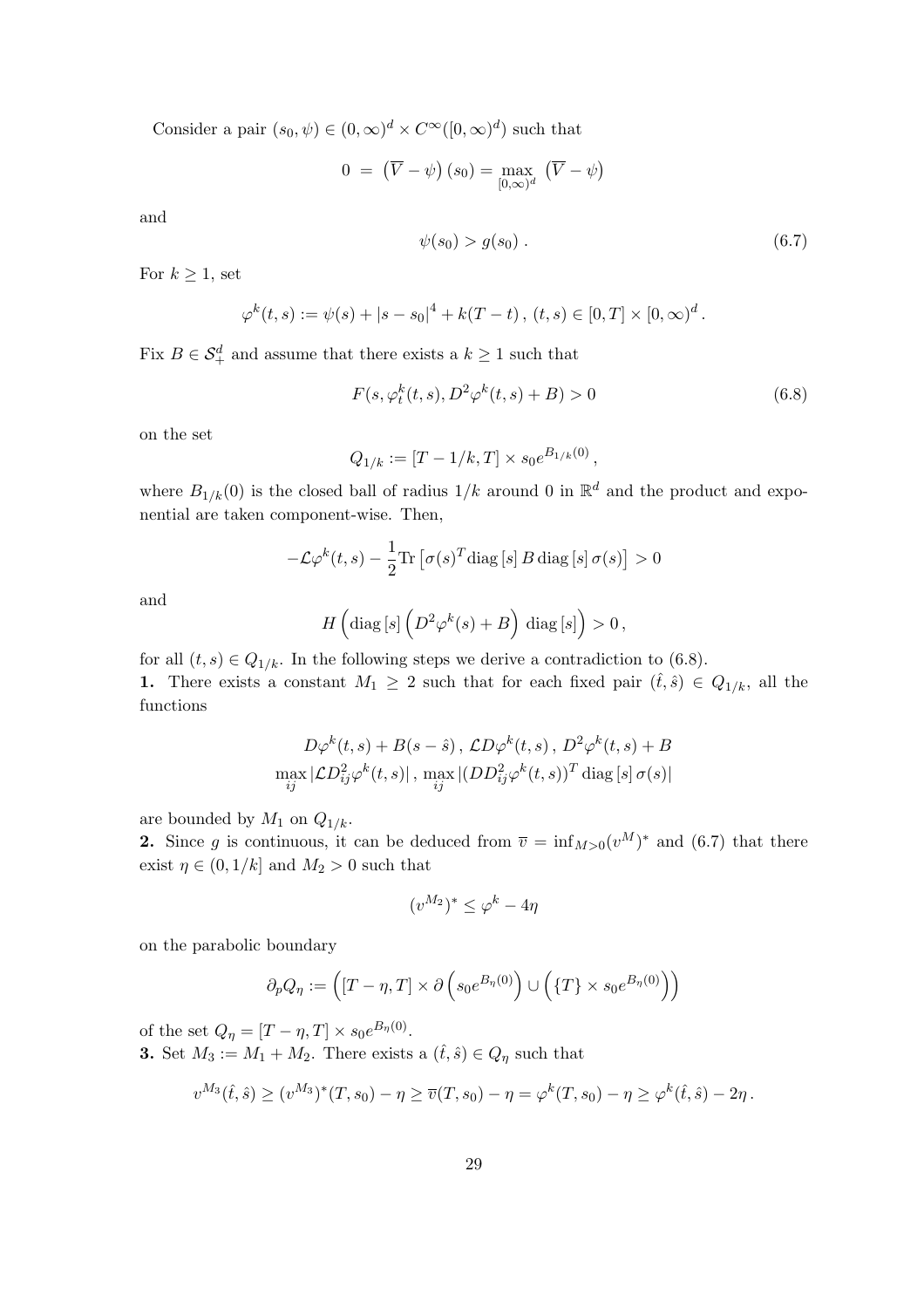Consider a pair $(s_0, \psi) \in (0,\infty)^d \times C^\infty([0,\infty)^d)$ such that

$$0 \;=\; \left(\overline{V} - \psi\right)(s_0) = \max_{[0,\infty)^d} \left(\overline{V} - \psi\right)$$

and

$$\psi(s_0) > g(s_0)\,. \tag{6.7}$$

For $k \geq 1$, set

$$\varphi^k(t,s) := \psi(s) + |s - s_0|^4 + k(T-t)\,,\; (t,s) \in [0,T] \times [0,\infty)^d\,.$$

Fix $B \in \mathcal{S}_+^d$ and assume that there exists a $k \geq 1$ such that

$$F(s, \varphi_t^k(t,s), D^2\varphi^k(t,s) + B) > 0 \tag{6.8}$$

on the set

$$Q_{1/k} := [T - 1/k, T] \times s_0 e^{B_{1/k}(0)}\,,$$

where $B_{1/k}(0)$ is the closed ball of radius $1/k$ around 0 in $\mathbb{R}^d$ and the product and exponential are taken component-wise. Then,

$$-\mathcal{L}\varphi^k(t,s) - \frac{1}{2}\mathrm{Tr}\left[\sigma(s)^T \mathrm{diag}\left[s\right] B\, \mathrm{diag}\left[s\right] \sigma(s)\right] > 0$$

and

$$H\left(\mathrm{diag}\left[s\right] \left(D^2\varphi^k(s) + B\right)\, \mathrm{diag}\left[s\right]\right) > 0\,,$$

for all $(t,s) \in Q_{1/k}$. In the following steps we derive a contradiction to (6.8).

**1.** There exists a constant $M_1 \geq 2$ such that for each fixed pair $(\hat{t}, \hat{s}) \in Q_{1/k}$, all the functions

$$D\varphi^k(t,s) + B(s - \hat{s})\,,\; \mathcal{L}D\varphi^k(t,s)\,,\; D^2\varphi^k(t,s) + B$$
$$\max_{ij} |\mathcal{L}D_{ij}^2\varphi^k(t,s)|\,,\; \max_{ij} |(DD_{ij}^2\varphi^k(t,s))^T\, \mathrm{diag}\left[s\right] \sigma(s)|$$

are bounded by $M_1$ on $Q_{1/k}$.

**2.** Since $g$ is continuous, it can be deduced from $\overline{v} = \inf_{M>0}(v^M)^*$ and (6.7) that there exist $\eta \in (0, 1/k]$ and $M_2 > 0$ such that

$$(v^{M_2})^* \leq \varphi^k - 4\eta$$

on the parabolic boundary

$$\partial_p Q_\eta := \left([T-\eta, T] \times \partial\left(s_0 e^{B_\eta(0)}\right) \cup \left(\{T\} \times s_0 e^{B_\eta(0)}\right)\right)$$

of the set $Q_\eta = [T - \eta, T] \times s_0 e^{B_\eta(0)}$.

**3.** Set $M_3 := M_1 + M_2$. There exists a $(\hat{t}, \hat{s}) \in Q_\eta$ such that

$$v^{M_3}(\hat{t}, \hat{s}) \geq (v^{M_3})^*(T, s_0) - \eta \geq \overline{v}(T, s_0) - \eta = \varphi^k(T, s_0) - \eta \geq \varphi^k(\hat{t}, \hat{s}) - 2\eta\,.$$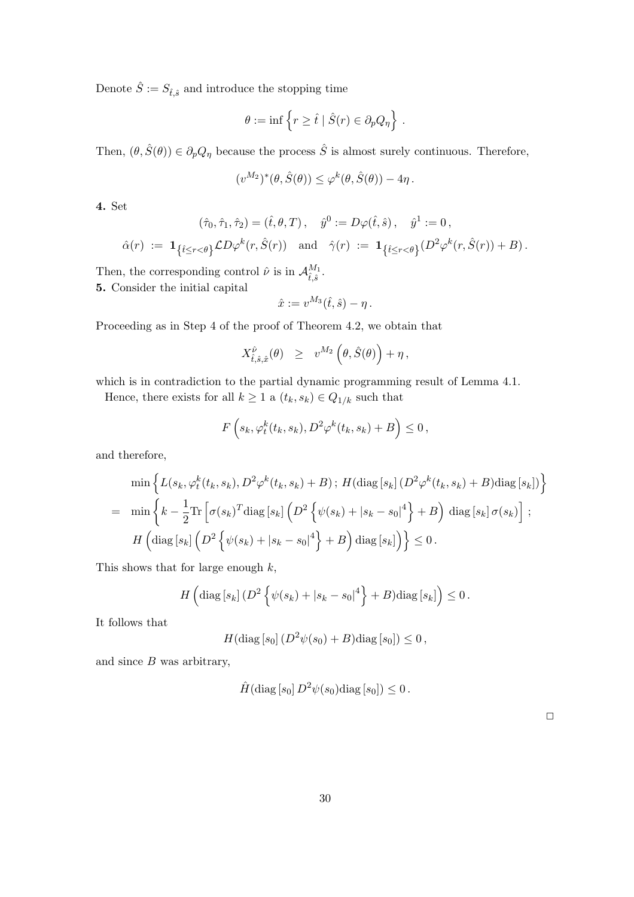Denote $\hat{S} := S_{\hat{t},\hat{s}}$ and introduce the stopping time

$$\theta := \inf \left\{ r \geq \hat{t} \mid \hat{S}(r) \in \partial_p Q_\eta \right\} .$$

Then, $(\theta, \hat{S}(\theta)) \in \partial_p Q_\eta$ because the process $\hat{S}$ is almost surely continuous. Therefore,

$$(v^{M_2})^*(\theta, \hat{S}(\theta)) \leq \varphi^k(\theta, \hat{S}(\theta)) - 4\eta .$$

**4.** Set

$$(\hat{\tau}_0, \hat{\tau}_1, \hat{\tau}_2) = (\hat{t}, \theta, T) , \quad \hat{y}^0 := D\varphi(\hat{t}, \hat{s}) , \quad \hat{y}^1 := 0 ,$$

$$\hat{\alpha}(r) \ := \ \mathbf{1}_{\{\hat{t} \leq r < \theta\}} \mathcal{L} D\varphi^k(r, \hat{S}(r)) \quad \text{and} \quad \hat{\gamma}(r) \ := \ \mathbf{1}_{\{\hat{t} \leq r < \theta\}} (D^2\varphi^k(r, \hat{S}(r)) + B) .$$

Then, the corresponding control $\hat{\nu}$ is in $\mathcal{A}^{M_1}_{\hat{t},\hat{s}}$.

**5.** Consider the initial capital

$$\hat{x} := v^{M_3}(\hat{t}, \hat{s}) - \eta .$$

Proceeding as in Step 4 of the proof of Theorem 4.2, we obtain that

$$X^{\hat{\nu}}_{\hat{t},\hat{s},\hat{x}}(\theta) \quad \geq \quad v^{M_2}\left(\theta, \hat{S}(\theta)\right) + \eta ,$$

which is in contradiction to the partial dynamic programming result of Lemma 4.1.

Hence, there exists for all $k \geq 1$ a $(t_k, s_k) \in Q_{1/k}$ such that

$$F\left(s_k, \varphi^k_t(t_k, s_k), D^2\varphi^k(t_k, s_k) + B\right) \leq 0 ,$$

and therefore,

$$\begin{aligned}
& \min \left\{ L(s_k, \varphi^k_t(t_k, s_k), D^2\varphi^k(t_k, s_k) + B) \, ; \, H(\mathrm{diag}\,[s_k]\,(D^2\varphi^k(t_k, s_k) + B)\mathrm{diag}\,[s_k]) \right\} \\
= \quad & \min \left\{ k - \frac{1}{2} \mathrm{Tr}\left[\sigma(s_k)^T \mathrm{diag}\,[s_k] \left( D^2 \left\{ \psi(s_k) + |s_k - s_0|^4 \right\} + B \right) \, \mathrm{diag}\,[s_k]\,\sigma(s_k)\right] \, ; \right. \\
& \left. H\left(\mathrm{diag}\,[s_k] \left( D^2 \left\{ \psi(s_k) + |s_k - s_0|^4 \right\} + B \right) \mathrm{diag}\,[s_k] \right) \right\} \leq 0 .
\end{aligned}$$

This shows that for large enough $k$,

$$H\left(\mathrm{diag}\,[s_k]\,(D^2 \left\{ \psi(s_k) + |s_k - s_0|^4 \right\} + B)\mathrm{diag}\,[s_k]\right) \leq 0 .$$

It follows that

$$H(\mathrm{diag}\,[s_0]\,(D^2\psi(s_0) + B)\mathrm{diag}\,[s_0]) \leq 0 ,$$

and since $B$ was arbitrary,

$$\hat{H}(\mathrm{diag}\,[s_0]\,D^2\psi(s_0)\mathrm{diag}\,[s_0]) \leq 0 .$$

□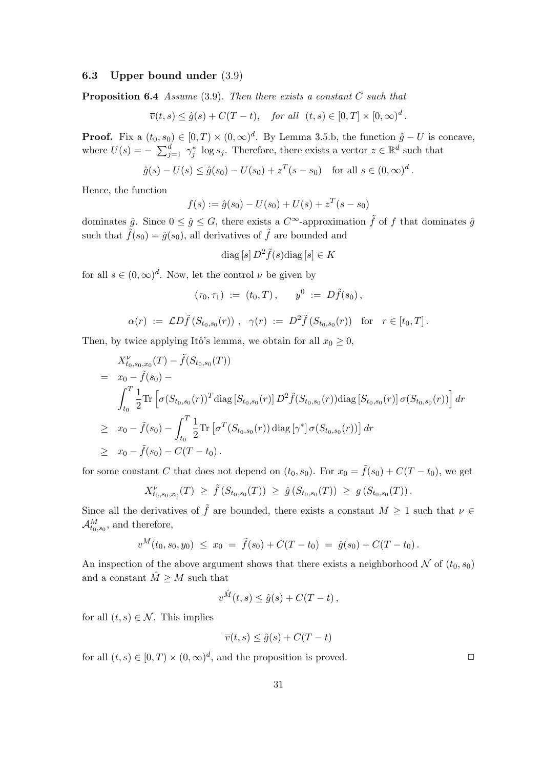### 6.3 Upper bound under (3.9)

**Proposition 6.4** *Assume* (3.9). *Then there exists a constant $C$ such that*

$$\overline{v}(t,s) \leq \hat{g}(s) + C(T-t), \quad \textit{for all} \;\; (t,s) \in [0,T] \times [0,\infty)^d .$$

**Proof.** Fix a $(t_0, s_0) \in [0,T) \times (0,\infty)^d$. By Lemma 3.5.b, the function $\hat{g} - U$ is concave, where $U(s) = -\sum_{j=1}^d \gamma_j^* \log s_j$. Therefore, there exists a vector $z \in \mathbb{R}^d$ such that

$$\hat{g}(s) - U(s) \leq \hat{g}(s_0) - U(s_0) + z^T(s - s_0) \quad \text{for all } s \in (0,\infty)^d .$$

Hence, the function

$$f(s) := \hat{g}(s_0) - U(s_0) + U(s) + z^T(s - s_0)$$

dominates $\hat{g}$. Since $0 \leq \hat{g} \leq G$, there exists a $C^\infty$-approximation $\tilde{f}$ of $f$ that dominates $\hat{g}$ such that $\tilde{f}(s_0) = \hat{g}(s_0)$, all derivatives of $\tilde{f}$ are bounded and

$$\mathrm{diag}\,[s]\, D^2 \tilde{f}(s) \mathrm{diag}\,[s] \in K$$

for all $s \in (0,\infty)^d$. Now, let the control $\nu$ be given by

$$(\tau_0, \tau_1) \;:=\; (t_0, T)\,, \qquad y^0 \;:=\; D\tilde{f}(s_0)\,,$$

$$\alpha(r) \;:=\; \mathcal{L} D\tilde{f}\,(S_{t_0,s_0}(r))\;, \quad \gamma(r) \;:=\; D^2 \tilde{f}\,(S_{t_0,s_0}(r)) \quad \text{for} \quad r \in [t_0, T] .$$

Then, by twice applying Itô's lemma, we obtain for all $x_0 \geq 0$,

$$\begin{aligned}
& X^\nu_{t_0,s_0,x_0}(T) - \tilde{f}(S_{t_0,s_0}(T)) \\
= \;\; & x_0 - \tilde{f}(s_0) - \\
& \int_{t_0}^T \frac{1}{2} \mathrm{Tr}\left[ \sigma(S_{t_0,s_0}(r))^T \mathrm{diag}\,[S_{t_0,s_0}(r)]\, D^2 \tilde{f}(S_{t_0,s_0}(r)) \mathrm{diag}\,[S_{t_0,s_0}(r)]\, \sigma(S_{t_0,s_0}(r)) \right] dr \\
\geq \;\; & x_0 - \tilde{f}(s_0) - \int_{t_0}^T \frac{1}{2} \mathrm{Tr}\left[ \sigma^T(S_{t_0,s_0}(r))\, \mathrm{diag}\,[\gamma^*]\, \sigma(S_{t_0,s_0}(r)) \right] dr \\
\geq \;\; & x_0 - \tilde{f}(s_0) - C(T - t_0)\,.
\end{aligned}$$

for some constant $C$ that does not depend on $(t_0, s_0)$. For $x_0 = \tilde{f}(s_0) + C(T - t_0)$, we get

$$X^\nu_{t_0,s_0,x_0}(T) \;\geq\; \tilde{f}\,(S_{t_0,s_0}(T)) \;\geq\; \hat{g}\,(S_{t_0,s_0}(T)) \;\geq\; g\,(S_{t_0,s_0}(T))\,.$$

Since all the derivatives of $\tilde{f}$ are bounded, there exists a constant $M \geq 1$ such that $\nu \in \mathcal{A}^M_{t_0,s_0}$, and therefore,

$$v^M(t_0, s_0, y_0) \;\leq\; x_0 \;=\; \tilde{f}(s_0) + C(T - t_0) \;=\; \hat{g}(s_0) + C(T - t_0)\,.$$

An inspection of the above argument shows that there exists a neighborhood $\mathcal{N}$ of $(t_0, s_0)$ and a constant $\hat{M} \geq M$ such that

$$v^{\hat{M}}(t,s) \leq \hat{g}(s) + C(T-t)\,,$$

for all $(t,s) \in \mathcal{N}$. This implies

$$\overline{v}(t,s) \leq \hat{g}(s) + C(T-t)$$

for all $(t,s) \in [0,T) \times (0,\infty)^d$, and the proposition is proved. □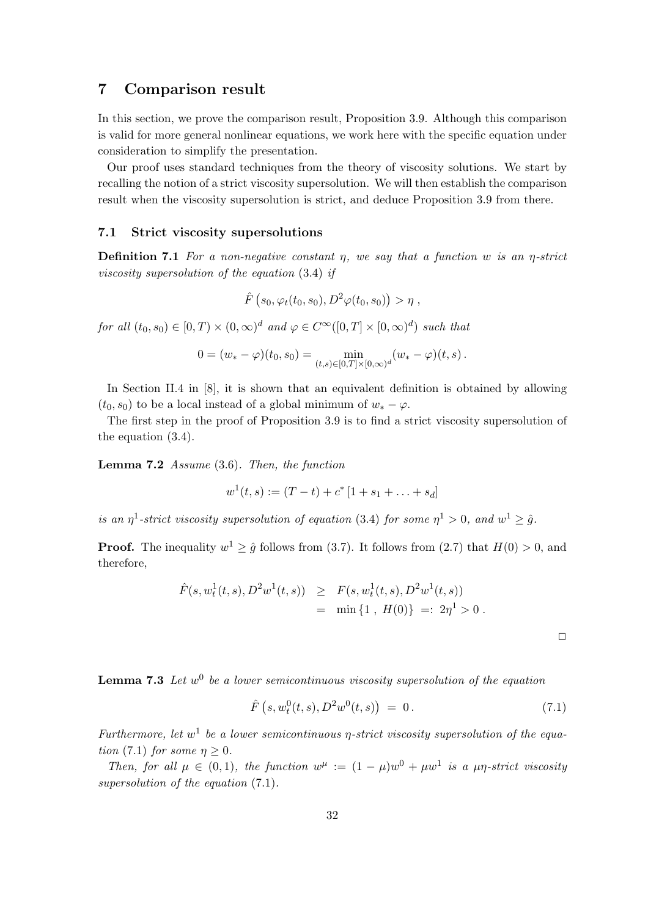# 7 Comparison result

In this section, we prove the comparison result, Proposition 3.9. Although this comparison is valid for more general nonlinear equations, we work here with the specific equation under consideration to simplify the presentation.

Our proof uses standard techniques from the theory of viscosity solutions. We start by recalling the notion of a strict viscosity supersolution. We will then establish the comparison result when the viscosity supersolution is strict, and deduce Proposition 3.9 from there.

## 7.1 Strict viscosity supersolutions

**Definition 7.1** *For a non-negative constant $\eta$, we say that a function $w$ is an $\eta$-strict viscosity supersolution of the equation* (3.4) *if*

$$\hat{F}\left(s_0, \varphi_t(t_0, s_0), D^2\varphi(t_0, s_0)\right) > \eta \, ,$$

*for all $(t_0, s_0) \in [0, T) \times (0, \infty)^d$ and $\varphi \in C^\infty([0, T] \times [0, \infty)^d)$ such that*

$$0 = (w_* - \varphi)(t_0, s_0) = \min_{(t,s) \in [0,T] \times [0,\infty)^d} (w_* - \varphi)(t, s) \, .$$

In Section II.4 in [8], it is shown that an equivalent definition is obtained by allowing $(t_0, s_0)$ to be a local instead of a global minimum of $w_* - \varphi$.

The first step in the proof of Proposition 3.9 is to find a strict viscosity supersolution of the equation (3.4).

**Lemma 7.2** *Assume* (3.6). *Then, the function*

$$w^1(t, s) := (T - t) + c^* \left[1 + s_1 + \ldots + s_d\right]$$

*is an $\eta^1$-strict viscosity supersolution of equation* (3.4) *for some $\eta^1 > 0$, and $w^1 \geq \hat{g}$.*

**Proof.** The inequality $w^1 \geq \hat{g}$ follows from (3.7). It follows from (2.7) that $H(0) > 0$, and therefore,

$$\begin{aligned}
\hat{F}(s, w_t^1(t, s), D^2 w^1(t, s)) &\geq F(s, w_t^1(t, s), D^2 w^1(t, s)) \\
&= \min \{1 \, , \, H(0)\} =: 2\eta^1 > 0 \, .
\end{aligned}$$

□

**Lemma 7.3** *Let $w^0$ be a lower semicontinuous viscosity supersolution of the equation*

$$\hat{F}\left(s, w_t^0(t, s), D^2 w^0(t, s)\right) = 0 \, . \tag{7.1}$$

*Furthermore, let $w^1$ be a lower semicontinuous $\eta$-strict viscosity supersolution of the equation* (7.1) *for some $\eta \geq 0$.*

*Then, for all $\mu \in (0, 1)$, the function $w^\mu := (1 - \mu) w^0 + \mu w^1$ is a $\mu\eta$-strict viscosity supersolution of the equation* (7.1).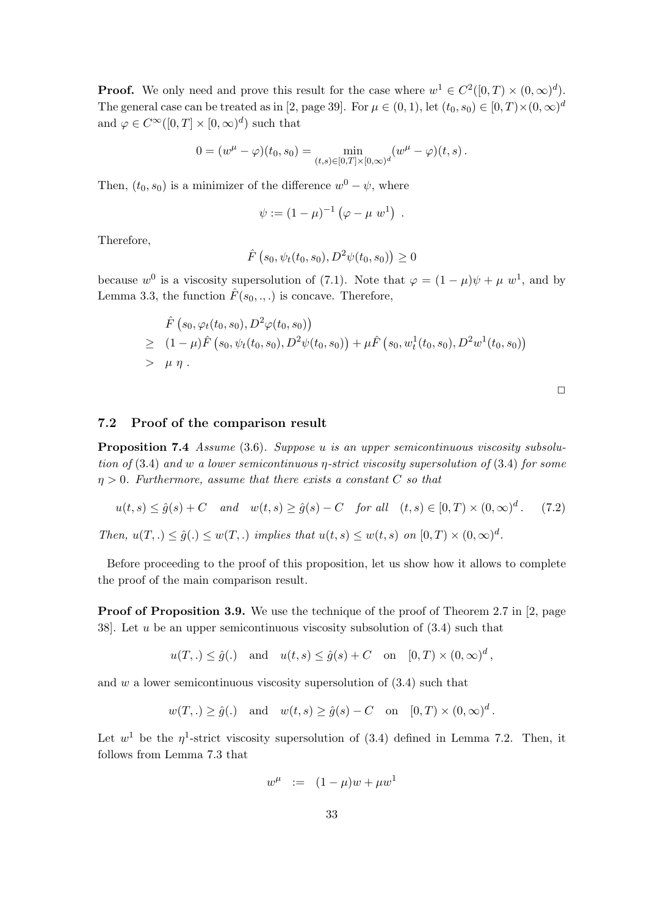**Proof.** We only need and prove this result for the case where $w^1 \in C^2([0,T) \times (0,\infty)^d)$. The general case can be treated as in [2, page 39]. For $\mu \in (0,1)$, let $(t_0, s_0) \in [0,T) \times (0,\infty)^d$ and $\varphi \in C^\infty([0,T] \times [0,\infty)^d)$ such that

$$0 = (w^\mu - \varphi)(t_0, s_0) = \min_{(t,s) \in [0,T] \times [0,\infty)^d} (w^\mu - \varphi)(t,s)\,.$$

Then, $(t_0, s_0)$ is a minimizer of the difference $w^0 - \psi$, where

$$\psi := (1-\mu)^{-1} \left( \varphi - \mu \; w^1 \right) \,.$$

Therefore,

$$\hat{F}\left(s_0, \psi_t(t_0, s_0), D^2\psi(t_0, s_0)\right) \geq 0$$

because $w^0$ is a viscosity supersolution of (7.1). Note that $\varphi = (1-\mu)\psi + \mu \; w^1$, and by Lemma 3.3, the function $\hat{F}(s_0, ., .)$ is concave. Therefore,

$$\begin{aligned}
& \hat{F}\left(s_0, \varphi_t(t_0, s_0), D^2\varphi(t_0, s_0)\right) \\
\geq \;& (1-\mu)\hat{F}\left(s_0, \psi_t(t_0, s_0), D^2\psi(t_0, s_0)\right) + \mu \hat{F}\left(s_0, w^1_t(t_0, s_0), D^2 w^1(t_0, s_0)\right) \\
> \;& \mu \, \eta \,.
\end{aligned}$$

□

### 7.2 Proof of the comparison result

**Proposition 7.4** *Assume* (3.6). *Suppose $u$ is an upper semicontinuous viscosity subsolution of* (3.4) *and $w$ a lower semicontinuous $\eta$-strict viscosity supersolution of* (3.4) *for some $\eta > 0$. Furthermore, assume that there exists a constant $C$ so that*

$$u(t,s) \leq \hat{g}(s) + C \quad \text{and} \quad w(t,s) \geq \hat{g}(s) - C \quad \text{for all} \quad (t,s) \in [0,T) \times (0,\infty)^d\,. \qquad (7.2)$$

*Then, $u(T,.) \leq \hat{g}(.) \leq w(T,.)$ implies that $u(t,s) \leq w(t,s)$ on $[0,T) \times (0,\infty)^d$.*

Before proceeding to the proof of this proposition, let us show how it allows to complete the proof of the main comparison result.

**Proof of Proposition 3.9.** We use the technique of the proof of Theorem 2.7 in [2, page 38]. Let $u$ be an upper semicontinuous viscosity subsolution of (3.4) such that

$$u(T,.) \leq \hat{g}(.) \quad \text{and} \quad u(t,s) \leq \hat{g}(s) + C \quad \text{on} \quad [0,T) \times (0,\infty)^d\,,$$

and $w$ a lower semicontinuous viscosity supersolution of (3.4) such that

$$w(T,.) \geq \hat{g}(.) \quad \text{and} \quad w(t,s) \geq \hat{g}(s) - C \quad \text{on} \quad [0,T) \times (0,\infty)^d\,.$$

Let $w^1$ be the $\eta^1$-strict viscosity supersolution of (3.4) defined in Lemma 7.2. Then, it follows from Lemma 7.3 that

$$w^\mu \;\; := \;\; (1-\mu)w + \mu w^1$$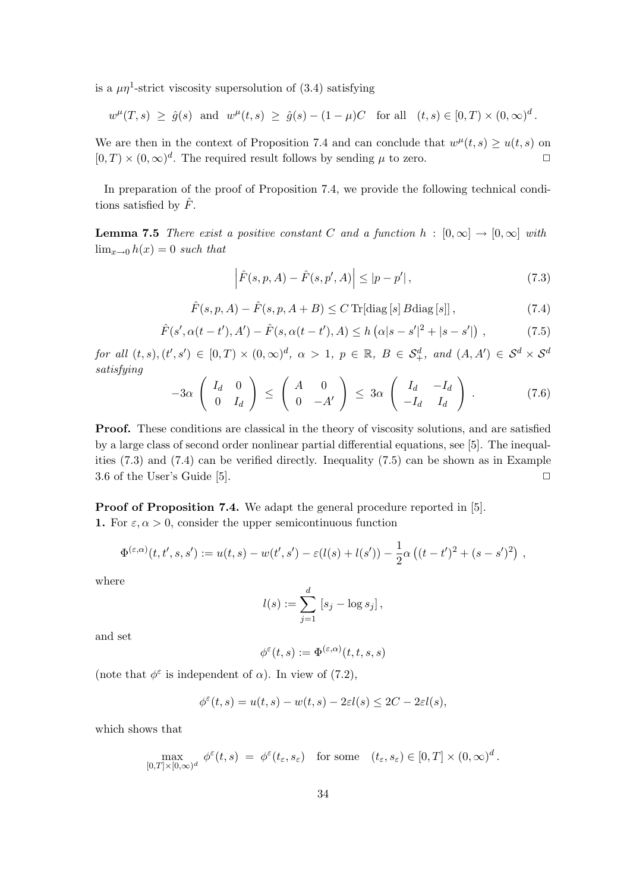is a $\mu\eta^1$-strict viscosity supersolution of (3.4) satisfying

$$w^\mu(T,s) \;\geq\; \hat{g}(s) \;\text{ and }\; w^\mu(t,s) \;\geq\; \hat{g}(s) - (1-\mu)C \quad \text{for all} \quad (t,s) \in [0,T) \times (0,\infty)^d.$$

We are then in the context of Proposition 7.4 and can conclude that $w^\mu(t,s) \geq u(t,s)$ on $[0,T) \times (0,\infty)^d$. The required result follows by sending $\mu$ to zero. $\Box$

In preparation of the proof of Proposition 7.4, we provide the following technical conditions satisfied by $\hat{F}$.

**Lemma 7.5** *There exist a positive constant $C$ and a function $h : [0,\infty] \to [0,\infty]$ with $\lim_{x\to 0} h(x) = 0$ such that*

$$\left|\hat{F}(s,p,A) - \hat{F}(s,p',A)\right| \leq |p - p'|\,, \tag{7.3}$$

$$\hat{F}(s,p,A) - \hat{F}(s,p,A+B) \leq C\,\mathrm{Tr}[\mathrm{diag}\,[s]\,B\mathrm{diag}\,[s]]\,, \tag{7.4}$$

$$\hat{F}(s',\alpha(t-t'),A') - \hat{F}(s,\alpha(t-t'),A) \leq h\left(\alpha|s-s'|^2 + |s-s'|\right)\,, \tag{7.5}$$

*for all $(t,s),(t',s') \in [0,T) \times (0,\infty)^d$, $\alpha > 1$, $p \in \mathbb{R}$, $B \in \mathcal{S}^d_+$, and $(A,A') \in \mathcal{S}^d \times \mathcal{S}^d$ satisfying*

$$-3\alpha \begin{pmatrix} I_d & 0 \\ 0 & I_d \end{pmatrix} \leq \begin{pmatrix} A & 0 \\ 0 & -A' \end{pmatrix} \leq 3\alpha \begin{pmatrix} I_d & -I_d \\ -I_d & I_d \end{pmatrix}. \tag{7.6}$$

**Proof.** These conditions are classical in the theory of viscosity solutions, and are satisfied by a large class of second order nonlinear partial differential equations, see [5]. The inequalities (7.3) and (7.4) can be verified directly. Inequality (7.5) can be shown as in Example 3.6 of the User's Guide [5]. $\Box$

**Proof of Proposition 7.4.** We adapt the general procedure reported in [5].

**1.** For $\varepsilon, \alpha > 0$, consider the upper semicontinuous function

$$\Phi^{(\varepsilon,\alpha)}(t,t',s,s') := u(t,s) - w(t',s') - \varepsilon(l(s) + l(s')) - \frac{1}{2}\alpha\left((t-t')^2 + (s-s')^2\right)\,,$$

where

$$l(s) := \sum_{j=1}^{d} \left[s_j - \log s_j\right],$$

and set

$$\phi^\varepsilon(t,s) := \Phi^{(\varepsilon,\alpha)}(t,t,s,s)$$

(note that $\phi^\varepsilon$ is independent of $\alpha$). In view of (7.2),

$$\phi^\varepsilon(t,s) = u(t,s) - w(t,s) - 2\varepsilon l(s) \leq 2C - 2\varepsilon l(s),$$

which shows that

$$\max_{[0,T]\times[0,\infty)^d} \phi^\varepsilon(t,s) \;=\; \phi^\varepsilon(t_\varepsilon, s_\varepsilon) \quad \text{for some} \quad (t_\varepsilon, s_\varepsilon) \in [0,T] \times (0,\infty)^d.$$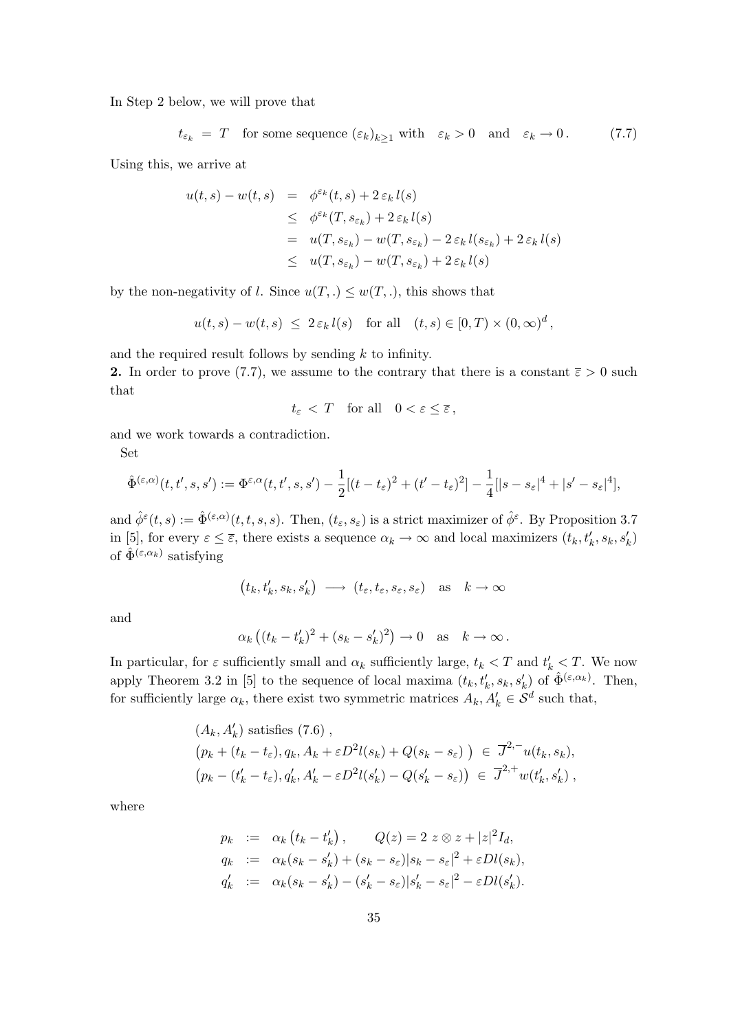In Step 2 below, we will prove that

$$t_{\varepsilon_k} \;=\; T \quad \text{for some sequence } (\varepsilon_k)_{k\geq 1} \text{ with } \quad \varepsilon_k > 0 \quad \text{and} \quad \varepsilon_k \to 0\,. \tag{7.7}$$

Using this, we arrive at

$$\begin{aligned}
u(t,s) - w(t,s) &= \phi^{\varepsilon_k}(t,s) + 2\,\varepsilon_k\, l(s) \\
&\leq \phi^{\varepsilon_k}(T, s_{\varepsilon_k}) + 2\,\varepsilon_k\, l(s) \\
&= u(T, s_{\varepsilon_k}) - w(T, s_{\varepsilon_k}) - 2\,\varepsilon_k\, l(s_{\varepsilon_k}) + 2\,\varepsilon_k\, l(s) \\
&\leq u(T, s_{\varepsilon_k}) - w(T, s_{\varepsilon_k}) + 2\,\varepsilon_k\, l(s)
\end{aligned}$$

by the non-negativity of $l$. Since $u(T,.) \leq w(T,.)$, this shows that

$$u(t,s) - w(t,s) \;\leq\; 2\,\varepsilon_k\, l(s) \quad \text{for all} \quad (t,s) \in [0,T) \times (0,\infty)^d\,,$$

and the required result follows by sending $k$ to infinity.

**2.** In order to prove (7.7), we assume to the contrary that there is a constant $\overline{\varepsilon} > 0$ such that

$$t_\varepsilon \;<\; T \quad \text{for all} \quad 0 < \varepsilon \leq \overline{\varepsilon}\,,$$

and we work towards a contradiction.

Set

$$\hat{\Phi}^{(\varepsilon,\alpha)}(t,t',s,s') := \Phi^{\varepsilon,\alpha}(t,t',s,s') - \frac{1}{2}[(t-t_\varepsilon)^2 + (t'-t_\varepsilon)^2] - \frac{1}{4}[|s-s_\varepsilon|^4 + |s'-s_\varepsilon|^4],$$

and $\hat{\phi}^\varepsilon(t,s) := \hat{\Phi}^{(\varepsilon,\alpha)}(t,t,s,s)$. Then, $(t_\varepsilon, s_\varepsilon)$ is a strict maximizer of $\hat{\phi}^\varepsilon$. By Proposition 3.7 in [5], for every $\varepsilon \leq \overline{\varepsilon}$, there exists a sequence $\alpha_k \to \infty$ and local maximizers $(t_k, t'_k, s_k, s'_k)$ of $\hat{\Phi}^{(\varepsilon,\alpha_k)}$ satisfying

$$\big(t_k, t'_k, s_k, s'_k\big) \;\longrightarrow\; (t_\varepsilon, t_\varepsilon, s_\varepsilon, s_\varepsilon) \quad \text{as} \quad k \to \infty$$

and

$$\alpha_k\left((t_k - t'_k)^2 + (s_k - s'_k)^2\right) \to 0 \quad \text{as} \quad k \to \infty\,.$$

In particular, for $\varepsilon$ sufficiently small and $\alpha_k$ sufficiently large, $t_k < T$ and $t'_k < T$. We now apply Theorem 3.2 in [5] to the sequence of local maxima $(t_k, t'_k, s_k, s'_k)$ of $\hat{\Phi}^{(\varepsilon,\alpha_k)}$. Then, for sufficiently large $\alpha_k$, there exist two symmetric matrices $A_k, A'_k \in \mathcal{S}^d$ such that,

$$\begin{aligned}
&(A_k, A'_k) \text{ satisfies (7.6)}\,, \\
&\big(p_k + (t_k - t_\varepsilon), q_k, A_k + \varepsilon D^2 l(s_k) + Q(s_k - s_\varepsilon)\,\big) \;\in\; \overline{\mathcal{J}}^{2,-} u(t_k, s_k), \\
&\big(p_k - (t'_k - t_\varepsilon), q'_k, A'_k - \varepsilon D^2 l(s'_k) - Q(s'_k - s_\varepsilon)\big) \;\in\; \overline{\mathcal{J}}^{2,+} w(t'_k, s'_k)\,,
\end{aligned}$$

where

$$\begin{aligned}
p_k &:= \alpha_k\left(t_k - t'_k\right), \qquad Q(z) = 2\; z \otimes z + |z|^2 I_d, \\
q_k &:= \alpha_k(s_k - s'_k) + (s_k - s_\varepsilon)|s_k - s_\varepsilon|^2 + \varepsilon Dl(s_k), \\
q'_k &:= \alpha_k(s_k - s'_k) - (s'_k - s_\varepsilon)|s'_k - s_\varepsilon|^2 - \varepsilon Dl(s'_k).
\end{aligned}$$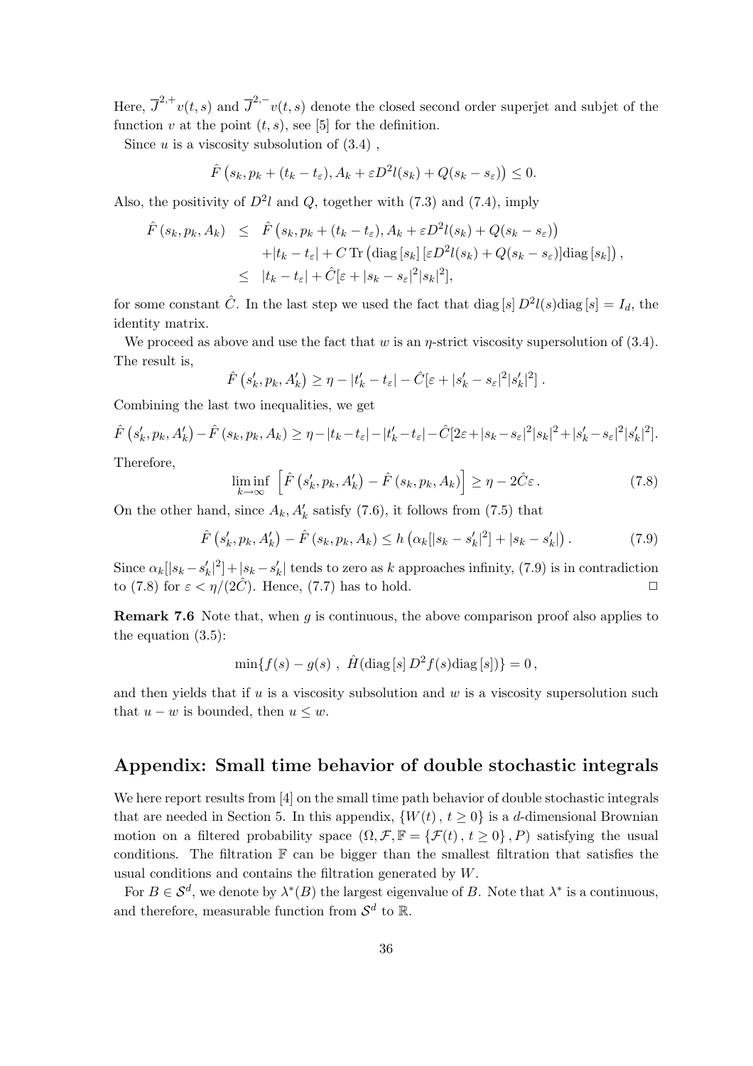Here, $\overline{J}^{2,+}v(t,s)$ and $\overline{J}^{2,-}v(t,s)$ denote the closed second order superjet and subjet of the function $v$ at the point $(t,s)$, see [5] for the definition.

Since $u$ is a viscosity subsolution of (3.4) ,

$$\hat{F}\left(s_k, p_k + (t_k - t_\varepsilon), A_k + \varepsilon D^2 l(s_k) + Q(s_k - s_\varepsilon)\right) \leq 0.$$

Also, the positivity of $D^2 l$ and $Q$, together with (7.3) and (7.4), imply

$$\begin{aligned}
\hat{F}\left(s_k, p_k, A_k\right) &\leq \hat{F}\left(s_k, p_k + (t_k - t_\varepsilon), A_k + \varepsilon D^2 l(s_k) + Q(s_k - s_\varepsilon)\right) \\
&\quad + |t_k - t_\varepsilon| + C \operatorname{Tr}\left(\operatorname{diag}\left[s_k\right]\left[\varepsilon D^2 l(s_k) + Q(s_k - s_\varepsilon)\right]\operatorname{diag}\left[s_k\right]\right), \\
&\leq |t_k - t_\varepsilon| + \hat{C}[\varepsilon + |s_k - s_\varepsilon|^2 |s_k|^2],
\end{aligned}$$

for some constant $\hat{C}$. In the last step we used the fact that $\operatorname{diag}[s]\, D^2 l(s) \operatorname{diag}[s] = I_d$, the identity matrix.

We proceed as above and use the fact that $w$ is an $\eta$-strict viscosity supersolution of (3.4). The result is,

$$\hat{F}\left(s'_k, p_k, A'_k\right) \geq \eta - |t'_k - t_\varepsilon| - \hat{C}[\varepsilon + |s'_k - s_\varepsilon|^2 |s'_k|^2]\,.$$

Combining the last two inequalities, we get

$$\hat{F}\left(s'_k, p_k, A'_k\right) - \hat{F}\left(s_k, p_k, A_k\right) \geq \eta - |t_k - t_\varepsilon| - |t'_k - t_\varepsilon| - \hat{C}[2\varepsilon + |s_k - s_\varepsilon|^2 |s_k|^2 + |s'_k - s_\varepsilon|^2 |s'_k|^2].$$

Therefore,

$$\liminf_{k\to\infty} \left[\hat{F}\left(s'_k, p_k, A'_k\right) - \hat{F}\left(s_k, p_k, A_k\right)\right] \geq \eta - 2\hat{C}\varepsilon\,. \tag{7.8}$$

On the other hand, since $A_k, A'_k$ satisfy (7.6), it follows from (7.5) that

$$\hat{F}\left(s'_k, p_k, A'_k\right) - \hat{F}\left(s_k, p_k, A_k\right) \leq h\left(\alpha_k[|s_k - s'_k|^2] + |s_k - s'_k|\right). \tag{7.9}$$

Since $\alpha_k[|s_k - s'_k|^2] + |s_k - s'_k|$ tends to zero as $k$ approaches infinity, (7.9) is in contradiction to (7.8) for $\varepsilon < \eta/(2\hat{C})$. Hence, (7.7) has to hold. $\Box$

**Remark 7.6** Note that, when $g$ is continuous, the above comparison proof also applies to the equation (3.5):

$$\min\{f(s) - g(s)\ ,\ \hat{H}(\operatorname{diag}[s]\, D^2 f(s) \operatorname{diag}[s])\} = 0\,,$$

and then yields that if $u$ is a viscosity subsolution and $w$ is a viscosity supersolution such that $u - w$ is bounded, then $u \leq w$.

## Appendix: Small time behavior of double stochastic integrals

We here report results from [4] on the small time path behavior of double stochastic integrals that are needed in Section 5. In this appendix, $\{W(t)\,,\, t \geq 0\}$ is a $d$-dimensional Brownian motion on a filtered probability space $(\Omega, \mathcal{F}, \mathbb{F} = \{\mathcal{F}(t)\,,\, t \geq 0\}\,, P)$ satisfying the usual conditions. The filtration $\mathbb{F}$ can be bigger than the smallest filtration that satisfies the usual conditions and contains the filtration generated by $W$.

For $B \in \mathcal{S}^d$, we denote by $\lambda^*(B)$ the largest eigenvalue of $B$. Note that $\lambda^*$ is a continuous, and therefore, measurable function from $\mathcal{S}^d$ to $\mathbb{R}$.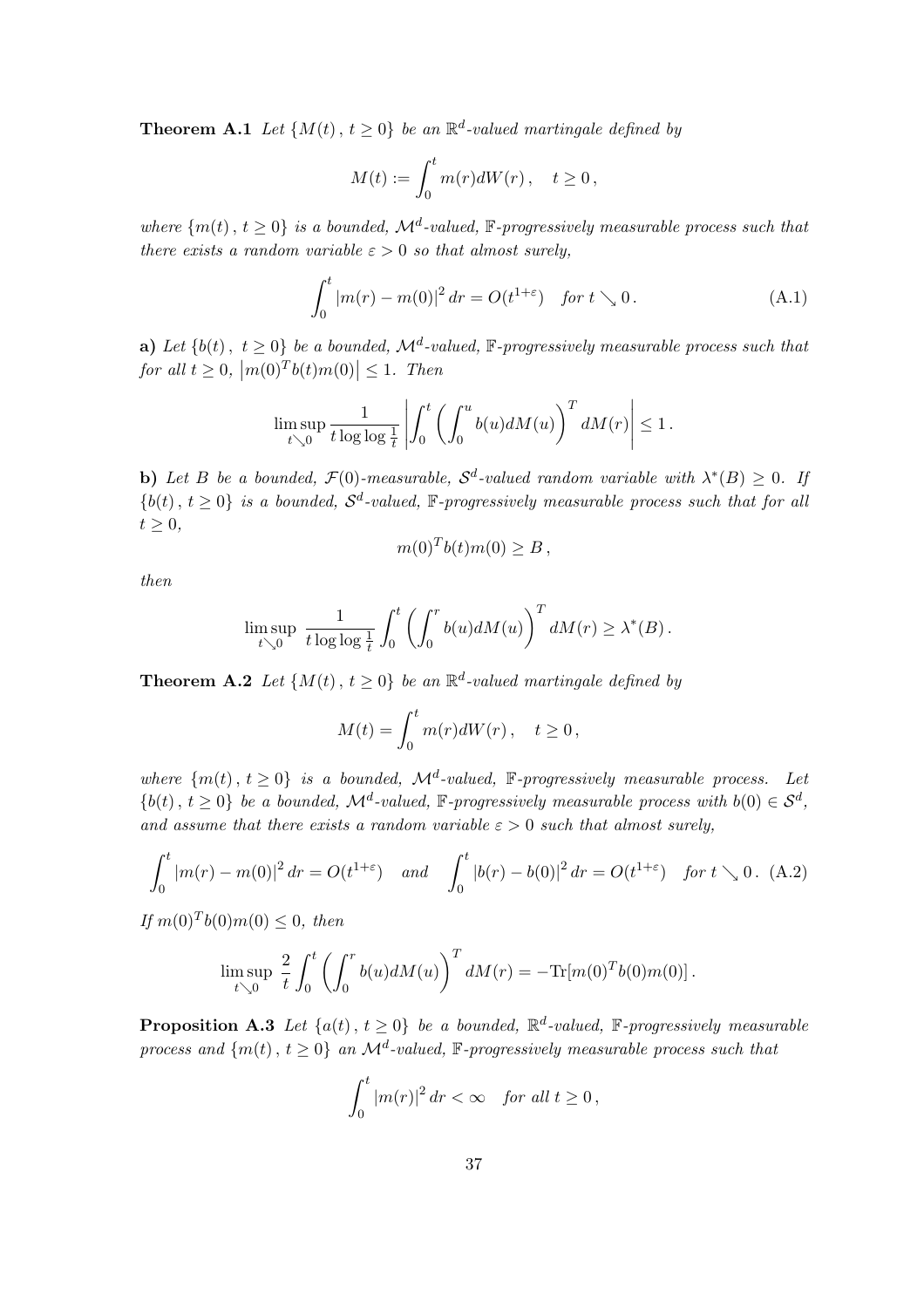**Theorem A.1** *Let $\{M(t)\,,\, t \geq 0\}$ be an $\mathbb{R}^d$-valued martingale defined by*

$$M(t) := \int_0^t m(r) dW(r)\,, \quad t \geq 0\,,$$

*where $\{m(t)\,,\, t \geq 0\}$ is a bounded, $\mathcal{M}^d$-valued, $\mathbb{F}$-progressively measurable process such that there exists a random variable $\varepsilon > 0$ so that almost surely,*

$$\int_0^t |m(r) - m(0)|^2 \, dr = O(t^{1+\varepsilon}) \quad \text{for } t \searrow 0\,. \tag{A.1}$$

**a)** *Let $\{b(t)\,,\ t \geq 0\}$ be a bounded, $\mathcal{M}^d$-valued, $\mathbb{F}$-progressively measurable process such that for all $t \geq 0$, $\left|m(0)^T b(t) m(0)\right| \leq 1$. Then*

$$\limsup_{t \searrow 0} \frac{1}{t \log \log \frac{1}{t}} \left| \int_0^t \left( \int_0^u b(u) dM(u) \right)^T dM(r) \right| \leq 1\,.$$

**b)** *Let $B$ be a bounded, $\mathcal{F}(0)$-measurable, $\mathcal{S}^d$-valued random variable with $\lambda^*(B) \geq 0$. If $\{b(t)\,,\, t \geq 0\}$ is a bounded, $\mathcal{S}^d$-valued, $\mathbb{F}$-progressively measurable process such that for all $t \geq 0$,*

$$m(0)^T b(t) m(0) \geq B\,,$$

*then*

$$\limsup_{t \searrow 0} \; \frac{1}{t \log \log \frac{1}{t}} \int_0^t \left( \int_0^r b(u) dM(u) \right)^T dM(r) \geq \lambda^*(B)\,.$$

**Theorem A.2** *Let $\{M(t)\,,\, t \geq 0\}$ be an $\mathbb{R}^d$-valued martingale defined by*

$$M(t) = \int_0^t m(r) dW(r)\,, \quad t \geq 0\,,$$

*where $\{m(t)\,,\, t \geq 0\}$ is a bounded, $\mathcal{M}^d$-valued, $\mathbb{F}$-progressively measurable process. Let $\{b(t)\,,\, t \geq 0\}$ be a bounded, $\mathcal{M}^d$-valued, $\mathbb{F}$-progressively measurable process with $b(0) \in \mathcal{S}^d$, and assume that there exists a random variable $\varepsilon > 0$ such that almost surely,*

$$\int_0^t |m(r) - m(0)|^2 \, dr = O(t^{1+\varepsilon}) \quad \text{and} \quad \int_0^t |b(r) - b(0)|^2 \, dr = O(t^{1+\varepsilon}) \quad \text{for } t \searrow 0\,. \tag{A.2}$$

*If $m(0)^T b(0) m(0) \leq 0$, then*

$$\limsup_{t \searrow 0} \; \frac{2}{t} \int_0^t \left( \int_0^r b(u) dM(u) \right)^T dM(r) = -\mathrm{Tr}[m(0)^T b(0) m(0)]\,.$$

**Proposition A.3** *Let $\{a(t)\,,\, t \geq 0\}$ be a bounded, $\mathbb{R}^d$-valued, $\mathbb{F}$-progressively measurable process and $\{m(t)\,,\, t \geq 0\}$ an $\mathcal{M}^d$-valued, $\mathbb{F}$-progressively measurable process such that*

$$\int_0^t |m(r)|^2 \, dr < \infty \quad \text{for all } t \geq 0\,,$$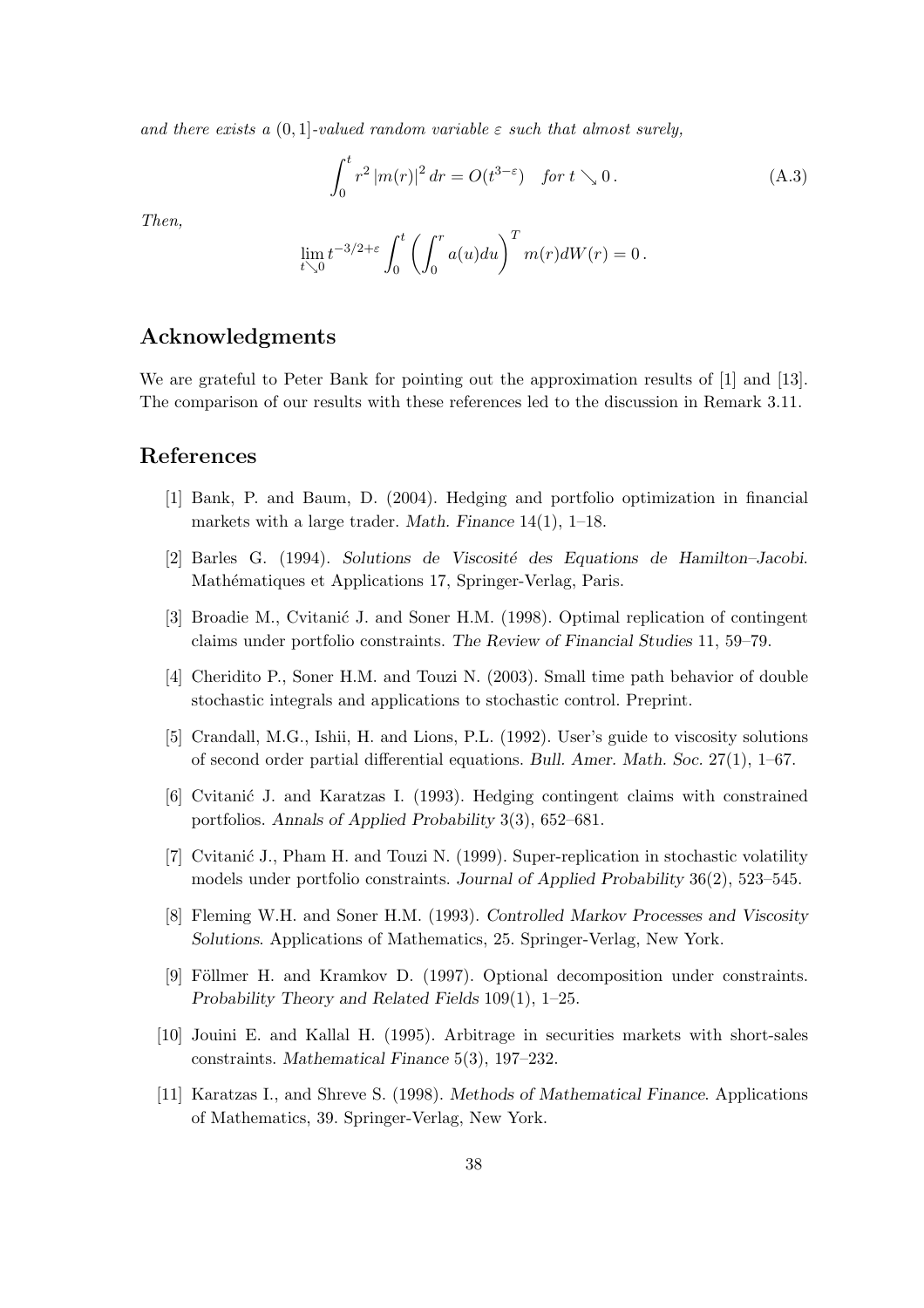*and there exists a* $(0,1]$*-valued random variable* $\varepsilon$ *such that almost surely,*

$$\int_0^t r^2 \, |m(r)|^2 \, dr = O(t^{3-\varepsilon}) \quad \textit{for } t \searrow 0 \,. \tag{A.3}$$

*Then,*

$$\lim_{t \searrow 0} t^{-3/2+\varepsilon} \int_0^t \left( \int_0^r a(u) du \right)^T m(r) dW(r) = 0 \,.$$

## Acknowledgments

We are grateful to Peter Bank for pointing out the approximation results of [1] and [13]. The comparison of our results with these references led to the discussion in Remark 3.11.

## References

[1] Bank, P. and Baum, D. (2004). Hedging and portfolio optimization in financial markets with a large trader. *Math. Finance* 14(1), 1–18.

[2] Barles G. (1994). *Solutions de Viscosité des Equations de Hamilton–Jacobi*. Mathématiques et Applications 17, Springer-Verlag, Paris.

[3] Broadie M., Cvitanić J. and Soner H.M. (1998). Optimal replication of contingent claims under portfolio constraints. *The Review of Financial Studies* 11, 59–79.

[4] Cheridito P., Soner H.M. and Touzi N. (2003). Small time path behavior of double stochastic integrals and applications to stochastic control. Preprint.

[5] Crandall, M.G., Ishii, H. and Lions, P.L. (1992). User's guide to viscosity solutions of second order partial differential equations. *Bull. Amer. Math. Soc.* 27(1), 1–67.

[6] Cvitanić J. and Karatzas I. (1993). Hedging contingent claims with constrained portfolios. *Annals of Applied Probability* 3(3), 652–681.

[7] Cvitanić J., Pham H. and Touzi N. (1999). Super-replication in stochastic volatility models under portfolio constraints. *Journal of Applied Probability* 36(2), 523–545.

[8] Fleming W.H. and Soner H.M. (1993). *Controlled Markov Processes and Viscosity Solutions*. Applications of Mathematics, 25. Springer-Verlag, New York.

[9] Föllmer H. and Kramkov D. (1997). Optional decomposition under constraints. *Probability Theory and Related Fields* 109(1), 1–25.

[10] Jouini E. and Kallal H. (1995). Arbitrage in securities markets with short-sales constraints. *Mathematical Finance* 5(3), 197–232.

[11] Karatzas I., and Shreve S. (1998). *Methods of Mathematical Finance*. Applications of Mathematics, 39. Springer-Verlag, New York.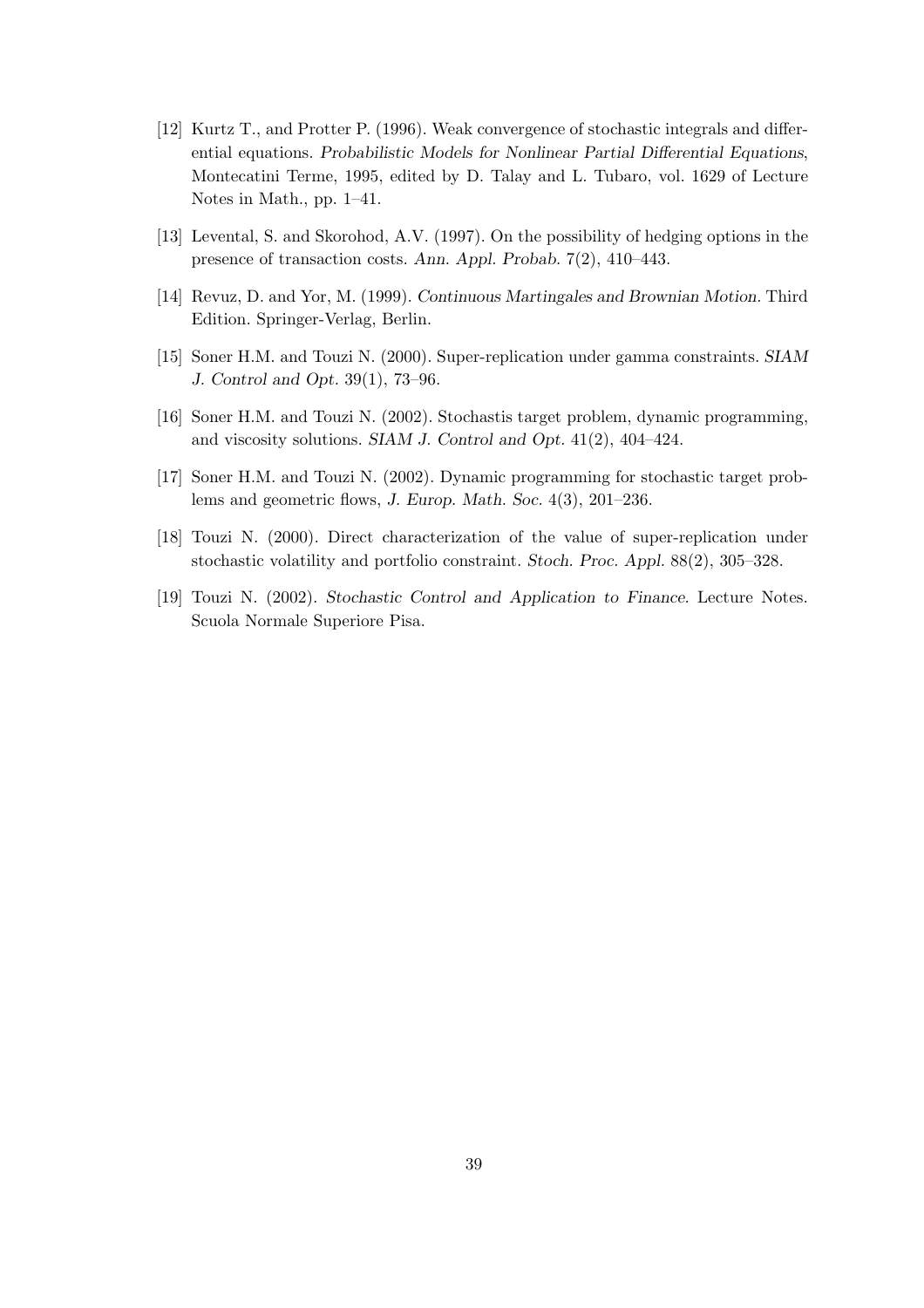[12] Kurtz T., and Protter P. (1996). Weak convergence of stochastic integrals and differential equations. *Probabilistic Models for Nonlinear Partial Differential Equations*, Montecatini Terme, 1995, edited by D. Talay and L. Tubaro, vol. 1629 of Lecture Notes in Math., pp. 1–41.

[13] Levental, S. and Skorohod, A.V. (1997). On the possibility of hedging options in the presence of transaction costs. *Ann. Appl. Probab.* 7(2), 410–443.

[14] Revuz, D. and Yor, M. (1999). *Continuous Martingales and Brownian Motion.* Third Edition. Springer-Verlag, Berlin.

[15] Soner H.M. and Touzi N. (2000). Super-replication under gamma constraints. *SIAM J. Control and Opt.* 39(1), 73–96.

[16] Soner H.M. and Touzi N. (2002). Stochastis target problem, dynamic programming, and viscosity solutions. *SIAM J. Control and Opt.* 41(2), 404–424.

[17] Soner H.M. and Touzi N. (2002). Dynamic programming for stochastic target problems and geometric flows, *J. Europ. Math. Soc.* 4(3), 201–236.

[18] Touzi N. (2000). Direct characterization of the value of super-replication under stochastic volatility and portfolio constraint. *Stoch. Proc. Appl.* 88(2), 305–328.

[19] Touzi N. (2002). *Stochastic Control and Application to Finance.* Lecture Notes. Scuola Normale Superiore Pisa.